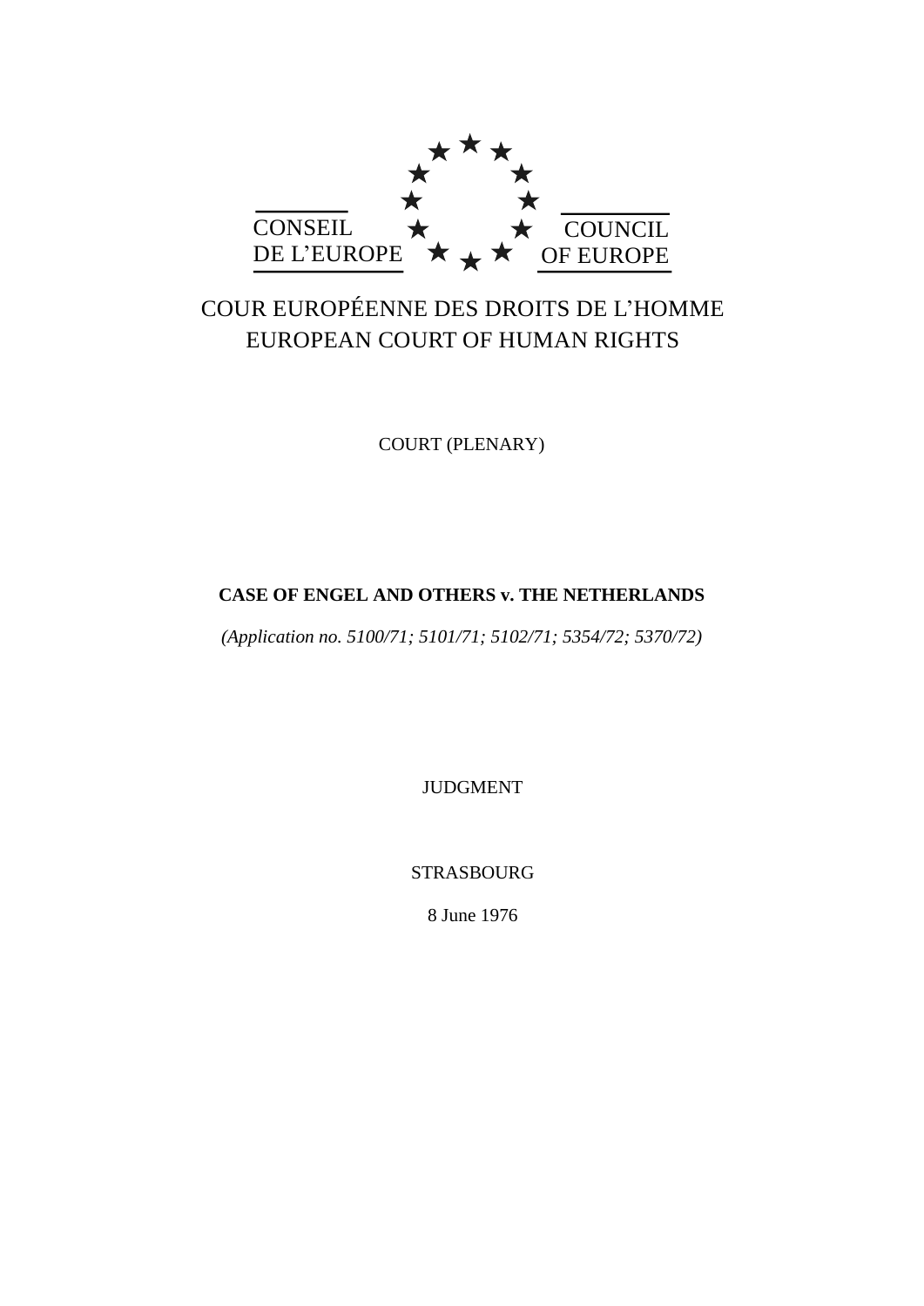CONSEIL DE L'EUROPE

COUNCIL OF EUROPE

COUR EUROPÉENNE DES DROITS DE L'HOMME

EUROPEAN COURT OF HUMAN RIGHTS

COURT (PLENARY)

# CASE OF ENGEL AND OTHERS v. THE NETHERLANDS

*(Application no. 5100/71; 5101/71; 5102/71; 5354/72; 5370/72)*

JUDGMENT

STRASBOURG

8 June 1976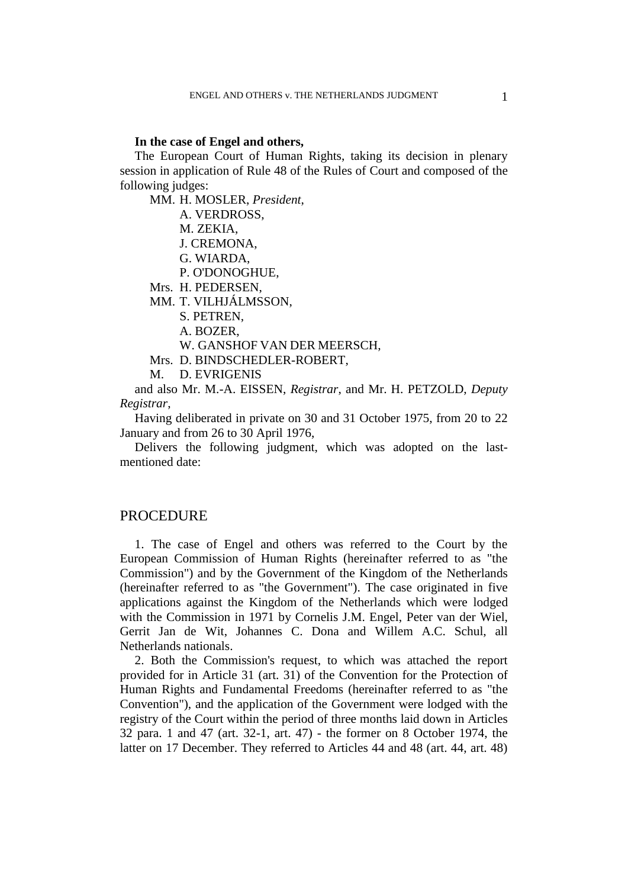**In the case of Engel and others,**

The European Court of Human Rights, taking its decision in plenary session in application of Rule 48 of the Rules of Court and composed of the following judges:

MM. H. MOSLER, *President*,
A. VERDROSS,
M. ZEKIA,
J. CREMONA,
G. WIARDA,
P. O'DONOGHUE,
Mrs. H. PEDERSEN,
MM. T. VILHJÁLMSSON,
S. PETREN,
A. BOZER,
W. GANSHOF VAN DER MEERSCH,
Mrs. D. BINDSCHEDLER-ROBERT,
M. D. EVRIGENIS

and also Mr. M.-A. EISSEN, *Registrar*, and Mr. H. PETZOLD, *Deputy Registrar*,

Having deliberated in private on 30 and 31 October 1975, from 20 to 22 January and from 26 to 30 April 1976,

Delivers the following judgment, which was adopted on the last-mentioned date:

## PROCEDURE

1. The case of Engel and others was referred to the Court by the European Commission of Human Rights (hereinafter referred to as "the Commission") and by the Government of the Kingdom of the Netherlands (hereinafter referred to as "the Government"). The case originated in five applications against the Kingdom of the Netherlands which were lodged with the Commission in 1971 by Cornelis J.M. Engel, Peter van der Wiel, Gerrit Jan de Wit, Johannes C. Dona and Willem A.C. Schul, all Netherlands nationals.

2. Both the Commission's request, to which was attached the report provided for in Article 31 (art. 31) of the Convention for the Protection of Human Rights and Fundamental Freedoms (hereinafter referred to as "the Convention"), and the application of the Government were lodged with the registry of the Court within the period of three months laid down in Articles 32 para. 1 and 47 (art. 32-1, art. 47) - the former on 8 October 1974, the latter on 17 December. They referred to Articles 44 and 48 (art. 44, art. 48)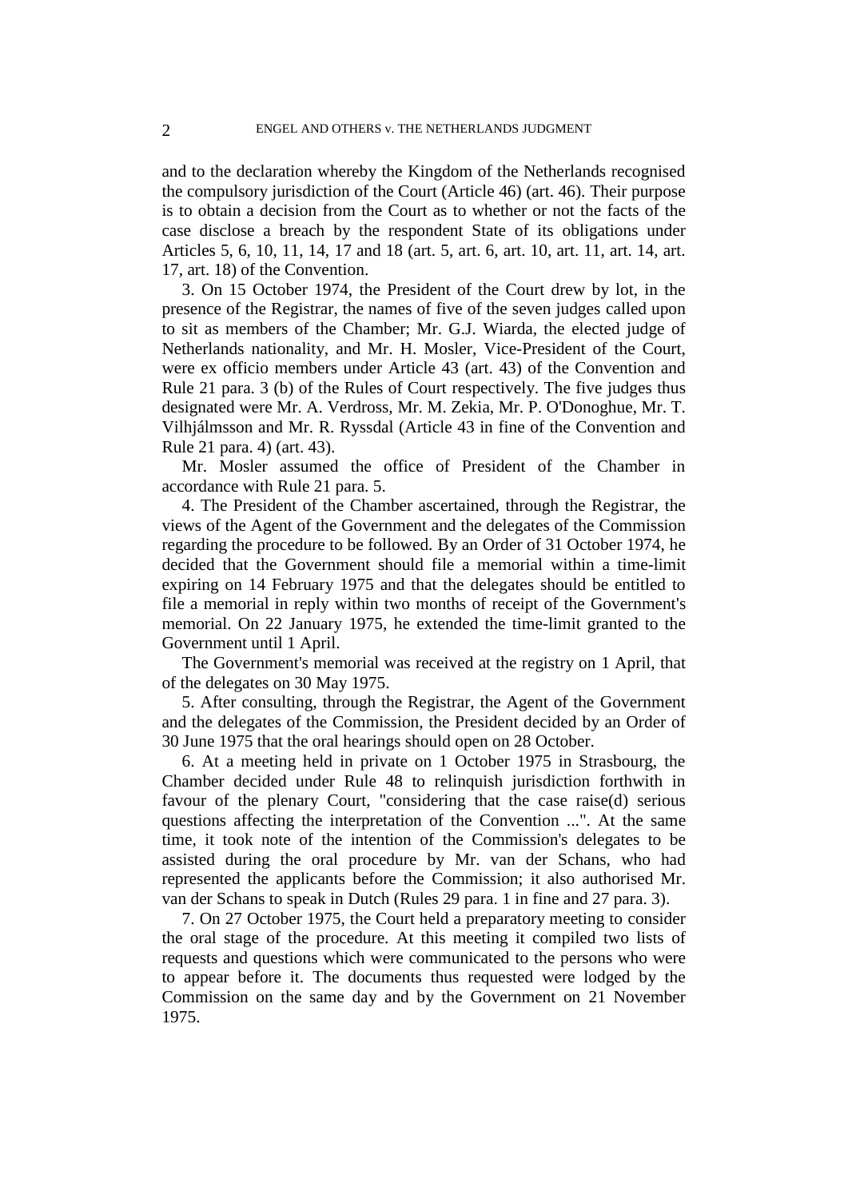and to the declaration whereby the Kingdom of the Netherlands recognised the compulsory jurisdiction of the Court (Article 46) (art. 46). Their purpose is to obtain a decision from the Court as to whether or not the facts of the case disclose a breach by the respondent State of its obligations under Articles 5, 6, 10, 11, 14, 17 and 18 (art. 5, art. 6, art. 10, art. 11, art. 14, art. 17, art. 18) of the Convention.

3. On 15 October 1974, the President of the Court drew by lot, in the presence of the Registrar, the names of five of the seven judges called upon to sit as members of the Chamber; Mr. G.J. Wiarda, the elected judge of Netherlands nationality, and Mr. H. Mosler, Vice-President of the Court, were ex officio members under Article 43 (art. 43) of the Convention and Rule 21 para. 3 (b) of the Rules of Court respectively. The five judges thus designated were Mr. A. Verdross, Mr. M. Zekia, Mr. P. O'Donoghue, Mr. T. Vilhjálmsson and Mr. R. Ryssdal (Article 43 in fine of the Convention and Rule 21 para. 4) (art. 43).

Mr. Mosler assumed the office of President of the Chamber in accordance with Rule 21 para. 5.

4. The President of the Chamber ascertained, through the Registrar, the views of the Agent of the Government and the delegates of the Commission regarding the procedure to be followed. By an Order of 31 October 1974, he decided that the Government should file a memorial within a time-limit expiring on 14 February 1975 and that the delegates should be entitled to file a memorial in reply within two months of receipt of the Government's memorial. On 22 January 1975, he extended the time-limit granted to the Government until 1 April.

The Government's memorial was received at the registry on 1 April, that of the delegates on 30 May 1975.

5. After consulting, through the Registrar, the Agent of the Government and the delegates of the Commission, the President decided by an Order of 30 June 1975 that the oral hearings should open on 28 October.

6. At a meeting held in private on 1 October 1975 in Strasbourg, the Chamber decided under Rule 48 to relinquish jurisdiction forthwith in favour of the plenary Court, "considering that the case raise(d) serious questions affecting the interpretation of the Convention ...". At the same time, it took note of the intention of the Commission's delegates to be assisted during the oral procedure by Mr. van der Schans, who had represented the applicants before the Commission; it also authorised Mr. van der Schans to speak in Dutch (Rules 29 para. 1 in fine and 27 para. 3).

7. On 27 October 1975, the Court held a preparatory meeting to consider the oral stage of the procedure. At this meeting it compiled two lists of requests and questions which were communicated to the persons who were to appear before it. The documents thus requested were lodged by the Commission on the same day and by the Government on 21 November 1975.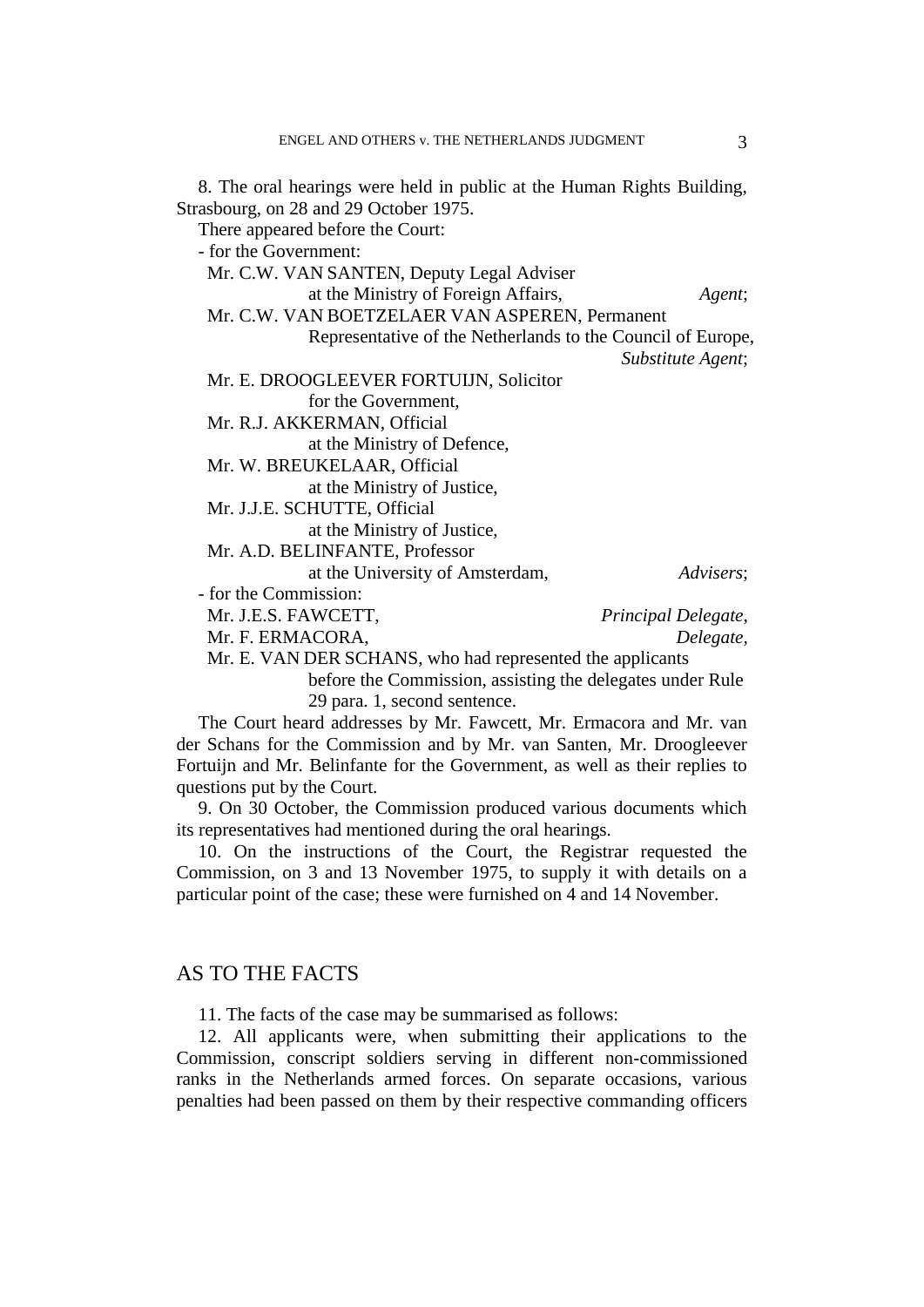8. The oral hearings were held in public at the Human Rights Building, Strasbourg, on 28 and 29 October 1975.

There appeared before the Court:

- for the Government:

Mr. C.W. VAN SANTEN, Deputy Legal Adviser
at the Ministry of Foreign Affairs, *Agent*;

Mr. C.W. VAN BOETZELAER VAN ASPEREN, Permanent
Representative of the Netherlands to the Council of Europe, *Substitute Agent*;

Mr. E. DROOGLEEVER FORTUIJN, Solicitor
for the Government,

Mr. R.J. AKKERMAN, Official
at the Ministry of Defence,

Mr. W. BREUKELAAR, Official
at the Ministry of Justice,

Mr. J.J.E. SCHUTTE, Official
at the Ministry of Justice,

Mr. A.D. BELINFANTE, Professor
at the University of Amsterdam, *Advisers*;

- for the Commission:

Mr. J.E.S. FAWCETT, *Principal Delegate*,

Mr. F. ERMACORA, *Delegate*,

Mr. E. VAN DER SCHANS, who had represented the applicants
before the Commission, assisting the delegates under Rule 29 para. 1, second sentence.

The Court heard addresses by Mr. Fawcett, Mr. Ermacora and Mr. van der Schans for the Commission and by Mr. van Santen, Mr. Droogleever Fortuijn and Mr. Belinfante for the Government, as well as their replies to questions put by the Court.

9. On 30 October, the Commission produced various documents which its representatives had mentioned during the oral hearings.

10. On the instructions of the Court, the Registrar requested the Commission, on 3 and 13 November 1975, to supply it with details on a particular point of the case; these were furnished on 4 and 14 November.

## AS TO THE FACTS

11. The facts of the case may be summarised as follows:

12. All applicants were, when submitting their applications to the Commission, conscript soldiers serving in different non-commissioned ranks in the Netherlands armed forces. On separate occasions, various penalties had been passed on them by their respective commanding officers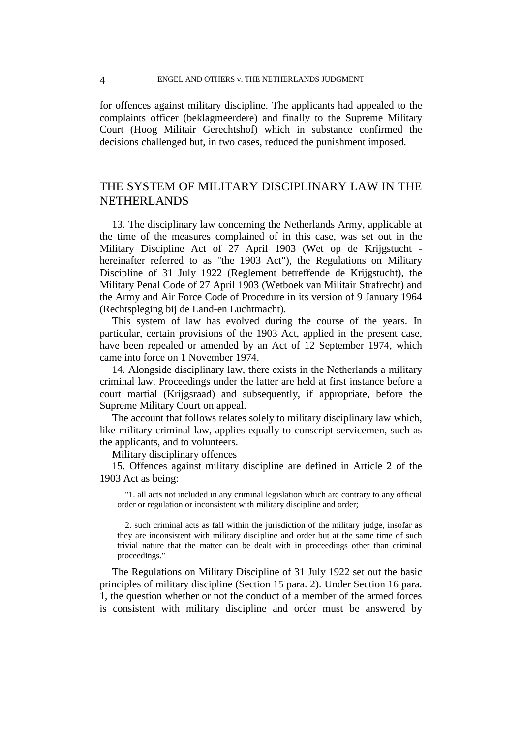for offences against military discipline. The applicants had appealed to the complaints officer (beklagmeerdere) and finally to the Supreme Military Court (Hoog Militair Gerechtshof) which in substance confirmed the decisions challenged but, in two cases, reduced the punishment imposed.

## THE SYSTEM OF MILITARY DISCIPLINARY LAW IN THE NETHERLANDS

13. The disciplinary law concerning the Netherlands Army, applicable at the time of the measures complained of in this case, was set out in the Military Discipline Act of 27 April 1903 (Wet op de Krijgstucht - hereinafter referred to as "the 1903 Act"), the Regulations on Military Discipline of 31 July 1922 (Reglement betreffende de Krijgstucht), the Military Penal Code of 27 April 1903 (Wetboek van Militair Strafrecht) and the Army and Air Force Code of Procedure in its version of 9 January 1964 (Rechtspleging bij de Land-en Luchtmacht).

This system of law has evolved during the course of the years. In particular, certain provisions of the 1903 Act, applied in the present case, have been repealed or amended by an Act of 12 September 1974, which came into force on 1 November 1974.

14. Alongside disciplinary law, there exists in the Netherlands a military criminal law. Proceedings under the latter are held at first instance before a court martial (Krijgsraad) and subsequently, if appropriate, before the Supreme Military Court on appeal.

The account that follows relates solely to military disciplinary law which, like military criminal law, applies equally to conscript servicemen, such as the applicants, and to volunteers.

Military disciplinary offences

15. Offences against military discipline are defined in Article 2 of the 1903 Act as being:

> "1. all acts not included in any criminal legislation which are contrary to any official order or regulation or inconsistent with military discipline and order;
>
> 2. such criminal acts as fall within the jurisdiction of the military judge, insofar as they are inconsistent with military discipline and order but at the same time of such trivial nature that the matter can be dealt with in proceedings other than criminal proceedings."

The Regulations on Military Discipline of 31 July 1922 set out the basic principles of military discipline (Section 15 para. 2). Under Section 16 para. 1, the question whether or not the conduct of a member of the armed forces is consistent with military discipline and order must be answered by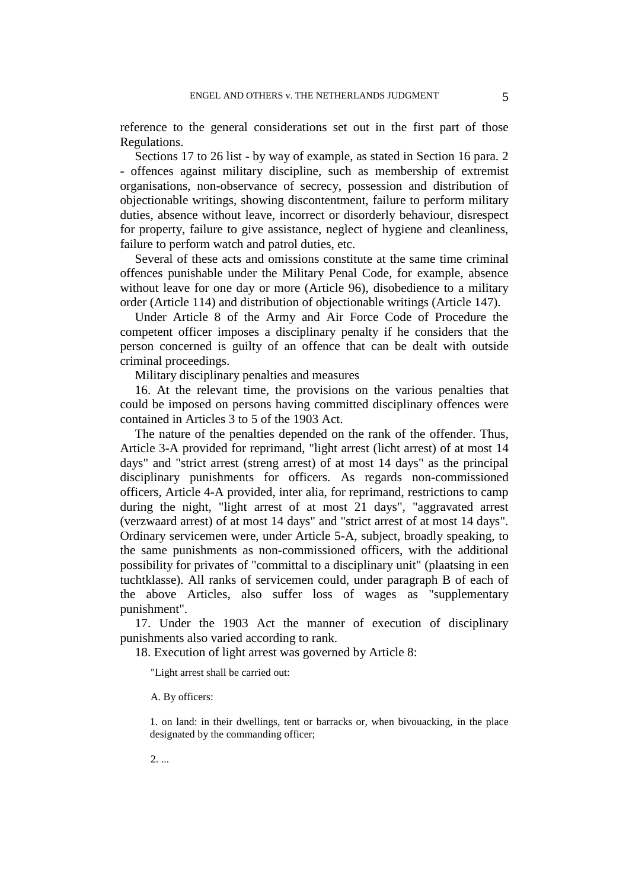reference to the general considerations set out in the first part of those Regulations.

Sections 17 to 26 list - by way of example, as stated in Section 16 para. 2 - offences against military discipline, such as membership of extremist organisations, non-observance of secrecy, possession and distribution of objectionable writings, showing discontentment, failure to perform military duties, absence without leave, incorrect or disorderly behaviour, disrespect for property, failure to give assistance, neglect of hygiene and cleanliness, failure to perform watch and patrol duties, etc.

Several of these acts and omissions constitute at the same time criminal offences punishable under the Military Penal Code, for example, absence without leave for one day or more (Article 96), disobedience to a military order (Article 114) and distribution of objectionable writings (Article 147).

Under Article 8 of the Army and Air Force Code of Procedure the competent officer imposes a disciplinary penalty if he considers that the person concerned is guilty of an offence that can be dealt with outside criminal proceedings.

Military disciplinary penalties and measures

16. At the relevant time, the provisions on the various penalties that could be imposed on persons having committed disciplinary offences were contained in Articles 3 to 5 of the 1903 Act.

The nature of the penalties depended on the rank of the offender. Thus, Article 3-A provided for reprimand, "light arrest (licht arrest) of at most 14 days" and "strict arrest (streng arrest) of at most 14 days" as the principal disciplinary punishments for officers. As regards non-commissioned officers, Article 4-A provided, inter alia, for reprimand, restrictions to camp during the night, "light arrest of at most 21 days", "aggravated arrest (verzwaard arrest) of at most 14 days" and "strict arrest of at most 14 days". Ordinary servicemen were, under Article 5-A, subject, broadly speaking, to the same punishments as non-commissioned officers, with the additional possibility for privates of "committal to a disciplinary unit" (plaatsing in een tuchtklasse). All ranks of servicemen could, under paragraph B of each of the above Articles, also suffer loss of wages as "supplementary punishment".

17. Under the 1903 Act the manner of execution of disciplinary punishments also varied according to rank.

18. Execution of light arrest was governed by Article 8:

> "Light arrest shall be carried out:
>
> A. By officers:
>
> 1. on land: in their dwellings, tent or barracks or, when bivouacking, in the place designated by the commanding officer;
>
> 2. ...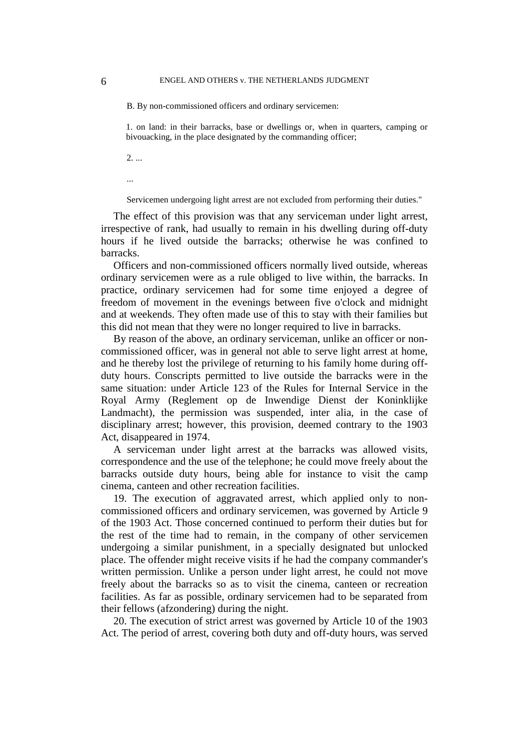B. By non-commissioned officers and ordinary servicemen:

1. on land: in their barracks, base or dwellings or, when in quarters, camping or bivouacking, in the place designated by the commanding officer;

2. ...

...

Servicemen undergoing light arrest are not excluded from performing their duties."

The effect of this provision was that any serviceman under light arrest, irrespective of rank, had usually to remain in his dwelling during off-duty hours if he lived outside the barracks; otherwise he was confined to barracks.

Officers and non-commissioned officers normally lived outside, whereas ordinary servicemen were as a rule obliged to live within, the barracks. In practice, ordinary servicemen had for some time enjoyed a degree of freedom of movement in the evenings between five o'clock and midnight and at weekends. They often made use of this to stay with their families but this did not mean that they were no longer required to live in barracks.

By reason of the above, an ordinary serviceman, unlike an officer or non-commissioned officer, was in general not able to serve light arrest at home, and he thereby lost the privilege of returning to his family home during off-duty hours. Conscripts permitted to live outside the barracks were in the same situation: under Article 123 of the Rules for Internal Service in the Royal Army (Reglement op de Inwendige Dienst der Koninklijke Landmacht), the permission was suspended, inter alia, in the case of disciplinary arrest; however, this provision, deemed contrary to the 1903 Act, disappeared in 1974.

A serviceman under light arrest at the barracks was allowed visits, correspondence and the use of the telephone; he could move freely about the barracks outside duty hours, being able for instance to visit the camp cinema, canteen and other recreation facilities.

19. The execution of aggravated arrest, which applied only to non-commissioned officers and ordinary servicemen, was governed by Article 9 of the 1903 Act. Those concerned continued to perform their duties but for the rest of the time had to remain, in the company of other servicemen undergoing a similar punishment, in a specially designated but unlocked place. The offender might receive visits if he had the company commander's written permission. Unlike a person under light arrest, he could not move freely about the barracks so as to visit the cinema, canteen or recreation facilities. As far as possible, ordinary servicemen had to be separated from their fellows (afzondering) during the night.

20. The execution of strict arrest was governed by Article 10 of the 1903 Act. The period of arrest, covering both duty and off-duty hours, was served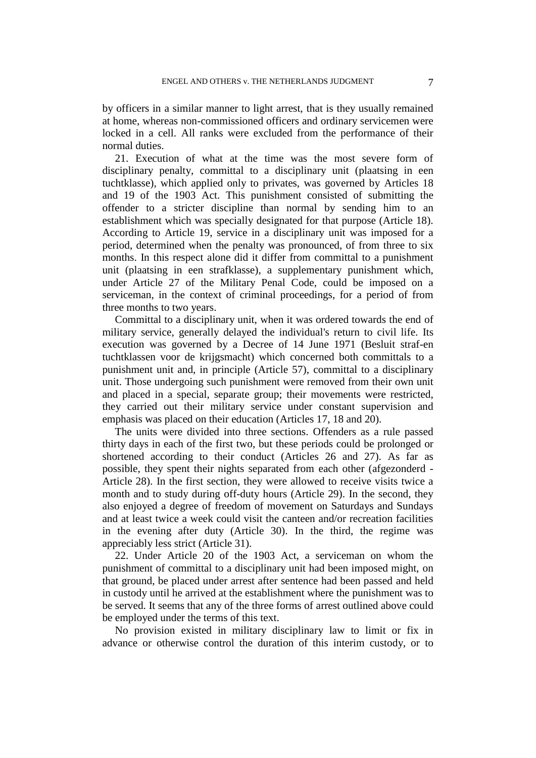by officers in a similar manner to light arrest, that is they usually remained at home, whereas non-commissioned officers and ordinary servicemen were locked in a cell. All ranks were excluded from the performance of their normal duties.

21. Execution of what at the time was the most severe form of disciplinary penalty, committal to a disciplinary unit (plaatsing in een tuchtklasse), which applied only to privates, was governed by Articles 18 and 19 of the 1903 Act. This punishment consisted of submitting the offender to a stricter discipline than normal by sending him to an establishment which was specially designated for that purpose (Article 18). According to Article 19, service in a disciplinary unit was imposed for a period, determined when the penalty was pronounced, of from three to six months. In this respect alone did it differ from committal to a punishment unit (plaatsing in een strafklasse), a supplementary punishment which, under Article 27 of the Military Penal Code, could be imposed on a serviceman, in the context of criminal proceedings, for a period of from three months to two years.

Committal to a disciplinary unit, when it was ordered towards the end of military service, generally delayed the individual's return to civil life. Its execution was governed by a Decree of 14 June 1971 (Besluit straf-en tuchtklassen voor de krijgsmacht) which concerned both committals to a punishment unit and, in principle (Article 57), committal to a disciplinary unit. Those undergoing such punishment were removed from their own unit and placed in a special, separate group; their movements were restricted, they carried out their military service under constant supervision and emphasis was placed on their education (Articles 17, 18 and 20).

The units were divided into three sections. Offenders as a rule passed thirty days in each of the first two, but these periods could be prolonged or shortened according to their conduct (Articles 26 and 27). As far as possible, they spent their nights separated from each other (afgezonderd - Article 28). In the first section, they were allowed to receive visits twice a month and to study during off-duty hours (Article 29). In the second, they also enjoyed a degree of freedom of movement on Saturdays and Sundays and at least twice a week could visit the canteen and/or recreation facilities in the evening after duty (Article 30). In the third, the regime was appreciably less strict (Article 31).

22. Under Article 20 of the 1903 Act, a serviceman on whom the punishment of committal to a disciplinary unit had been imposed might, on that ground, be placed under arrest after sentence had been passed and held in custody until he arrived at the establishment where the punishment was to be served. It seems that any of the three forms of arrest outlined above could be employed under the terms of this text.

No provision existed in military disciplinary law to limit or fix in advance or otherwise control the duration of this interim custody, or to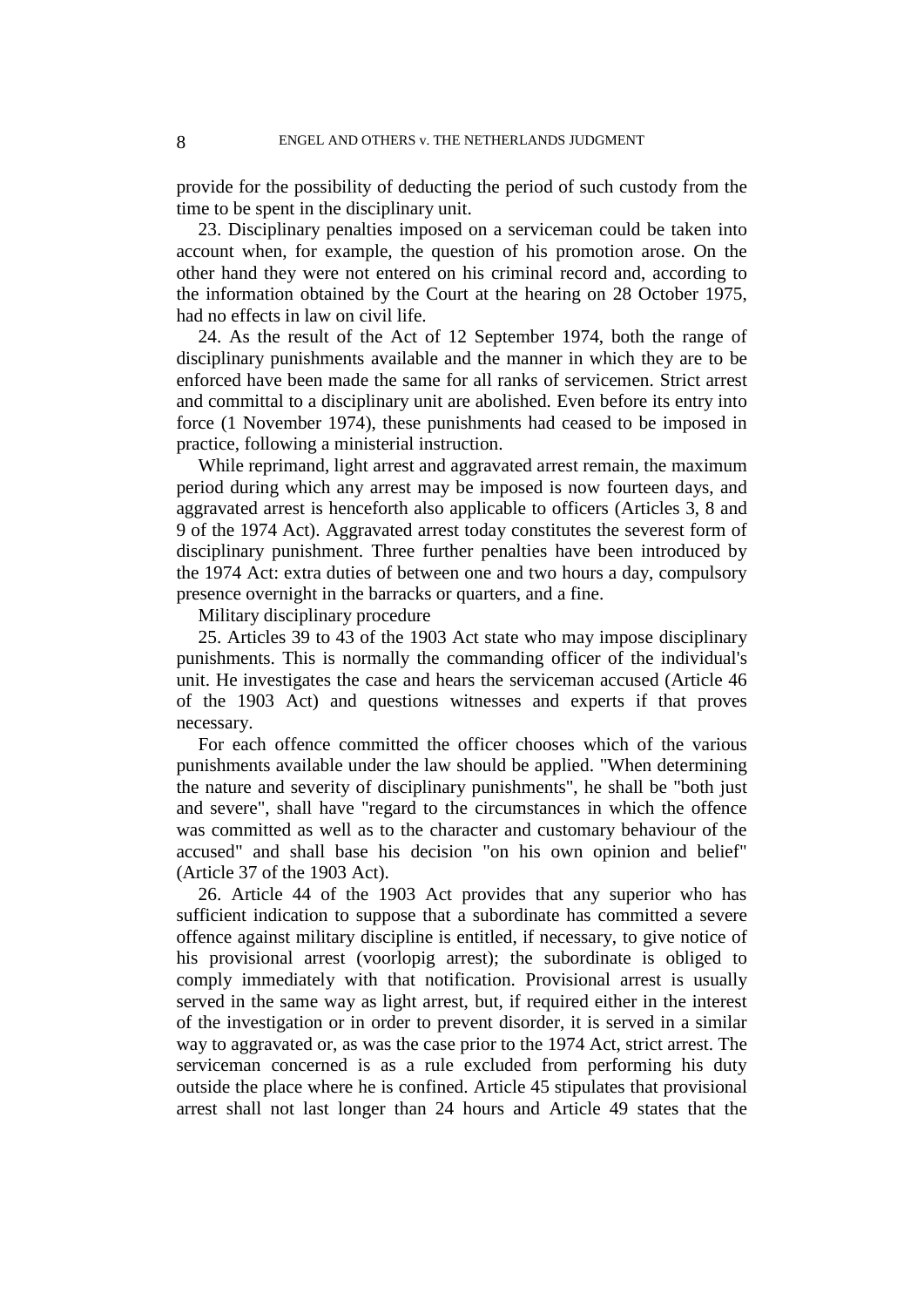provide for the possibility of deducting the period of such custody from the time to be spent in the disciplinary unit.

23. Disciplinary penalties imposed on a serviceman could be taken into account when, for example, the question of his promotion arose. On the other hand they were not entered on his criminal record and, according to the information obtained by the Court at the hearing on 28 October 1975, had no effects in law on civil life.

24. As the result of the Act of 12 September 1974, both the range of disciplinary punishments available and the manner in which they are to be enforced have been made the same for all ranks of servicemen. Strict arrest and committal to a disciplinary unit are abolished. Even before its entry into force (1 November 1974), these punishments had ceased to be imposed in practice, following a ministerial instruction.

While reprimand, light arrest and aggravated arrest remain, the maximum period during which any arrest may be imposed is now fourteen days, and aggravated arrest is henceforth also applicable to officers (Articles 3, 8 and 9 of the 1974 Act). Aggravated arrest today constitutes the severest form of disciplinary punishment. Three further penalties have been introduced by the 1974 Act: extra duties of between one and two hours a day, compulsory presence overnight in the barracks or quarters, and a fine.

Military disciplinary procedure

25. Articles 39 to 43 of the 1903 Act state who may impose disciplinary punishments. This is normally the commanding officer of the individual's unit. He investigates the case and hears the serviceman accused (Article 46 of the 1903 Act) and questions witnesses and experts if that proves necessary.

For each offence committed the officer chooses which of the various punishments available under the law should be applied. "When determining the nature and severity of disciplinary punishments", he shall be "both just and severe", shall have "regard to the circumstances in which the offence was committed as well as to the character and customary behaviour of the accused" and shall base his decision "on his own opinion and belief" (Article 37 of the 1903 Act).

26. Article 44 of the 1903 Act provides that any superior who has sufficient indication to suppose that a subordinate has committed a severe offence against military discipline is entitled, if necessary, to give notice of his provisional arrest (voorlopig arrest); the subordinate is obliged to comply immediately with that notification. Provisional arrest is usually served in the same way as light arrest, but, if required either in the interest of the investigation or in order to prevent disorder, it is served in a similar way to aggravated or, as was the case prior to the 1974 Act, strict arrest. The serviceman concerned is as a rule excluded from performing his duty outside the place where he is confined. Article 45 stipulates that provisional arrest shall not last longer than 24 hours and Article 49 states that the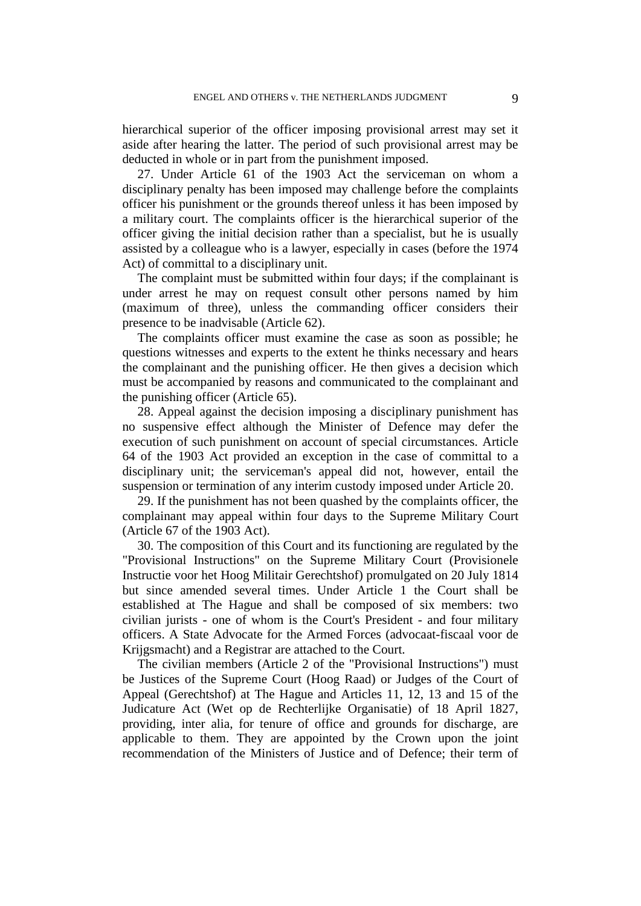hierarchical superior of the officer imposing provisional arrest may set it aside after hearing the latter. The period of such provisional arrest may be deducted in whole or in part from the punishment imposed.

27. Under Article 61 of the 1903 Act the serviceman on whom a disciplinary penalty has been imposed may challenge before the complaints officer his punishment or the grounds thereof unless it has been imposed by a military court. The complaints officer is the hierarchical superior of the officer giving the initial decision rather than a specialist, but he is usually assisted by a colleague who is a lawyer, especially in cases (before the 1974 Act) of committal to a disciplinary unit.

The complaint must be submitted within four days; if the complainant is under arrest he may on request consult other persons named by him (maximum of three), unless the commanding officer considers their presence to be inadvisable (Article 62).

The complaints officer must examine the case as soon as possible; he questions witnesses and experts to the extent he thinks necessary and hears the complainant and the punishing officer. He then gives a decision which must be accompanied by reasons and communicated to the complainant and the punishing officer (Article 65).

28. Appeal against the decision imposing a disciplinary punishment has no suspensive effect although the Minister of Defence may defer the execution of such punishment on account of special circumstances. Article 64 of the 1903 Act provided an exception in the case of committal to a disciplinary unit; the serviceman's appeal did not, however, entail the suspension or termination of any interim custody imposed under Article 20.

29. If the punishment has not been quashed by the complaints officer, the complainant may appeal within four days to the Supreme Military Court (Article 67 of the 1903 Act).

30. The composition of this Court and its functioning are regulated by the "Provisional Instructions" on the Supreme Military Court (Provisionele Instructie voor het Hoog Militair Gerechtshof) promulgated on 20 July 1814 but since amended several times. Under Article 1 the Court shall be established at The Hague and shall be composed of six members: two civilian jurists - one of whom is the Court's President - and four military officers. A State Advocate for the Armed Forces (advocaat-fiscaal voor de Krijgsmacht) and a Registrar are attached to the Court.

The civilian members (Article 2 of the "Provisional Instructions") must be Justices of the Supreme Court (Hoog Raad) or Judges of the Court of Appeal (Gerechtshof) at The Hague and Articles 11, 12, 13 and 15 of the Judicature Act (Wet op de Rechterlijke Organisatie) of 18 April 1827, providing, inter alia, for tenure of office and grounds for discharge, are applicable to them. They are appointed by the Crown upon the joint recommendation of the Ministers of Justice and of Defence; their term of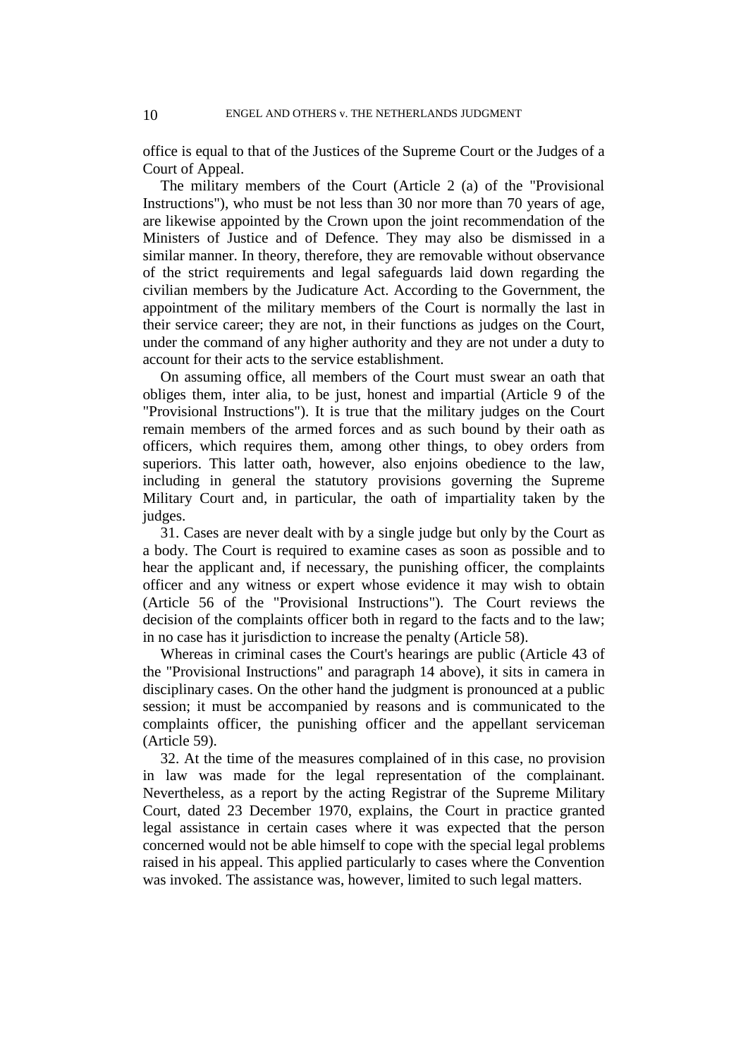office is equal to that of the Justices of the Supreme Court or the Judges of a Court of Appeal.

The military members of the Court (Article 2 (a) of the "Provisional Instructions"), who must be not less than 30 nor more than 70 years of age, are likewise appointed by the Crown upon the joint recommendation of the Ministers of Justice and of Defence. They may also be dismissed in a similar manner. In theory, therefore, they are removable without observance of the strict requirements and legal safeguards laid down regarding the civilian members by the Judicature Act. According to the Government, the appointment of the military members of the Court is normally the last in their service career; they are not, in their functions as judges on the Court, under the command of any higher authority and they are not under a duty to account for their acts to the service establishment.

On assuming office, all members of the Court must swear an oath that obliges them, inter alia, to be just, honest and impartial (Article 9 of the "Provisional Instructions"). It is true that the military judges on the Court remain members of the armed forces and as such bound by their oath as officers, which requires them, among other things, to obey orders from superiors. This latter oath, however, also enjoins obedience to the law, including in general the statutory provisions governing the Supreme Military Court and, in particular, the oath of impartiality taken by the judges.

31. Cases are never dealt with by a single judge but only by the Court as a body. The Court is required to examine cases as soon as possible and to hear the applicant and, if necessary, the punishing officer, the complaints officer and any witness or expert whose evidence it may wish to obtain (Article 56 of the "Provisional Instructions"). The Court reviews the decision of the complaints officer both in regard to the facts and to the law; in no case has it jurisdiction to increase the penalty (Article 58).

Whereas in criminal cases the Court's hearings are public (Article 43 of the "Provisional Instructions" and paragraph 14 above), it sits in camera in disciplinary cases. On the other hand the judgment is pronounced at a public session; it must be accompanied by reasons and is communicated to the complaints officer, the punishing officer and the appellant serviceman (Article 59).

32. At the time of the measures complained of in this case, no provision in law was made for the legal representation of the complainant. Nevertheless, as a report by the acting Registrar of the Supreme Military Court, dated 23 December 1970, explains, the Court in practice granted legal assistance in certain cases where it was expected that the person concerned would not be able himself to cope with the special legal problems raised in his appeal. This applied particularly to cases where the Convention was invoked. The assistance was, however, limited to such legal matters.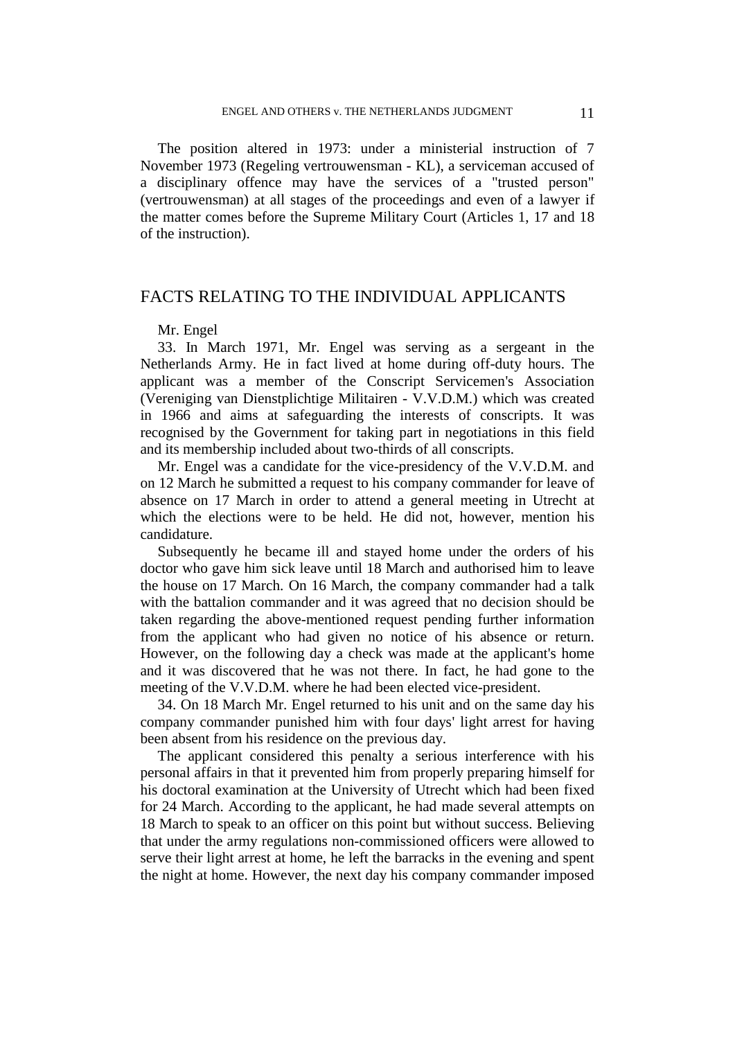The position altered in 1973: under a ministerial instruction of 7 November 1973 (Regeling vertrouwensman - KL), a serviceman accused of a disciplinary offence may have the services of a "trusted person" (vertrouwensman) at all stages of the proceedings and even of a lawyer if the matter comes before the Supreme Military Court (Articles 1, 17 and 18 of the instruction).

## FACTS RELATING TO THE INDIVIDUAL APPLICANTS

Mr. Engel

33. In March 1971, Mr. Engel was serving as a sergeant in the Netherlands Army. He in fact lived at home during off-duty hours. The applicant was a member of the Conscript Servicemen's Association (Vereniging van Dienstplichtige Militairen - V.V.D.M.) which was created in 1966 and aims at safeguarding the interests of conscripts. It was recognised by the Government for taking part in negotiations in this field and its membership included about two-thirds of all conscripts.

Mr. Engel was a candidate for the vice-presidency of the V.V.D.M. and on 12 March he submitted a request to his company commander for leave of absence on 17 March in order to attend a general meeting in Utrecht at which the elections were to be held. He did not, however, mention his candidature.

Subsequently he became ill and stayed home under the orders of his doctor who gave him sick leave until 18 March and authorised him to leave the house on 17 March. On 16 March, the company commander had a talk with the battalion commander and it was agreed that no decision should be taken regarding the above-mentioned request pending further information from the applicant who had given no notice of his absence or return. However, on the following day a check was made at the applicant's home and it was discovered that he was not there. In fact, he had gone to the meeting of the V.V.D.M. where he had been elected vice-president.

34. On 18 March Mr. Engel returned to his unit and on the same day his company commander punished him with four days' light arrest for having been absent from his residence on the previous day.

The applicant considered this penalty a serious interference with his personal affairs in that it prevented him from properly preparing himself for his doctoral examination at the University of Utrecht which had been fixed for 24 March. According to the applicant, he had made several attempts on 18 March to speak to an officer on this point but without success. Believing that under the army regulations non-commissioned officers were allowed to serve their light arrest at home, he left the barracks in the evening and spent the night at home. However, the next day his company commander imposed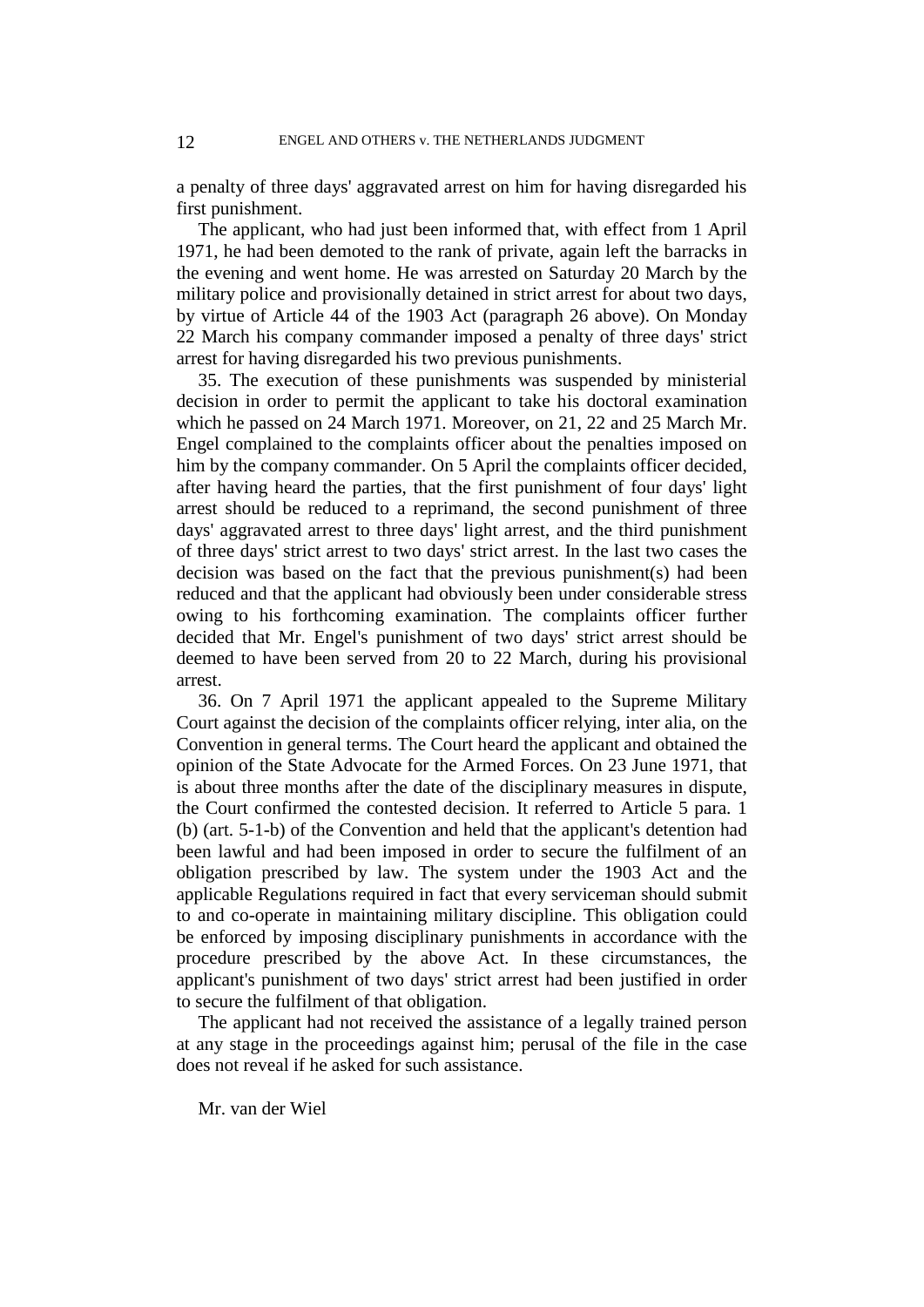a penalty of three days' aggravated arrest on him for having disregarded his first punishment.

The applicant, who had just been informed that, with effect from 1 April 1971, he had been demoted to the rank of private, again left the barracks in the evening and went home. He was arrested on Saturday 20 March by the military police and provisionally detained in strict arrest for about two days, by virtue of Article 44 of the 1903 Act (paragraph 26 above). On Monday 22 March his company commander imposed a penalty of three days' strict arrest for having disregarded his two previous punishments.

35. The execution of these punishments was suspended by ministerial decision in order to permit the applicant to take his doctoral examination which he passed on 24 March 1971. Moreover, on 21, 22 and 25 March Mr. Engel complained to the complaints officer about the penalties imposed on him by the company commander. On 5 April the complaints officer decided, after having heard the parties, that the first punishment of four days' light arrest should be reduced to a reprimand, the second punishment of three days' aggravated arrest to three days' light arrest, and the third punishment of three days' strict arrest to two days' strict arrest. In the last two cases the decision was based on the fact that the previous punishment(s) had been reduced and that the applicant had obviously been under considerable stress owing to his forthcoming examination. The complaints officer further decided that Mr. Engel's punishment of two days' strict arrest should be deemed to have been served from 20 to 22 March, during his provisional arrest.

36. On 7 April 1971 the applicant appealed to the Supreme Military Court against the decision of the complaints officer relying, inter alia, on the Convention in general terms. The Court heard the applicant and obtained the opinion of the State Advocate for the Armed Forces. On 23 June 1971, that is about three months after the date of the disciplinary measures in dispute, the Court confirmed the contested decision. It referred to Article 5 para. 1 (b) (art. 5-1-b) of the Convention and held that the applicant's detention had been lawful and had been imposed in order to secure the fulfilment of an obligation prescribed by law. The system under the 1903 Act and the applicable Regulations required in fact that every serviceman should submit to and co-operate in maintaining military discipline. This obligation could be enforced by imposing disciplinary punishments in accordance with the procedure prescribed by the above Act. In these circumstances, the applicant's punishment of two days' strict arrest had been justified in order to secure the fulfilment of that obligation.

The applicant had not received the assistance of a legally trained person at any stage in the proceedings against him; perusal of the file in the case does not reveal if he asked for such assistance.

Mr. van der Wiel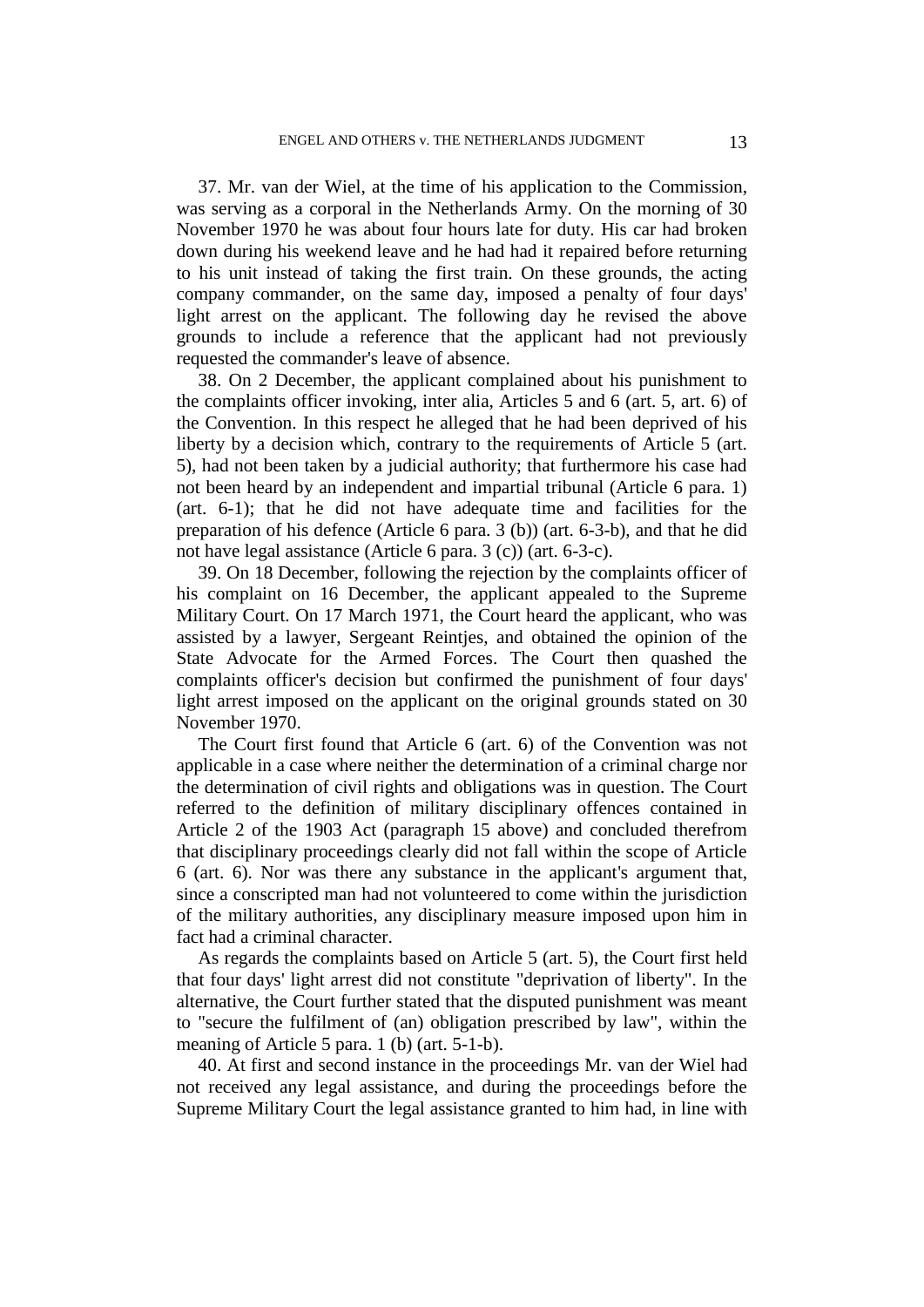37. Mr. van der Wiel, at the time of his application to the Commission, was serving as a corporal in the Netherlands Army. On the morning of 30 November 1970 he was about four hours late for duty. His car had broken down during his weekend leave and he had had it repaired before returning to his unit instead of taking the first train. On these grounds, the acting company commander, on the same day, imposed a penalty of four days' light arrest on the applicant. The following day he revised the above grounds to include a reference that the applicant had not previously requested the commander's leave of absence.

38. On 2 December, the applicant complained about his punishment to the complaints officer invoking, inter alia, Articles 5 and 6 (art. 5, art. 6) of the Convention. In this respect he alleged that he had been deprived of his liberty by a decision which, contrary to the requirements of Article 5 (art. 5), had not been taken by a judicial authority; that furthermore his case had not been heard by an independent and impartial tribunal (Article 6 para. 1) (art. 6-1); that he did not have adequate time and facilities for the preparation of his defence (Article 6 para. 3 (b)) (art. 6-3-b), and that he did not have legal assistance (Article 6 para. 3 (c)) (art. 6-3-c).

39. On 18 December, following the rejection by the complaints officer of his complaint on 16 December, the applicant appealed to the Supreme Military Court. On 17 March 1971, the Court heard the applicant, who was assisted by a lawyer, Sergeant Reintjes, and obtained the opinion of the State Advocate for the Armed Forces. The Court then quashed the complaints officer's decision but confirmed the punishment of four days' light arrest imposed on the applicant on the original grounds stated on 30 November 1970.

The Court first found that Article 6 (art. 6) of the Convention was not applicable in a case where neither the determination of a criminal charge nor the determination of civil rights and obligations was in question. The Court referred to the definition of military disciplinary offences contained in Article 2 of the 1903 Act (paragraph 15 above) and concluded therefrom that disciplinary proceedings clearly did not fall within the scope of Article 6 (art. 6). Nor was there any substance in the applicant's argument that, since a conscripted man had not volunteered to come within the jurisdiction of the military authorities, any disciplinary measure imposed upon him in fact had a criminal character.

As regards the complaints based on Article 5 (art. 5), the Court first held that four days' light arrest did not constitute "deprivation of liberty". In the alternative, the Court further stated that the disputed punishment was meant to "secure the fulfilment of (an) obligation prescribed by law", within the meaning of Article 5 para. 1 (b) (art. 5-1-b).

40. At first and second instance in the proceedings Mr. van der Wiel had not received any legal assistance, and during the proceedings before the Supreme Military Court the legal assistance granted to him had, in line with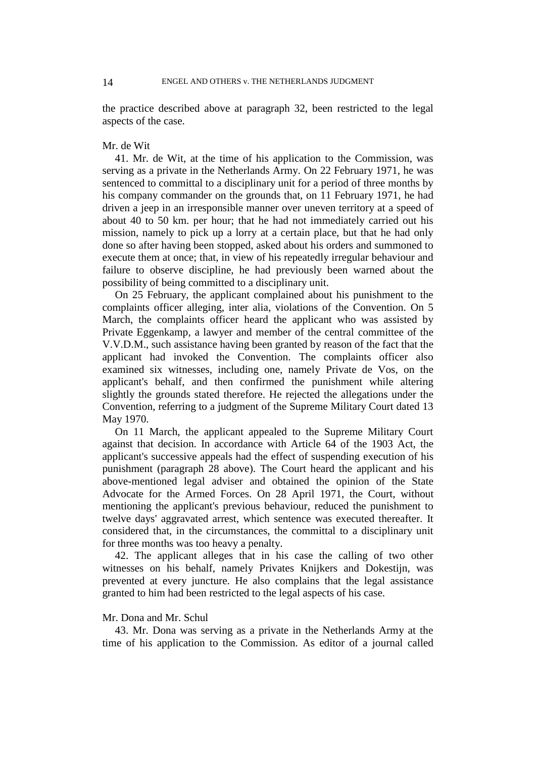the practice described above at paragraph 32, been restricted to the legal aspects of the case.

Mr. de Wit

41. Mr. de Wit, at the time of his application to the Commission, was serving as a private in the Netherlands Army. On 22 February 1971, he was sentenced to committal to a disciplinary unit for a period of three months by his company commander on the grounds that, on 11 February 1971, he had driven a jeep in an irresponsible manner over uneven territory at a speed of about 40 to 50 km. per hour; that he had not immediately carried out his mission, namely to pick up a lorry at a certain place, but that he had only done so after having been stopped, asked about his orders and summoned to execute them at once; that, in view of his repeatedly irregular behaviour and failure to observe discipline, he had previously been warned about the possibility of being committed to a disciplinary unit.

On 25 February, the applicant complained about his punishment to the complaints officer alleging, inter alia, violations of the Convention. On 5 March, the complaints officer heard the applicant who was assisted by Private Eggenkamp, a lawyer and member of the central committee of the V.V.D.M., such assistance having been granted by reason of the fact that the applicant had invoked the Convention. The complaints officer also examined six witnesses, including one, namely Private de Vos, on the applicant's behalf, and then confirmed the punishment while altering slightly the grounds stated therefore. He rejected the allegations under the Convention, referring to a judgment of the Supreme Military Court dated 13 May 1970.

On 11 March, the applicant appealed to the Supreme Military Court against that decision. In accordance with Article 64 of the 1903 Act, the applicant's successive appeals had the effect of suspending execution of his punishment (paragraph 28 above). The Court heard the applicant and his above-mentioned legal adviser and obtained the opinion of the State Advocate for the Armed Forces. On 28 April 1971, the Court, without mentioning the applicant's previous behaviour, reduced the punishment to twelve days' aggravated arrest, which sentence was executed thereafter. It considered that, in the circumstances, the committal to a disciplinary unit for three months was too heavy a penalty.

42. The applicant alleges that in his case the calling of two other witnesses on his behalf, namely Privates Knijkers and Dokestijn, was prevented at every juncture. He also complains that the legal assistance granted to him had been restricted to the legal aspects of his case.

Mr. Dona and Mr. Schul

43. Mr. Dona was serving as a private in the Netherlands Army at the time of his application to the Commission. As editor of a journal called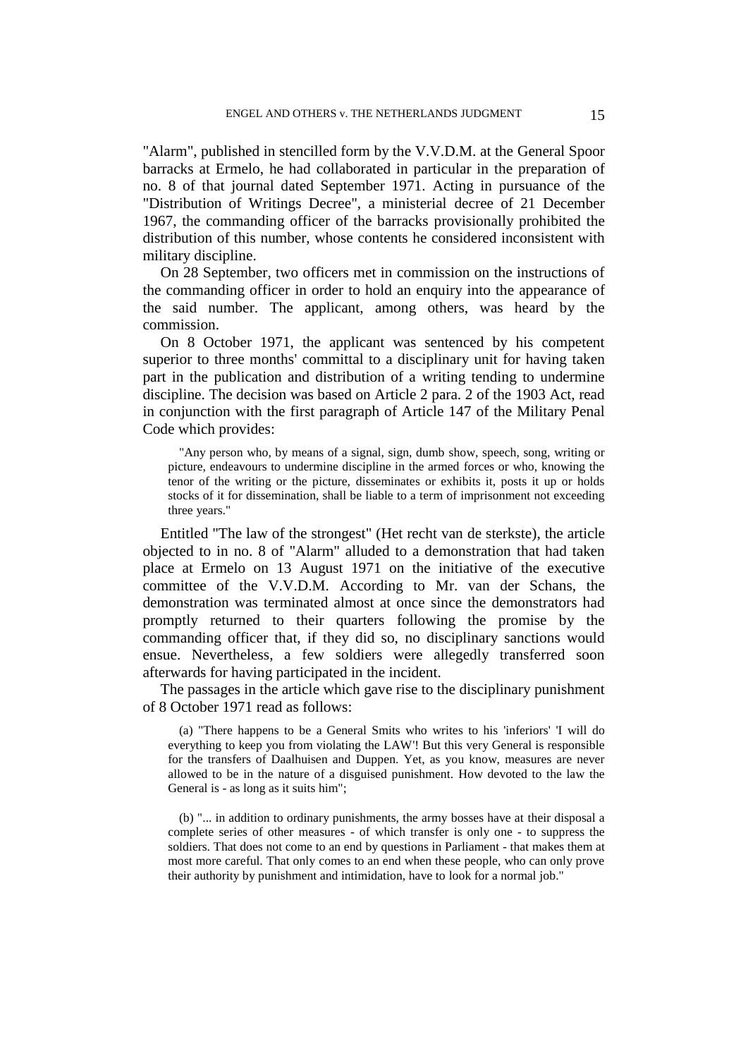"Alarm", published in stencilled form by the V.V.D.M. at the General Spoor barracks at Ermelo, he had collaborated in particular in the preparation of no. 8 of that journal dated September 1971. Acting in pursuance of the "Distribution of Writings Decree", a ministerial decree of 21 December 1967, the commanding officer of the barracks provisionally prohibited the distribution of this number, whose contents he considered inconsistent with military discipline.

On 28 September, two officers met in commission on the instructions of the commanding officer in order to hold an enquiry into the appearance of the said number. The applicant, among others, was heard by the commission.

On 8 October 1971, the applicant was sentenced by his competent superior to three months' committal to a disciplinary unit for having taken part in the publication and distribution of a writing tending to undermine discipline. The decision was based on Article 2 para. 2 of the 1903 Act, read in conjunction with the first paragraph of Article 147 of the Military Penal Code which provides:

> "Any person who, by means of a signal, sign, dumb show, speech, song, writing or picture, endeavours to undermine discipline in the armed forces or who, knowing the tenor of the writing or the picture, disseminates or exhibits it, posts it up or holds stocks of it for dissemination, shall be liable to a term of imprisonment not exceeding three years."

Entitled "The law of the strongest" (Het recht van de sterkste), the article objected to in no. 8 of "Alarm" alluded to a demonstration that had taken place at Ermelo on 13 August 1971 on the initiative of the executive committee of the V.V.D.M. According to Mr. van der Schans, the demonstration was terminated almost at once since the demonstrators had promptly returned to their quarters following the promise by the commanding officer that, if they did so, no disciplinary sanctions would ensue. Nevertheless, a few soldiers were allegedly transferred soon afterwards for having participated in the incident.

The passages in the article which gave rise to the disciplinary punishment of 8 October 1971 read as follows:

> (a) "There happens to be a General Smits who writes to his 'inferiors' 'I will do everything to keep you from violating the LAW'! But this very General is responsible for the transfers of Daalhuisen and Duppen. Yet, as you know, measures are never allowed to be in the nature of a disguised punishment. How devoted to the law the General is - as long as it suits him";

> (b) "... in addition to ordinary punishments, the army bosses have at their disposal a complete series of other measures - of which transfer is only one - to suppress the soldiers. That does not come to an end by questions in Parliament - that makes them at most more careful. That only comes to an end when these people, who can only prove their authority by punishment and intimidation, have to look for a normal job."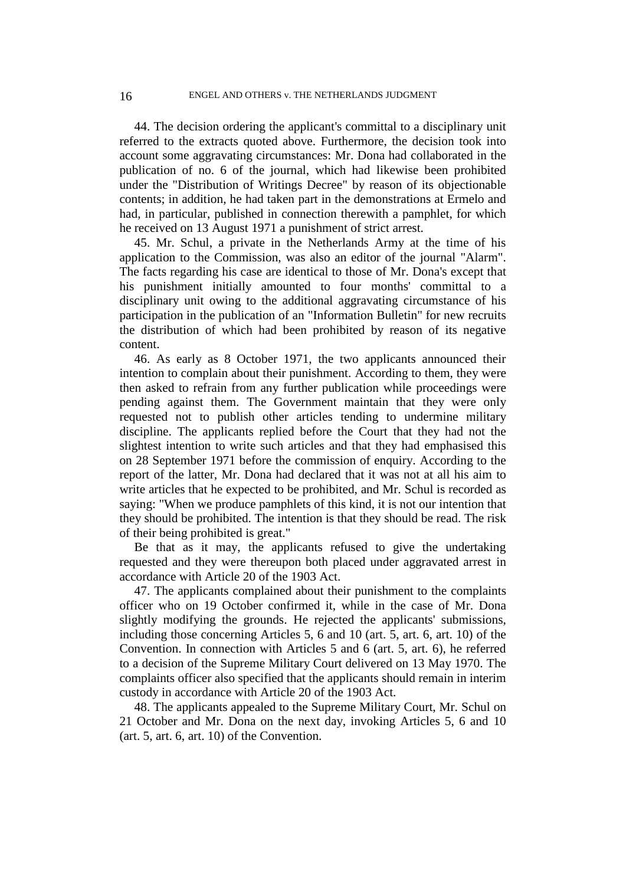44. The decision ordering the applicant's committal to a disciplinary unit referred to the extracts quoted above. Furthermore, the decision took into account some aggravating circumstances: Mr. Dona had collaborated in the publication of no. 6 of the journal, which had likewise been prohibited under the "Distribution of Writings Decree" by reason of its objectionable contents; in addition, he had taken part in the demonstrations at Ermelo and had, in particular, published in connection therewith a pamphlet, for which he received on 13 August 1971 a punishment of strict arrest.

45. Mr. Schul, a private in the Netherlands Army at the time of his application to the Commission, was also an editor of the journal "Alarm". The facts regarding his case are identical to those of Mr. Dona's except that his punishment initially amounted to four months' committal to a disciplinary unit owing to the additional aggravating circumstance of his participation in the publication of an "Information Bulletin" for new recruits the distribution of which had been prohibited by reason of its negative content.

46. As early as 8 October 1971, the two applicants announced their intention to complain about their punishment. According to them, they were then asked to refrain from any further publication while proceedings were pending against them. The Government maintain that they were only requested not to publish other articles tending to undermine military discipline. The applicants replied before the Court that they had not the slightest intention to write such articles and that they had emphasised this on 28 September 1971 before the commission of enquiry. According to the report of the latter, Mr. Dona had declared that it was not at all his aim to write articles that he expected to be prohibited, and Mr. Schul is recorded as saying: "When we produce pamphlets of this kind, it is not our intention that they should be prohibited. The intention is that they should be read. The risk of their being prohibited is great."

Be that as it may, the applicants refused to give the undertaking requested and they were thereupon both placed under aggravated arrest in accordance with Article 20 of the 1903 Act.

47. The applicants complained about their punishment to the complaints officer who on 19 October confirmed it, while in the case of Mr. Dona slightly modifying the grounds. He rejected the applicants' submissions, including those concerning Articles 5, 6 and 10 (art. 5, art. 6, art. 10) of the Convention. In connection with Articles 5 and 6 (art. 5, art. 6), he referred to a decision of the Supreme Military Court delivered on 13 May 1970. The complaints officer also specified that the applicants should remain in interim custody in accordance with Article 20 of the 1903 Act.

48. The applicants appealed to the Supreme Military Court, Mr. Schul on 21 October and Mr. Dona on the next day, invoking Articles 5, 6 and 10 (art. 5, art. 6, art. 10) of the Convention.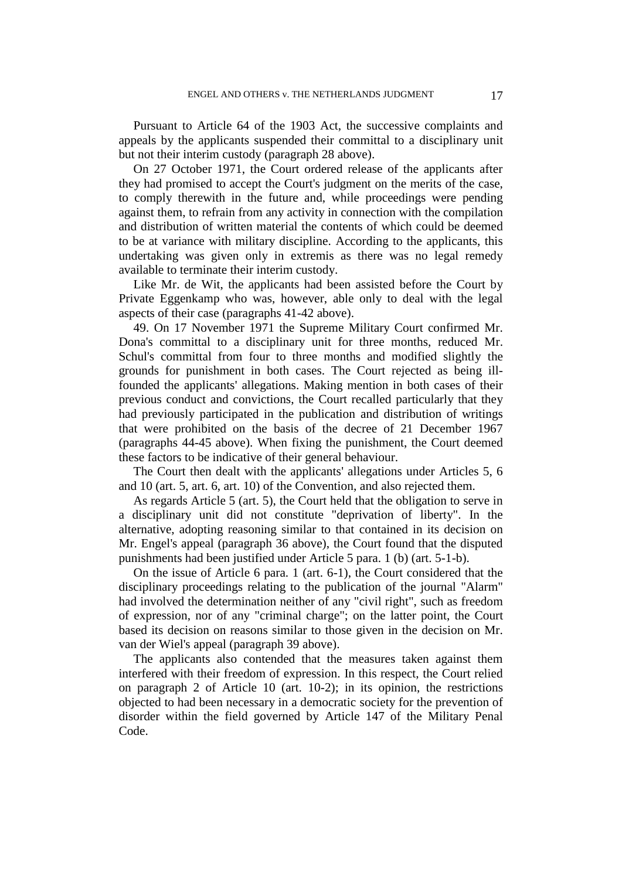Pursuant to Article 64 of the 1903 Act, the successive complaints and appeals by the applicants suspended their committal to a disciplinary unit but not their interim custody (paragraph 28 above).

On 27 October 1971, the Court ordered release of the applicants after they had promised to accept the Court's judgment on the merits of the case, to comply therewith in the future and, while proceedings were pending against them, to refrain from any activity in connection with the compilation and distribution of written material the contents of which could be deemed to be at variance with military discipline. According to the applicants, this undertaking was given only in extremis as there was no legal remedy available to terminate their interim custody.

Like Mr. de Wit, the applicants had been assisted before the Court by Private Eggenkamp who was, however, able only to deal with the legal aspects of their case (paragraphs 41-42 above).

49. On 17 November 1971 the Supreme Military Court confirmed Mr. Dona's committal to a disciplinary unit for three months, reduced Mr. Schul's committal from four to three months and modified slightly the grounds for punishment in both cases. The Court rejected as being ill-founded the applicants' allegations. Making mention in both cases of their previous conduct and convictions, the Court recalled particularly that they had previously participated in the publication and distribution of writings that were prohibited on the basis of the decree of 21 December 1967 (paragraphs 44-45 above). When fixing the punishment, the Court deemed these factors to be indicative of their general behaviour.

The Court then dealt with the applicants' allegations under Articles 5, 6 and 10 (art. 5, art. 6, art. 10) of the Convention, and also rejected them.

As regards Article 5 (art. 5), the Court held that the obligation to serve in a disciplinary unit did not constitute "deprivation of liberty". In the alternative, adopting reasoning similar to that contained in its decision on Mr. Engel's appeal (paragraph 36 above), the Court found that the disputed punishments had been justified under Article 5 para. 1 (b) (art. 5-1-b).

On the issue of Article 6 para. 1 (art. 6-1), the Court considered that the disciplinary proceedings relating to the publication of the journal "Alarm" had involved the determination neither of any "civil right", such as freedom of expression, nor of any "criminal charge"; on the latter point, the Court based its decision on reasons similar to those given in the decision on Mr. van der Wiel's appeal (paragraph 39 above).

The applicants also contended that the measures taken against them interfered with their freedom of expression. In this respect, the Court relied on paragraph 2 of Article 10 (art. 10-2); in its opinion, the restrictions objected to had been necessary in a democratic society for the prevention of disorder within the field governed by Article 147 of the Military Penal Code.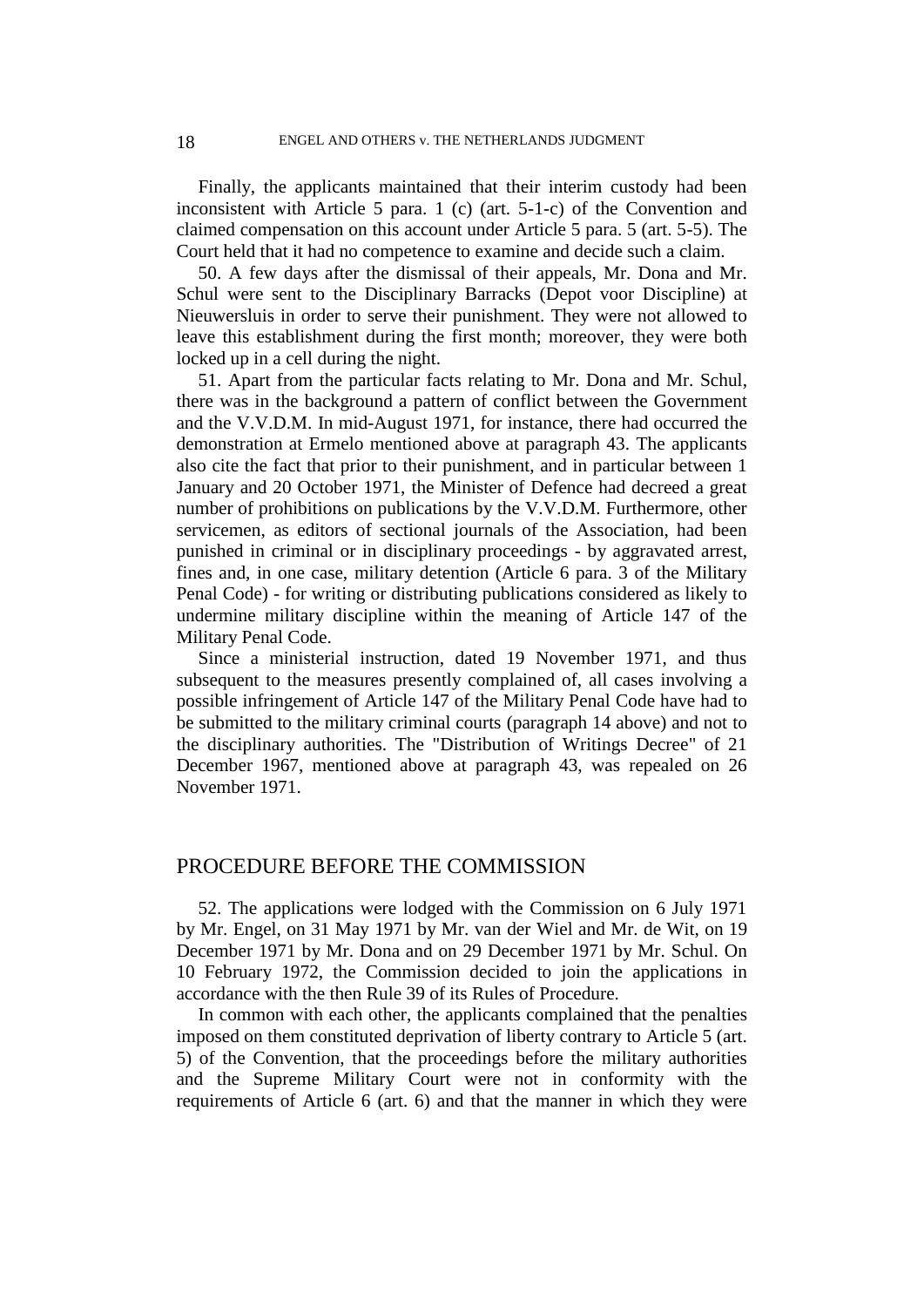Finally, the applicants maintained that their interim custody had been inconsistent with Article 5 para. 1 (c) (art. 5-1-c) of the Convention and claimed compensation on this account under Article 5 para. 5 (art. 5-5). The Court held that it had no competence to examine and decide such a claim.

50. A few days after the dismissal of their appeals, Mr. Dona and Mr. Schul were sent to the Disciplinary Barracks (Depot voor Discipline) at Nieuwersluis in order to serve their punishment. They were not allowed to leave this establishment during the first month; moreover, they were both locked up in a cell during the night.

51. Apart from the particular facts relating to Mr. Dona and Mr. Schul, there was in the background a pattern of conflict between the Government and the V.V.D.M. In mid-August 1971, for instance, there had occurred the demonstration at Ermelo mentioned above at paragraph 43. The applicants also cite the fact that prior to their punishment, and in particular between 1 January and 20 October 1971, the Minister of Defence had decreed a great number of prohibitions on publications by the V.V.D.M. Furthermore, other servicemen, as editors of sectional journals of the Association, had been punished in criminal or in disciplinary proceedings - by aggravated arrest, fines and, in one case, military detention (Article 6 para. 3 of the Military Penal Code) - for writing or distributing publications considered as likely to undermine military discipline within the meaning of Article 147 of the Military Penal Code.

Since a ministerial instruction, dated 19 November 1971, and thus subsequent to the measures presently complained of, all cases involving a possible infringement of Article 147 of the Military Penal Code have had to be submitted to the military criminal courts (paragraph 14 above) and not to the disciplinary authorities. The "Distribution of Writings Decree" of 21 December 1967, mentioned above at paragraph 43, was repealed on 26 November 1971.

## PROCEDURE BEFORE THE COMMISSION

52. The applications were lodged with the Commission on 6 July 1971 by Mr. Engel, on 31 May 1971 by Mr. van der Wiel and Mr. de Wit, on 19 December 1971 by Mr. Dona and on 29 December 1971 by Mr. Schul. On 10 February 1972, the Commission decided to join the applications in accordance with the then Rule 39 of its Rules of Procedure.

In common with each other, the applicants complained that the penalties imposed on them constituted deprivation of liberty contrary to Article 5 (art. 5) of the Convention, that the proceedings before the military authorities and the Supreme Military Court were not in conformity with the requirements of Article 6 (art. 6) and that the manner in which they were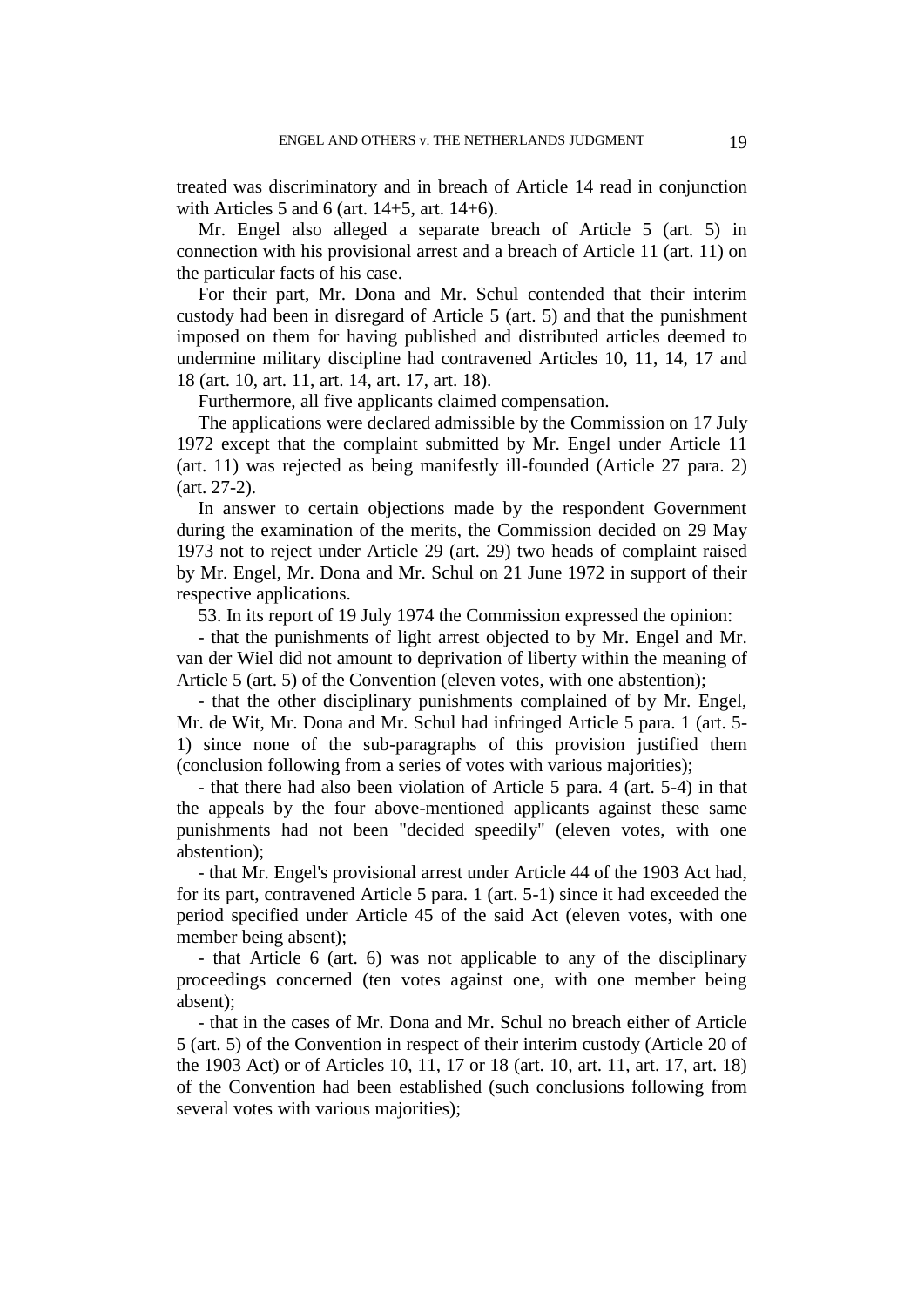treated was discriminatory and in breach of Article 14 read in conjunction with Articles 5 and 6 (art. 14+5, art. 14+6).

Mr. Engel also alleged a separate breach of Article 5 (art. 5) in connection with his provisional arrest and a breach of Article 11 (art. 11) on the particular facts of his case.

For their part, Mr. Dona and Mr. Schul contended that their interim custody had been in disregard of Article 5 (art. 5) and that the punishment imposed on them for having published and distributed articles deemed to undermine military discipline had contravened Articles 10, 11, 14, 17 and 18 (art. 10, art. 11, art. 14, art. 17, art. 18).

Furthermore, all five applicants claimed compensation.

The applications were declared admissible by the Commission on 17 July 1972 except that the complaint submitted by Mr. Engel under Article 11 (art. 11) was rejected as being manifestly ill-founded (Article 27 para. 2) (art. 27-2).

In answer to certain objections made by the respondent Government during the examination of the merits, the Commission decided on 29 May 1973 not to reject under Article 29 (art. 29) two heads of complaint raised by Mr. Engel, Mr. Dona and Mr. Schul on 21 June 1972 in support of their respective applications.

53. In its report of 19 July 1974 the Commission expressed the opinion:

- that the punishments of light arrest objected to by Mr. Engel and Mr. van der Wiel did not amount to deprivation of liberty within the meaning of Article 5 (art. 5) of the Convention (eleven votes, with one abstention);

- that the other disciplinary punishments complained of by Mr. Engel, Mr. de Wit, Mr. Dona and Mr. Schul had infringed Article 5 para. 1 (art. 5-1) since none of the sub-paragraphs of this provision justified them (conclusion following from a series of votes with various majorities);

- that there had also been violation of Article 5 para. 4 (art. 5-4) in that the appeals by the four above-mentioned applicants against these same punishments had not been "decided speedily" (eleven votes, with one abstention);

- that Mr. Engel's provisional arrest under Article 44 of the 1903 Act had, for its part, contravened Article 5 para. 1 (art. 5-1) since it had exceeded the period specified under Article 45 of the said Act (eleven votes, with one member being absent);

- that Article 6 (art. 6) was not applicable to any of the disciplinary proceedings concerned (ten votes against one, with one member being absent);

- that in the cases of Mr. Dona and Mr. Schul no breach either of Article 5 (art. 5) of the Convention in respect of their interim custody (Article 20 of the 1903 Act) or of Articles 10, 11, 17 or 18 (art. 10, art. 11, art. 17, art. 18) of the Convention had been established (such conclusions following from several votes with various majorities);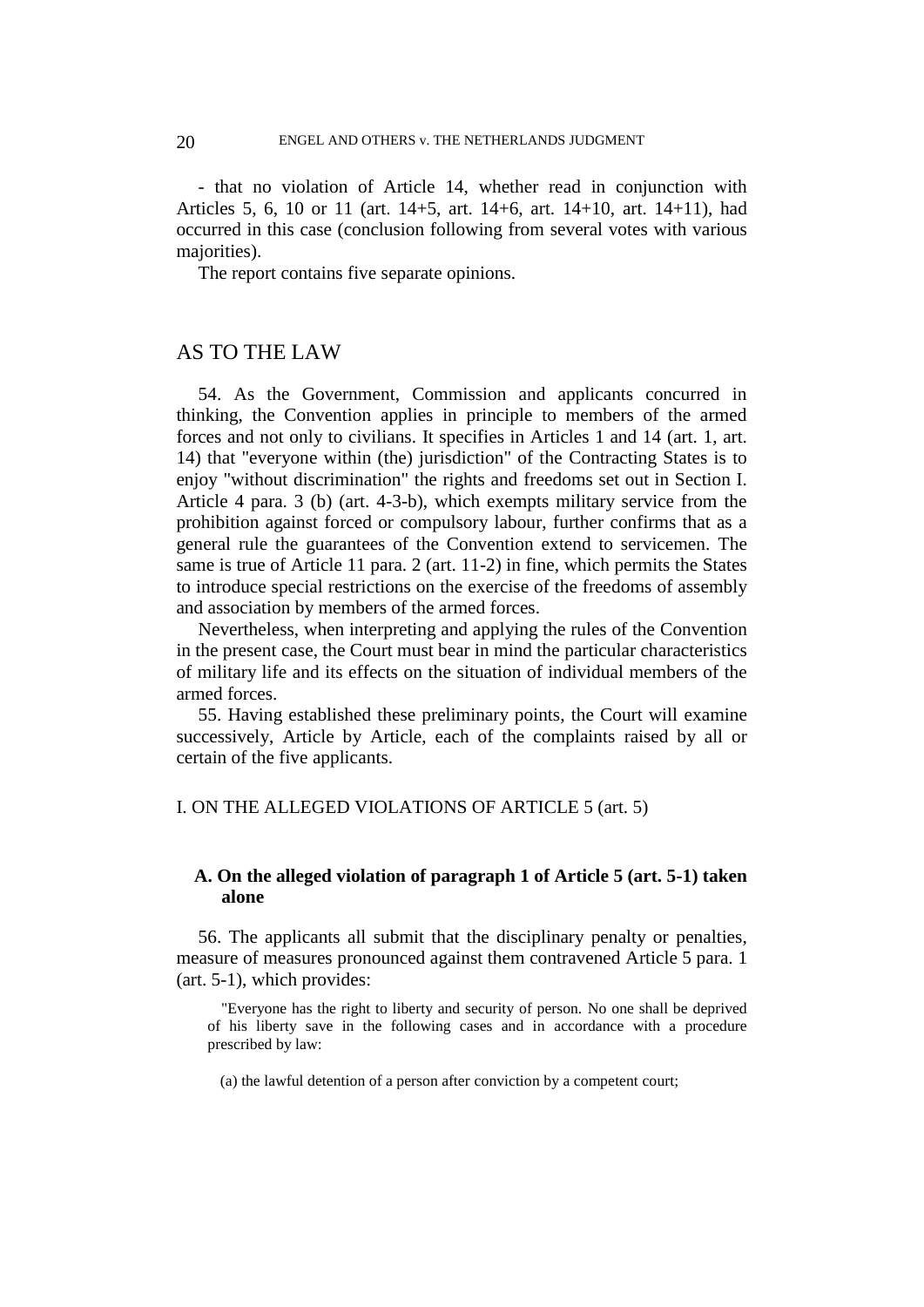- that no violation of Article 14, whether read in conjunction with Articles 5, 6, 10 or 11 (art. 14+5, art. 14+6, art. 14+10, art. 14+11), had occurred in this case (conclusion following from several votes with various majorities).

The report contains five separate opinions.

## AS TO THE LAW

54. As the Government, Commission and applicants concurred in thinking, the Convention applies in principle to members of the armed forces and not only to civilians. It specifies in Articles 1 and 14 (art. 1, art. 14) that "everyone within (the) jurisdiction" of the Contracting States is to enjoy "without discrimination" the rights and freedoms set out in Section I. Article 4 para. 3 (b) (art. 4-3-b), which exempts military service from the prohibition against forced or compulsory labour, further confirms that as a general rule the guarantees of the Convention extend to servicemen. The same is true of Article 11 para. 2 (art. 11-2) in fine, which permits the States to introduce special restrictions on the exercise of the freedoms of assembly and association by members of the armed forces.

Nevertheless, when interpreting and applying the rules of the Convention in the present case, the Court must bear in mind the particular characteristics of military life and its effects on the situation of individual members of the armed forces.

55. Having established these preliminary points, the Court will examine successively, Article by Article, each of the complaints raised by all or certain of the five applicants.

### I. ON THE ALLEGED VIOLATIONS OF ARTICLE 5 (art. 5)

#### A. On the alleged violation of paragraph 1 of Article 5 (art. 5-1) taken alone

56. The applicants all submit that the disciplinary penalty or penalties, measure of measures pronounced against them contravened Article 5 para. 1 (art. 5-1), which provides:

> "Everyone has the right to liberty and security of person. No one shall be deprived of his liberty save in the following cases and in accordance with a procedure prescribed by law:
>
> (a) the lawful detention of a person after conviction by a competent court;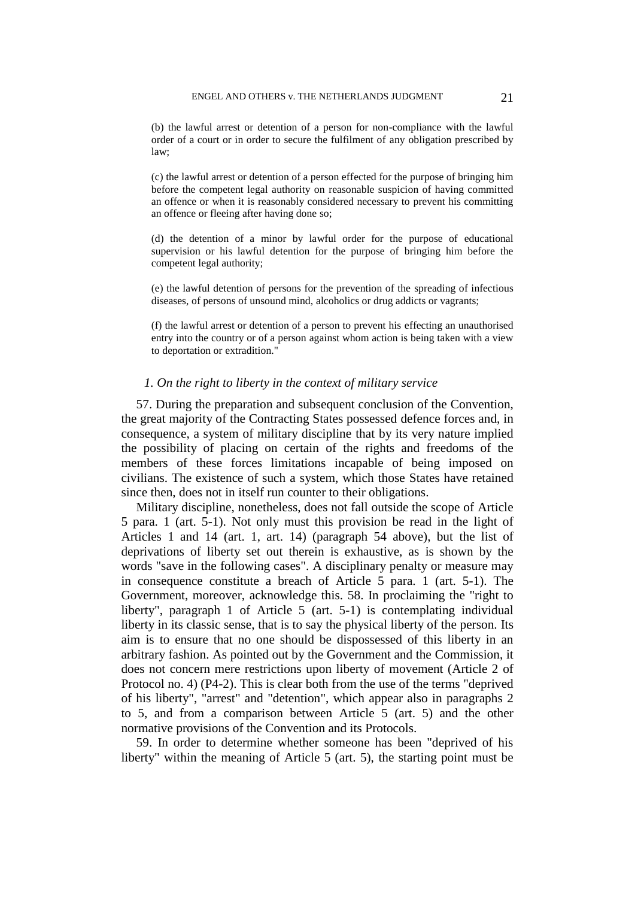(b) the lawful arrest or detention of a person for non-compliance with the lawful order of a court or in order to secure the fulfilment of any obligation prescribed by law;

(c) the lawful arrest or detention of a person effected for the purpose of bringing him before the competent legal authority on reasonable suspicion of having committed an offence or when it is reasonably considered necessary to prevent his committing an offence or fleeing after having done so;

(d) the detention of a minor by lawful order for the purpose of educational supervision or his lawful detention for the purpose of bringing him before the competent legal authority;

(e) the lawful detention of persons for the prevention of the spreading of infectious diseases, of persons of unsound mind, alcoholics or drug addicts or vagrants;

(f) the lawful arrest or detention of a person to prevent his effecting an unauthorised entry into the country or of a person against whom action is being taken with a view to deportation or extradition."

*1. On the right to liberty in the context of military service*

57. During the preparation and subsequent conclusion of the Convention, the great majority of the Contracting States possessed defence forces and, in consequence, a system of military discipline that by its very nature implied the possibility of placing on certain of the rights and freedoms of the members of these forces limitations incapable of being imposed on civilians. The existence of such a system, which those States have retained since then, does not in itself run counter to their obligations.

Military discipline, nonetheless, does not fall outside the scope of Article 5 para. 1 (art. 5-1). Not only must this provision be read in the light of Articles 1 and 14 (art. 1, art. 14) (paragraph 54 above), but the list of deprivations of liberty set out therein is exhaustive, as is shown by the words "save in the following cases". A disciplinary penalty or measure may in consequence constitute a breach of Article 5 para. 1 (art. 5-1). The Government, moreover, acknowledge this. 58. In proclaiming the "right to liberty", paragraph 1 of Article 5 (art. 5-1) is contemplating individual liberty in its classic sense, that is to say the physical liberty of the person. Its aim is to ensure that no one should be dispossessed of this liberty in an arbitrary fashion. As pointed out by the Government and the Commission, it does not concern mere restrictions upon liberty of movement (Article 2 of Protocol no. 4) (P4-2). This is clear both from the use of the terms "deprived of his liberty", "arrest" and "detention", which appear also in paragraphs 2 to 5, and from a comparison between Article 5 (art. 5) and the other normative provisions of the Convention and its Protocols.

59. In order to determine whether someone has been "deprived of his liberty" within the meaning of Article 5 (art. 5), the starting point must be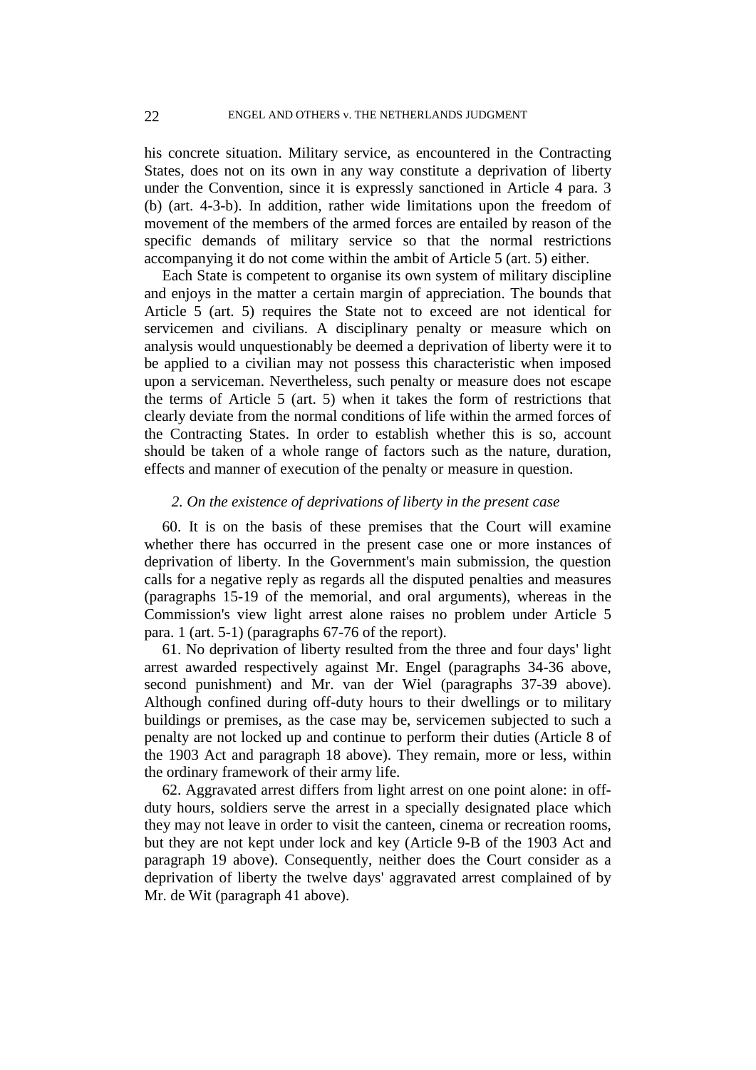his concrete situation. Military service, as encountered in the Contracting States, does not on its own in any way constitute a deprivation of liberty under the Convention, since it is expressly sanctioned in Article 4 para. 3 (b) (art. 4-3-b). In addition, rather wide limitations upon the freedom of movement of the members of the armed forces are entailed by reason of the specific demands of military service so that the normal restrictions accompanying it do not come within the ambit of Article 5 (art. 5) either.

Each State is competent to organise its own system of military discipline and enjoys in the matter a certain margin of appreciation. The bounds that Article 5 (art. 5) requires the State not to exceed are not identical for servicemen and civilians. A disciplinary penalty or measure which on analysis would unquestionably be deemed a deprivation of liberty were it to be applied to a civilian may not possess this characteristic when imposed upon a serviceman. Nevertheless, such penalty or measure does not escape the terms of Article 5 (art. 5) when it takes the form of restrictions that clearly deviate from the normal conditions of life within the armed forces of the Contracting States. In order to establish whether this is so, account should be taken of a whole range of factors such as the nature, duration, effects and manner of execution of the penalty or measure in question.

*2. On the existence of deprivations of liberty in the present case*

60. It is on the basis of these premises that the Court will examine whether there has occurred in the present case one or more instances of deprivation of liberty. In the Government's main submission, the question calls for a negative reply as regards all the disputed penalties and measures (paragraphs 15-19 of the memorial, and oral arguments), whereas in the Commission's view light arrest alone raises no problem under Article 5 para. 1 (art. 5-1) (paragraphs 67-76 of the report).

61. No deprivation of liberty resulted from the three and four days' light arrest awarded respectively against Mr. Engel (paragraphs 34-36 above, second punishment) and Mr. van der Wiel (paragraphs 37-39 above). Although confined during off-duty hours to their dwellings or to military buildings or premises, as the case may be, servicemen subjected to such a penalty are not locked up and continue to perform their duties (Article 8 of the 1903 Act and paragraph 18 above). They remain, more or less, within the ordinary framework of their army life.

62. Aggravated arrest differs from light arrest on one point alone: in off-duty hours, soldiers serve the arrest in a specially designated place which they may not leave in order to visit the canteen, cinema or recreation rooms, but they are not kept under lock and key (Article 9-B of the 1903 Act and paragraph 19 above). Consequently, neither does the Court consider as a deprivation of liberty the twelve days' aggravated arrest complained of by Mr. de Wit (paragraph 41 above).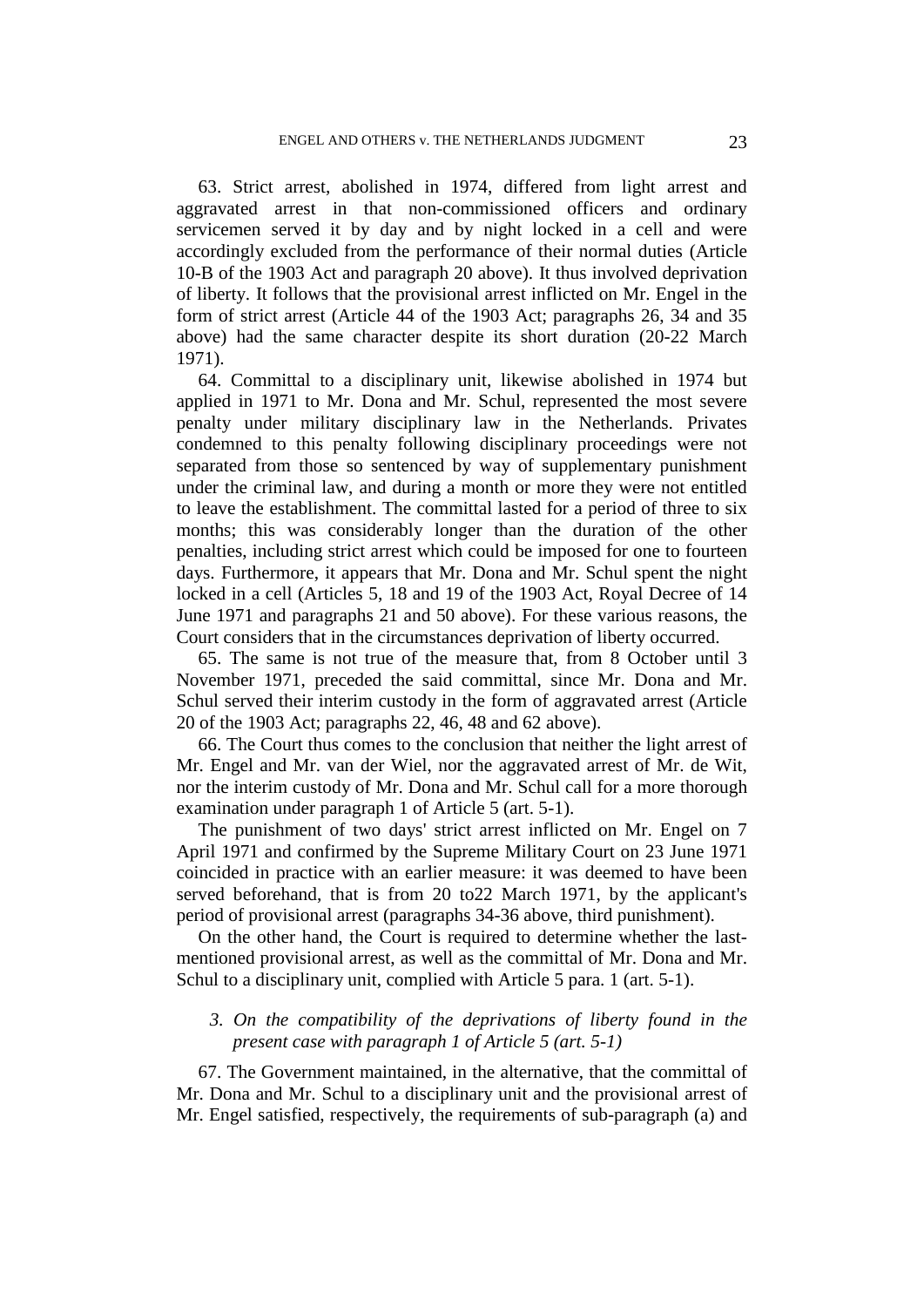63. Strict arrest, abolished in 1974, differed from light arrest and aggravated arrest in that non-commissioned officers and ordinary servicemen served it by day and by night locked in a cell and were accordingly excluded from the performance of their normal duties (Article 10-B of the 1903 Act and paragraph 20 above). It thus involved deprivation of liberty. It follows that the provisional arrest inflicted on Mr. Engel in the form of strict arrest (Article 44 of the 1903 Act; paragraphs 26, 34 and 35 above) had the same character despite its short duration (20-22 March 1971).

64. Committal to a disciplinary unit, likewise abolished in 1974 but applied in 1971 to Mr. Dona and Mr. Schul, represented the most severe penalty under military disciplinary law in the Netherlands. Privates condemned to this penalty following disciplinary proceedings were not separated from those so sentenced by way of supplementary punishment under the criminal law, and during a month or more they were not entitled to leave the establishment. The committal lasted for a period of three to six months; this was considerably longer than the duration of the other penalties, including strict arrest which could be imposed for one to fourteen days. Furthermore, it appears that Mr. Dona and Mr. Schul spent the night locked in a cell (Articles 5, 18 and 19 of the 1903 Act, Royal Decree of 14 June 1971 and paragraphs 21 and 50 above). For these various reasons, the Court considers that in the circumstances deprivation of liberty occurred.

65. The same is not true of the measure that, from 8 October until 3 November 1971, preceded the said committal, since Mr. Dona and Mr. Schul served their interim custody in the form of aggravated arrest (Article 20 of the 1903 Act; paragraphs 22, 46, 48 and 62 above).

66. The Court thus comes to the conclusion that neither the light arrest of Mr. Engel and Mr. van der Wiel, nor the aggravated arrest of Mr. de Wit, nor the interim custody of Mr. Dona and Mr. Schul call for a more thorough examination under paragraph 1 of Article 5 (art. 5-1).

The punishment of two days' strict arrest inflicted on Mr. Engel on 7 April 1971 and confirmed by the Supreme Military Court on 23 June 1971 coincided in practice with an earlier measure: it was deemed to have been served beforehand, that is from 20 to22 March 1971, by the applicant's period of provisional arrest (paragraphs 34-36 above, third punishment).

On the other hand, the Court is required to determine whether the last-mentioned provisional arrest, as well as the committal of Mr. Dona and Mr. Schul to a disciplinary unit, complied with Article 5 para. 1 (art. 5-1).

### *3. On the compatibility of the deprivations of liberty found in the present case with paragraph 1 of Article 5 (art. 5-1)*

67. The Government maintained, in the alternative, that the committal of Mr. Dona and Mr. Schul to a disciplinary unit and the provisional arrest of Mr. Engel satisfied, respectively, the requirements of sub-paragraph (a) and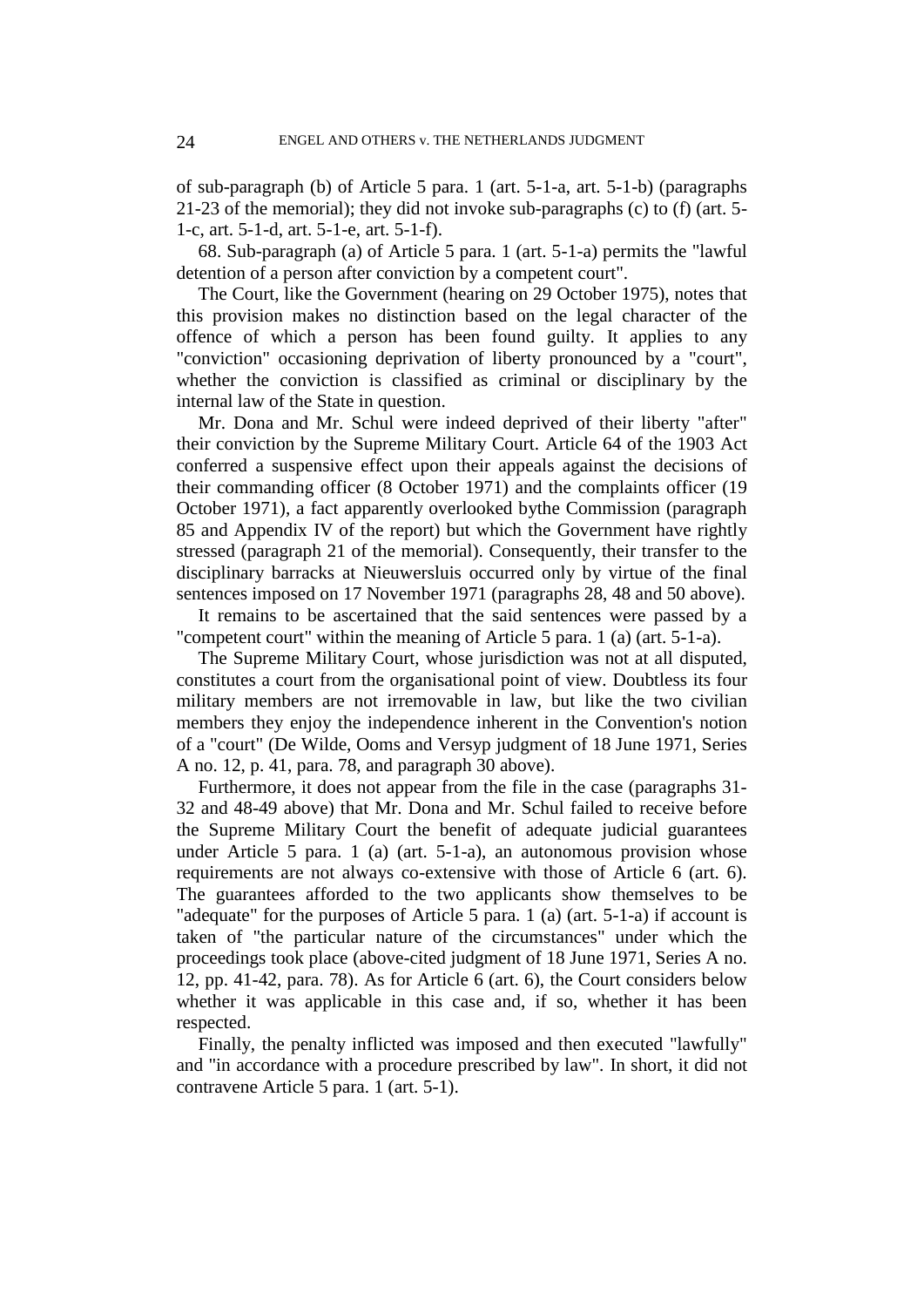of sub-paragraph (b) of Article 5 para. 1 (art. 5-1-a, art. 5-1-b) (paragraphs 21-23 of the memorial); they did not invoke sub-paragraphs (c) to (f) (art. 5-1-c, art. 5-1-d, art. 5-1-e, art. 5-1-f).

68. Sub-paragraph (a) of Article 5 para. 1 (art. 5-1-a) permits the "lawful detention of a person after conviction by a competent court".

The Court, like the Government (hearing on 29 October 1975), notes that this provision makes no distinction based on the legal character of the offence of which a person has been found guilty. It applies to any "conviction" occasioning deprivation of liberty pronounced by a "court", whether the conviction is classified as criminal or disciplinary by the internal law of the State in question.

Mr. Dona and Mr. Schul were indeed deprived of their liberty "after" their conviction by the Supreme Military Court. Article 64 of the 1903 Act conferred a suspensive effect upon their appeals against the decisions of their commanding officer (8 October 1971) and the complaints officer (19 October 1971), a fact apparently overlooked bythe Commission (paragraph 85 and Appendix IV of the report) but which the Government have rightly stressed (paragraph 21 of the memorial). Consequently, their transfer to the disciplinary barracks at Nieuwersluis occurred only by virtue of the final sentences imposed on 17 November 1971 (paragraphs 28, 48 and 50 above).

It remains to be ascertained that the said sentences were passed by a "competent court" within the meaning of Article 5 para. 1 (a) (art. 5-1-a).

The Supreme Military Court, whose jurisdiction was not at all disputed, constitutes a court from the organisational point of view. Doubtless its four military members are not irremovable in law, but like the two civilian members they enjoy the independence inherent in the Convention's notion of a "court" (De Wilde, Ooms and Versyp judgment of 18 June 1971, Series A no. 12, p. 41, para. 78, and paragraph 30 above).

Furthermore, it does not appear from the file in the case (paragraphs 31-32 and 48-49 above) that Mr. Dona and Mr. Schul failed to receive before the Supreme Military Court the benefit of adequate judicial guarantees under Article 5 para. 1 (a) (art. 5-1-a), an autonomous provision whose requirements are not always co-extensive with those of Article 6 (art. 6). The guarantees afforded to the two applicants show themselves to be "adequate" for the purposes of Article 5 para. 1 (a) (art. 5-1-a) if account is taken of "the particular nature of the circumstances" under which the proceedings took place (above-cited judgment of 18 June 1971, Series A no. 12, pp. 41-42, para. 78). As for Article 6 (art. 6), the Court considers below whether it was applicable in this case and, if so, whether it has been respected.

Finally, the penalty inflicted was imposed and then executed "lawfully" and "in accordance with a procedure prescribed by law". In short, it did not contravene Article 5 para. 1 (art. 5-1).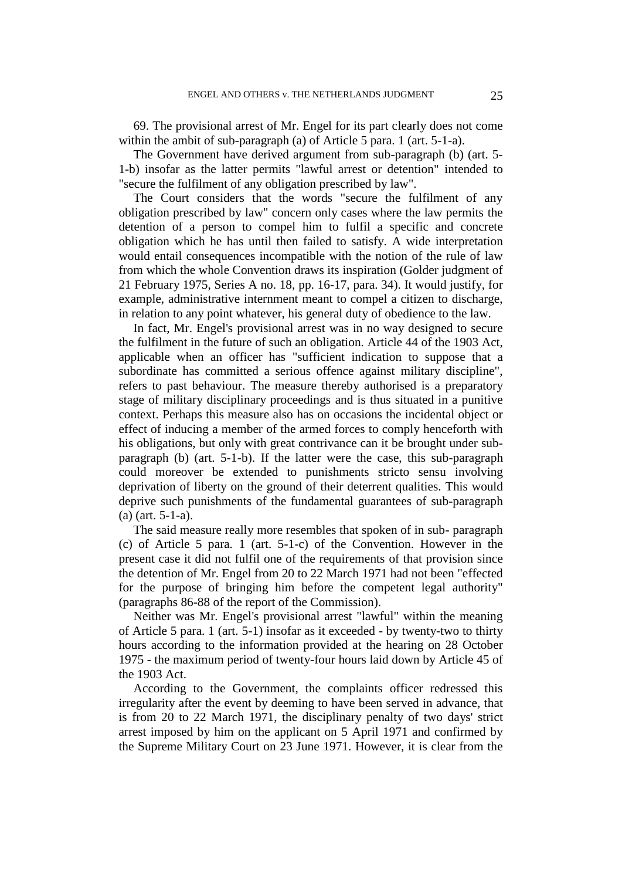69. The provisional arrest of Mr. Engel for its part clearly does not come within the ambit of sub-paragraph (a) of Article 5 para. 1 (art. 5-1-a).

The Government have derived argument from sub-paragraph (b) (art. 5-1-b) insofar as the latter permits "lawful arrest or detention" intended to "secure the fulfilment of any obligation prescribed by law".

The Court considers that the words "secure the fulfilment of any obligation prescribed by law" concern only cases where the law permits the detention of a person to compel him to fulfil a specific and concrete obligation which he has until then failed to satisfy. A wide interpretation would entail consequences incompatible with the notion of the rule of law from which the whole Convention draws its inspiration (Golder judgment of 21 February 1975, Series A no. 18, pp. 16-17, para. 34). It would justify, for example, administrative internment meant to compel a citizen to discharge, in relation to any point whatever, his general duty of obedience to the law.

In fact, Mr. Engel's provisional arrest was in no way designed to secure the fulfilment in the future of such an obligation. Article 44 of the 1903 Act, applicable when an officer has "sufficient indication to suppose that a subordinate has committed a serious offence against military discipline", refers to past behaviour. The measure thereby authorised is a preparatory stage of military disciplinary proceedings and is thus situated in a punitive context. Perhaps this measure also has on occasions the incidental object or effect of inducing a member of the armed forces to comply henceforth with his obligations, but only with great contrivance can it be brought under sub-paragraph (b) (art. 5-1-b). If the latter were the case, this sub-paragraph could moreover be extended to punishments stricto sensu involving deprivation of liberty on the ground of their deterrent qualities. This would deprive such punishments of the fundamental guarantees of sub-paragraph (a) (art. 5-1-a).

The said measure really more resembles that spoken of in sub- paragraph (c) of Article 5 para. 1 (art. 5-1-c) of the Convention. However in the present case it did not fulfil one of the requirements of that provision since the detention of Mr. Engel from 20 to 22 March 1971 had not been "effected for the purpose of bringing him before the competent legal authority" (paragraphs 86-88 of the report of the Commission).

Neither was Mr. Engel's provisional arrest "lawful" within the meaning of Article 5 para. 1 (art. 5-1) insofar as it exceeded - by twenty-two to thirty hours according to the information provided at the hearing on 28 October 1975 - the maximum period of twenty-four hours laid down by Article 45 of the 1903 Act.

According to the Government, the complaints officer redressed this irregularity after the event by deeming to have been served in advance, that is from 20 to 22 March 1971, the disciplinary penalty of two days' strict arrest imposed by him on the applicant on 5 April 1971 and confirmed by the Supreme Military Court on 23 June 1971. However, it is clear from the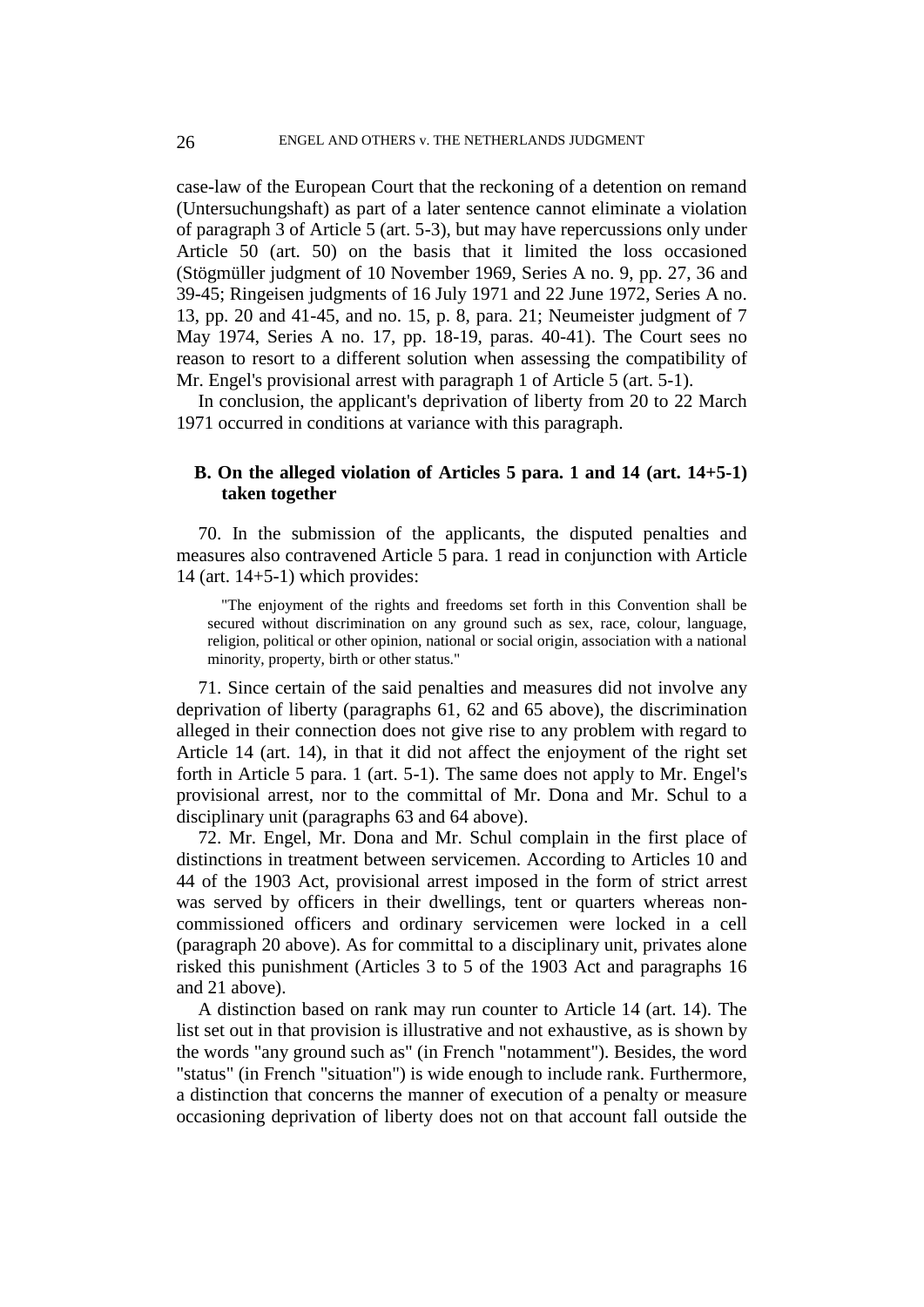case-law of the European Court that the reckoning of a detention on remand (Untersuchungshaft) as part of a later sentence cannot eliminate a violation of paragraph 3 of Article 5 (art. 5-3), but may have repercussions only under Article 50 (art. 50) on the basis that it limited the loss occasioned (Stögmüller judgment of 10 November 1969, Series A no. 9, pp. 27, 36 and 39-45; Ringeisen judgments of 16 July 1971 and 22 June 1972, Series A no. 13, pp. 20 and 41-45, and no. 15, p. 8, para. 21; Neumeister judgment of 7 May 1974, Series A no. 17, pp. 18-19, paras. 40-41). The Court sees no reason to resort to a different solution when assessing the compatibility of Mr. Engel's provisional arrest with paragraph 1 of Article 5 (art. 5-1).

In conclusion, the applicant's deprivation of liberty from 20 to 22 March 1971 occurred in conditions at variance with this paragraph.

### B. On the alleged violation of Articles 5 para. 1 and 14 (art. 14+5-1) taken together

70. In the submission of the applicants, the disputed penalties and measures also contravened Article 5 para. 1 read in conjunction with Article 14 (art. 14+5-1) which provides:

> "The enjoyment of the rights and freedoms set forth in this Convention shall be secured without discrimination on any ground such as sex, race, colour, language, religion, political or other opinion, national or social origin, association with a national minority, property, birth or other status."

71. Since certain of the said penalties and measures did not involve any deprivation of liberty (paragraphs 61, 62 and 65 above), the discrimination alleged in their connection does not give rise to any problem with regard to Article 14 (art. 14), in that it did not affect the enjoyment of the right set forth in Article 5 para. 1 (art. 5-1). The same does not apply to Mr. Engel's provisional arrest, nor to the committal of Mr. Dona and Mr. Schul to a disciplinary unit (paragraphs 63 and 64 above).

72. Mr. Engel, Mr. Dona and Mr. Schul complain in the first place of distinctions in treatment between servicemen. According to Articles 10 and 44 of the 1903 Act, provisional arrest imposed in the form of strict arrest was served by officers in their dwellings, tent or quarters whereas non-commissioned officers and ordinary servicemen were locked in a cell (paragraph 20 above). As for committal to a disciplinary unit, privates alone risked this punishment (Articles 3 to 5 of the 1903 Act and paragraphs 16 and 21 above).

A distinction based on rank may run counter to Article 14 (art. 14). The list set out in that provision is illustrative and not exhaustive, as is shown by the words "any ground such as" (in French "notamment"). Besides, the word "status" (in French "situation") is wide enough to include rank. Furthermore, a distinction that concerns the manner of execution of a penalty or measure occasioning deprivation of liberty does not on that account fall outside the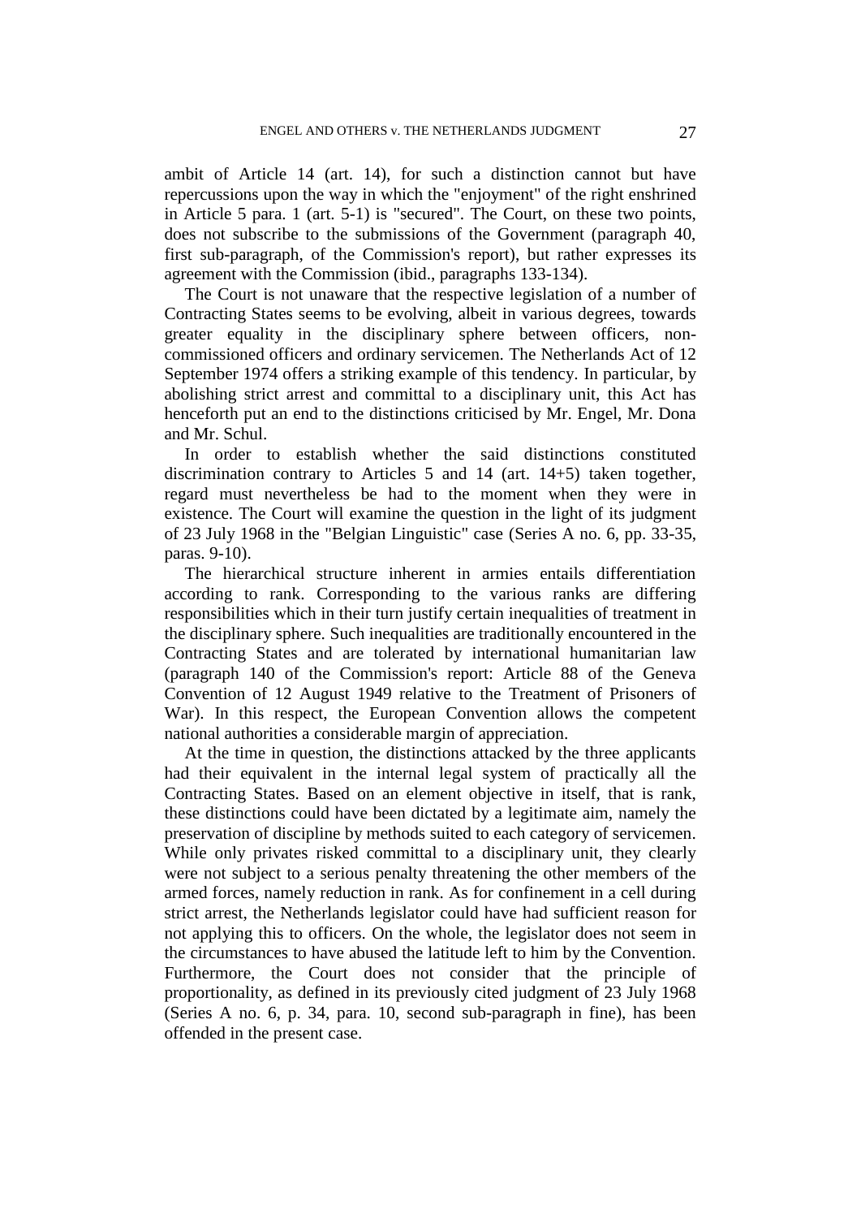ambit of Article 14 (art. 14), for such a distinction cannot but have repercussions upon the way in which the "enjoyment" of the right enshrined in Article 5 para. 1 (art. 5-1) is "secured". The Court, on these two points, does not subscribe to the submissions of the Government (paragraph 40, first sub-paragraph, of the Commission's report), but rather expresses its agreement with the Commission (ibid., paragraphs 133-134).

The Court is not unaware that the respective legislation of a number of Contracting States seems to be evolving, albeit in various degrees, towards greater equality in the disciplinary sphere between officers, non-commissioned officers and ordinary servicemen. The Netherlands Act of 12 September 1974 offers a striking example of this tendency. In particular, by abolishing strict arrest and committal to a disciplinary unit, this Act has henceforth put an end to the distinctions criticised by Mr. Engel, Mr. Dona and Mr. Schul.

In order to establish whether the said distinctions constituted discrimination contrary to Articles 5 and 14 (art. 14+5) taken together, regard must nevertheless be had to the moment when they were in existence. The Court will examine the question in the light of its judgment of 23 July 1968 in the "Belgian Linguistic" case (Series A no. 6, pp. 33-35, paras. 9-10).

The hierarchical structure inherent in armies entails differentiation according to rank. Corresponding to the various ranks are differing responsibilities which in their turn justify certain inequalities of treatment in the disciplinary sphere. Such inequalities are traditionally encountered in the Contracting States and are tolerated by international humanitarian law (paragraph 140 of the Commission's report: Article 88 of the Geneva Convention of 12 August 1949 relative to the Treatment of Prisoners of War). In this respect, the European Convention allows the competent national authorities a considerable margin of appreciation.

At the time in question, the distinctions attacked by the three applicants had their equivalent in the internal legal system of practically all the Contracting States. Based on an element objective in itself, that is rank, these distinctions could have been dictated by a legitimate aim, namely the preservation of discipline by methods suited to each category of servicemen. While only privates risked committal to a disciplinary unit, they clearly were not subject to a serious penalty threatening the other members of the armed forces, namely reduction in rank. As for confinement in a cell during strict arrest, the Netherlands legislator could have had sufficient reason for not applying this to officers. On the whole, the legislator does not seem in the circumstances to have abused the latitude left to him by the Convention. Furthermore, the Court does not consider that the principle of proportionality, as defined in its previously cited judgment of 23 July 1968 (Series A no. 6, p. 34, para. 10, second sub-paragraph in fine), has been offended in the present case.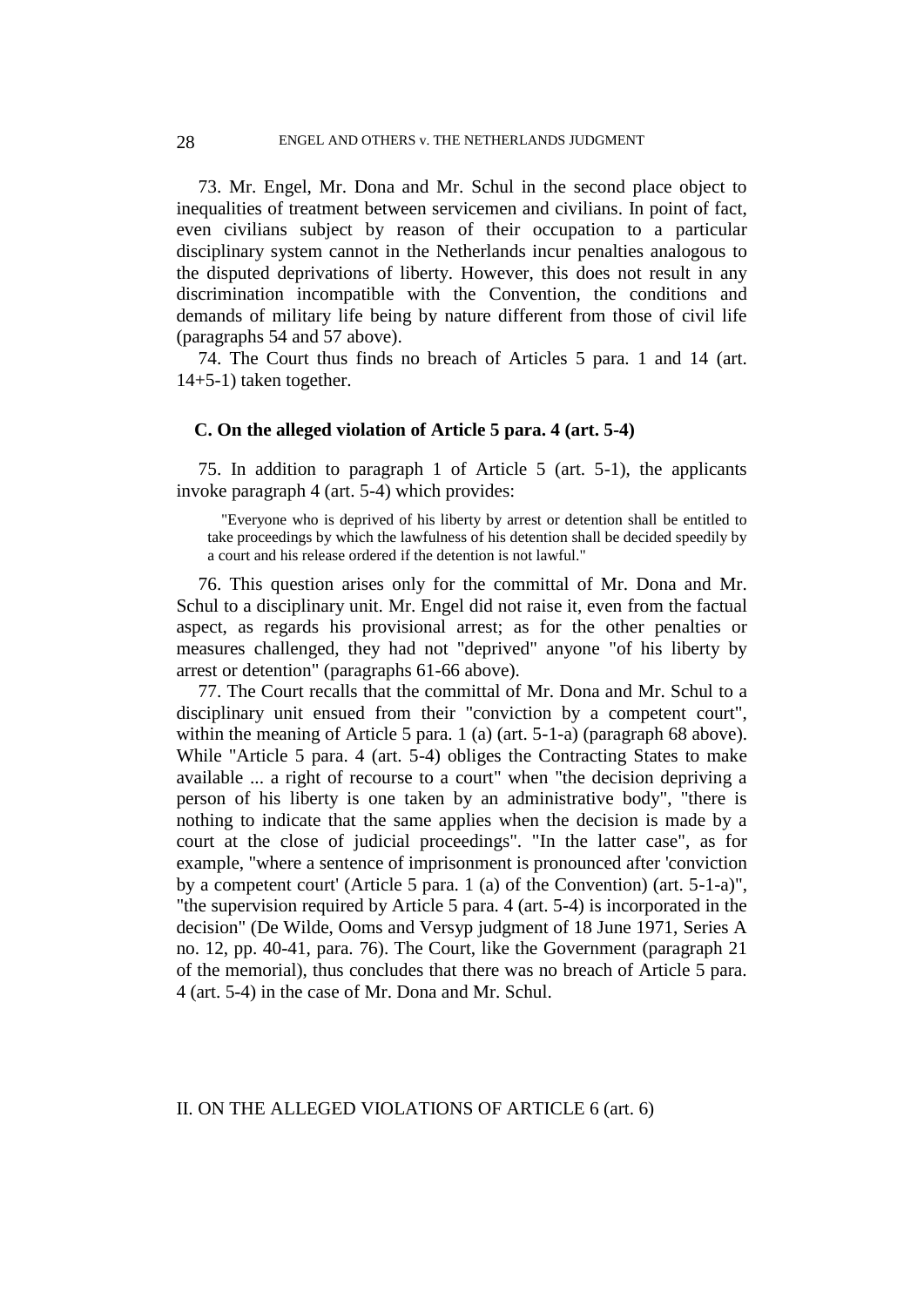73. Mr. Engel, Mr. Dona and Mr. Schul in the second place object to inequalities of treatment between servicemen and civilians. In point of fact, even civilians subject by reason of their occupation to a particular disciplinary system cannot in the Netherlands incur penalties analogous to the disputed deprivations of liberty. However, this does not result in any discrimination incompatible with the Convention, the conditions and demands of military life being by nature different from those of civil life (paragraphs 54 and 57 above).

74. The Court thus finds no breach of Articles 5 para. 1 and 14 (art. 14+5-1) taken together.

### C. On the alleged violation of Article 5 para. 4 (art. 5-4)

75. In addition to paragraph 1 of Article 5 (art. 5-1), the applicants invoke paragraph 4 (art. 5-4) which provides:

> "Everyone who is deprived of his liberty by arrest or detention shall be entitled to take proceedings by which the lawfulness of his detention shall be decided speedily by a court and his release ordered if the detention is not lawful."

76. This question arises only for the committal of Mr. Dona and Mr. Schul to a disciplinary unit. Mr. Engel did not raise it, even from the factual aspect, as regards his provisional arrest; as for the other penalties or measures challenged, they had not "deprived" anyone "of his liberty by arrest or detention" (paragraphs 61-66 above).

77. The Court recalls that the committal of Mr. Dona and Mr. Schul to a disciplinary unit ensued from their "conviction by a competent court", within the meaning of Article 5 para. 1 (a) (art. 5-1-a) (paragraph 68 above). While "Article 5 para. 4 (art. 5-4) obliges the Contracting States to make available ... a right of recourse to a court" when "the decision depriving a person of his liberty is one taken by an administrative body", "there is nothing to indicate that the same applies when the decision is made by a court at the close of judicial proceedings". "In the latter case", as for example, "where a sentence of imprisonment is pronounced after 'conviction by a competent court' (Article 5 para. 1 (a) of the Convention) (art. 5-1-a)", "the supervision required by Article 5 para. 4 (art. 5-4) is incorporated in the decision" (De Wilde, Ooms and Versyp judgment of 18 June 1971, Series A no. 12, pp. 40-41, para. 76). The Court, like the Government (paragraph 21 of the memorial), thus concludes that there was no breach of Article 5 para. 4 (art. 5-4) in the case of Mr. Dona and Mr. Schul.

## II. ON THE ALLEGED VIOLATIONS OF ARTICLE 6 (art. 6)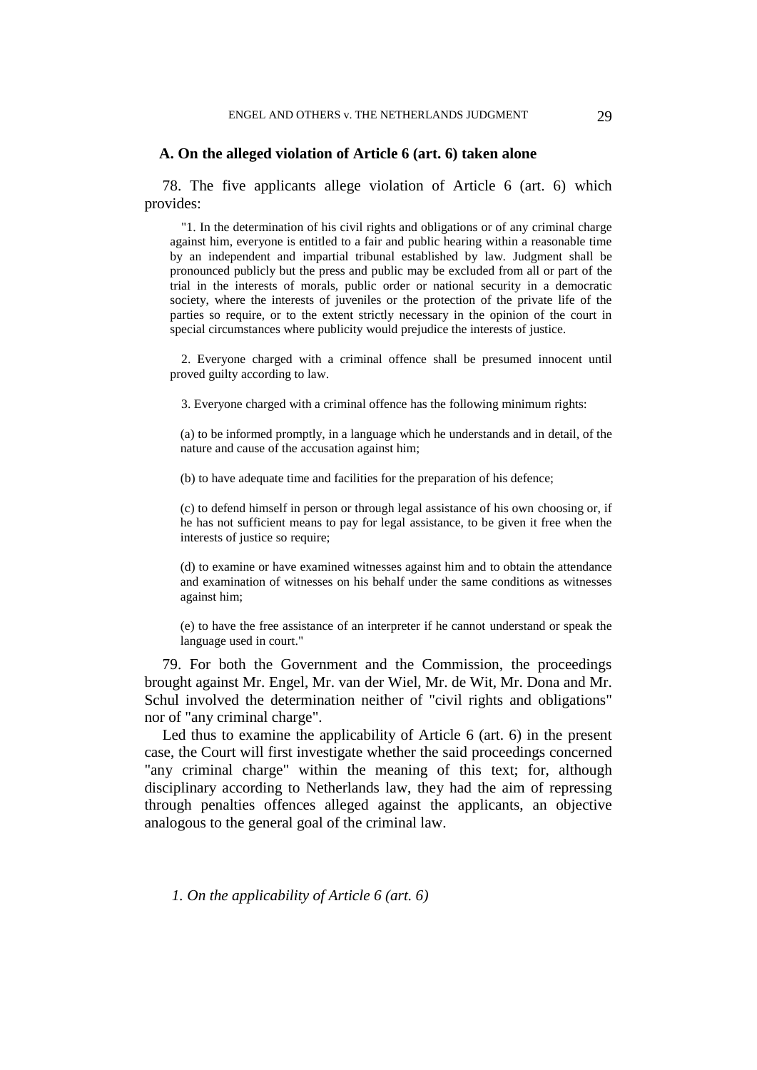### A. On the alleged violation of Article 6 (art. 6) taken alone

78. The five applicants allege violation of Article 6 (art. 6) which provides:

> "1. In the determination of his civil rights and obligations or of any criminal charge against him, everyone is entitled to a fair and public hearing within a reasonable time by an independent and impartial tribunal established by law. Judgment shall be pronounced publicly but the press and public may be excluded from all or part of the trial in the interests of morals, public order or national security in a democratic society, where the interests of juveniles or the protection of the private life of the parties so require, or to the extent strictly necessary in the opinion of the court in special circumstances where publicity would prejudice the interests of justice.
>
> 2. Everyone charged with a criminal offence shall be presumed innocent until proved guilty according to law.
>
> 3. Everyone charged with a criminal offence has the following minimum rights:
>
> (a) to be informed promptly, in a language which he understands and in detail, of the nature and cause of the accusation against him;
>
> (b) to have adequate time and facilities for the preparation of his defence;
>
> (c) to defend himself in person or through legal assistance of his own choosing or, if he has not sufficient means to pay for legal assistance, to be given it free when the interests of justice so require;
>
> (d) to examine or have examined witnesses against him and to obtain the attendance and examination of witnesses on his behalf under the same conditions as witnesses against him;
>
> (e) to have the free assistance of an interpreter if he cannot understand or speak the language used in court."

79. For both the Government and the Commission, the proceedings brought against Mr. Engel, Mr. van der Wiel, Mr. de Wit, Mr. Dona and Mr. Schul involved the determination neither of "civil rights and obligations" nor of "any criminal charge".

Led thus to examine the applicability of Article 6 (art. 6) in the present case, the Court will first investigate whether the said proceedings concerned "any criminal charge" within the meaning of this text; for, although disciplinary according to Netherlands law, they had the aim of repressing through penalties offences alleged against the applicants, an objective analogous to the general goal of the criminal law.

#### *1. On the applicability of Article 6 (art. 6)*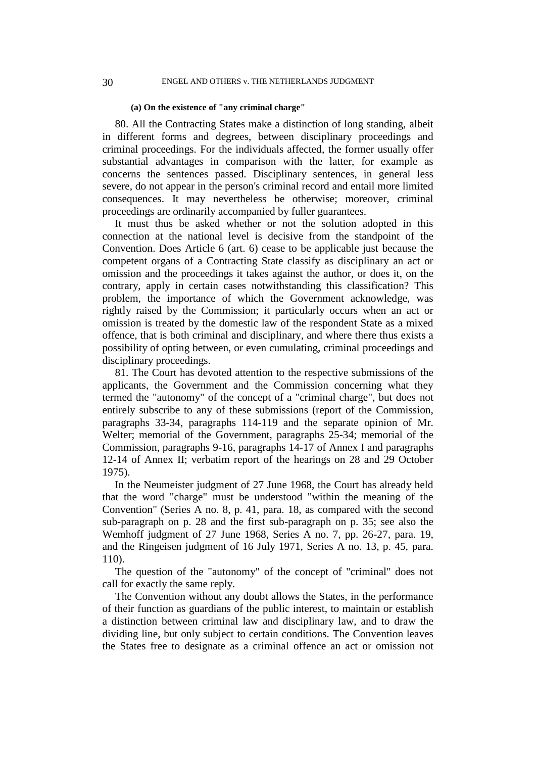#### (a) On the existence of "any criminal charge"

80. All the Contracting States make a distinction of long standing, albeit in different forms and degrees, between disciplinary proceedings and criminal proceedings. For the individuals affected, the former usually offer substantial advantages in comparison with the latter, for example as concerns the sentences passed. Disciplinary sentences, in general less severe, do not appear in the person's criminal record and entail more limited consequences. It may nevertheless be otherwise; moreover, criminal proceedings are ordinarily accompanied by fuller guarantees.

It must thus be asked whether or not the solution adopted in this connection at the national level is decisive from the standpoint of the Convention. Does Article 6 (art. 6) cease to be applicable just because the competent organs of a Contracting State classify as disciplinary an act or omission and the proceedings it takes against the author, or does it, on the contrary, apply in certain cases notwithstanding this classification? This problem, the importance of which the Government acknowledge, was rightly raised by the Commission; it particularly occurs when an act or omission is treated by the domestic law of the respondent State as a mixed offence, that is both criminal and disciplinary, and where there thus exists a possibility of opting between, or even cumulating, criminal proceedings and disciplinary proceedings.

81. The Court has devoted attention to the respective submissions of the applicants, the Government and the Commission concerning what they termed the "autonomy" of the concept of a "criminal charge", but does not entirely subscribe to any of these submissions (report of the Commission, paragraphs 33-34, paragraphs 114-119 and the separate opinion of Mr. Welter; memorial of the Government, paragraphs 25-34; memorial of the Commission, paragraphs 9-16, paragraphs 14-17 of Annex I and paragraphs 12-14 of Annex II; verbatim report of the hearings on 28 and 29 October 1975).

In the Neumeister judgment of 27 June 1968, the Court has already held that the word "charge" must be understood "within the meaning of the Convention" (Series A no. 8, p. 41, para. 18, as compared with the second sub-paragraph on p. 28 and the first sub-paragraph on p. 35; see also the Wemhoff judgment of 27 June 1968, Series A no. 7, pp. 26-27, para. 19, and the Ringeisen judgment of 16 July 1971, Series A no. 13, p. 45, para. 110).

The question of the "autonomy" of the concept of "criminal" does not call for exactly the same reply.

The Convention without any doubt allows the States, in the performance of their function as guardians of the public interest, to maintain or establish a distinction between criminal law and disciplinary law, and to draw the dividing line, but only subject to certain conditions. The Convention leaves the States free to designate as a criminal offence an act or omission not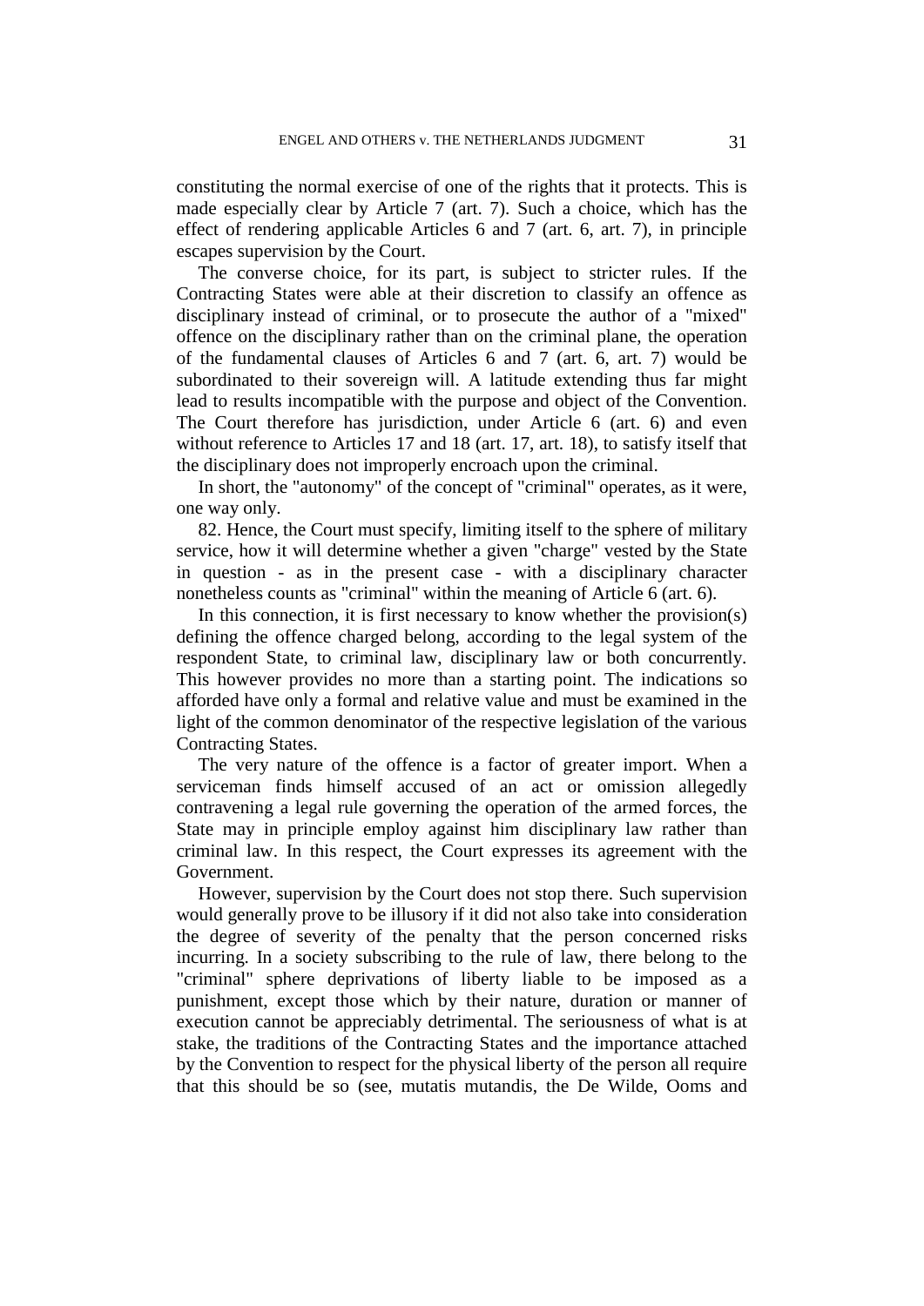constituting the normal exercise of one of the rights that it protects. This is made especially clear by Article 7 (art. 7). Such a choice, which has the effect of rendering applicable Articles 6 and 7 (art. 6, art. 7), in principle escapes supervision by the Court.

The converse choice, for its part, is subject to stricter rules. If the Contracting States were able at their discretion to classify an offence as disciplinary instead of criminal, or to prosecute the author of a "mixed" offence on the disciplinary rather than on the criminal plane, the operation of the fundamental clauses of Articles 6 and 7 (art. 6, art. 7) would be subordinated to their sovereign will. A latitude extending thus far might lead to results incompatible with the purpose and object of the Convention. The Court therefore has jurisdiction, under Article 6 (art. 6) and even without reference to Articles 17 and 18 (art. 17, art. 18), to satisfy itself that the disciplinary does not improperly encroach upon the criminal.

In short, the "autonomy" of the concept of "criminal" operates, as it were, one way only.

82. Hence, the Court must specify, limiting itself to the sphere of military service, how it will determine whether a given "charge" vested by the State in question - as in the present case - with a disciplinary character nonetheless counts as "criminal" within the meaning of Article 6 (art. 6).

In this connection, it is first necessary to know whether the provision(s) defining the offence charged belong, according to the legal system of the respondent State, to criminal law, disciplinary law or both concurrently. This however provides no more than a starting point. The indications so afforded have only a formal and relative value and must be examined in the light of the common denominator of the respective legislation of the various Contracting States.

The very nature of the offence is a factor of greater import. When a serviceman finds himself accused of an act or omission allegedly contravening a legal rule governing the operation of the armed forces, the State may in principle employ against him disciplinary law rather than criminal law. In this respect, the Court expresses its agreement with the Government.

However, supervision by the Court does not stop there. Such supervision would generally prove to be illusory if it did not also take into consideration the degree of severity of the penalty that the person concerned risks incurring. In a society subscribing to the rule of law, there belong to the "criminal" sphere deprivations of liberty liable to be imposed as a punishment, except those which by their nature, duration or manner of execution cannot be appreciably detrimental. The seriousness of what is at stake, the traditions of the Contracting States and the importance attached by the Convention to respect for the physical liberty of the person all require that this should be so (see, mutatis mutandis, the De Wilde, Ooms and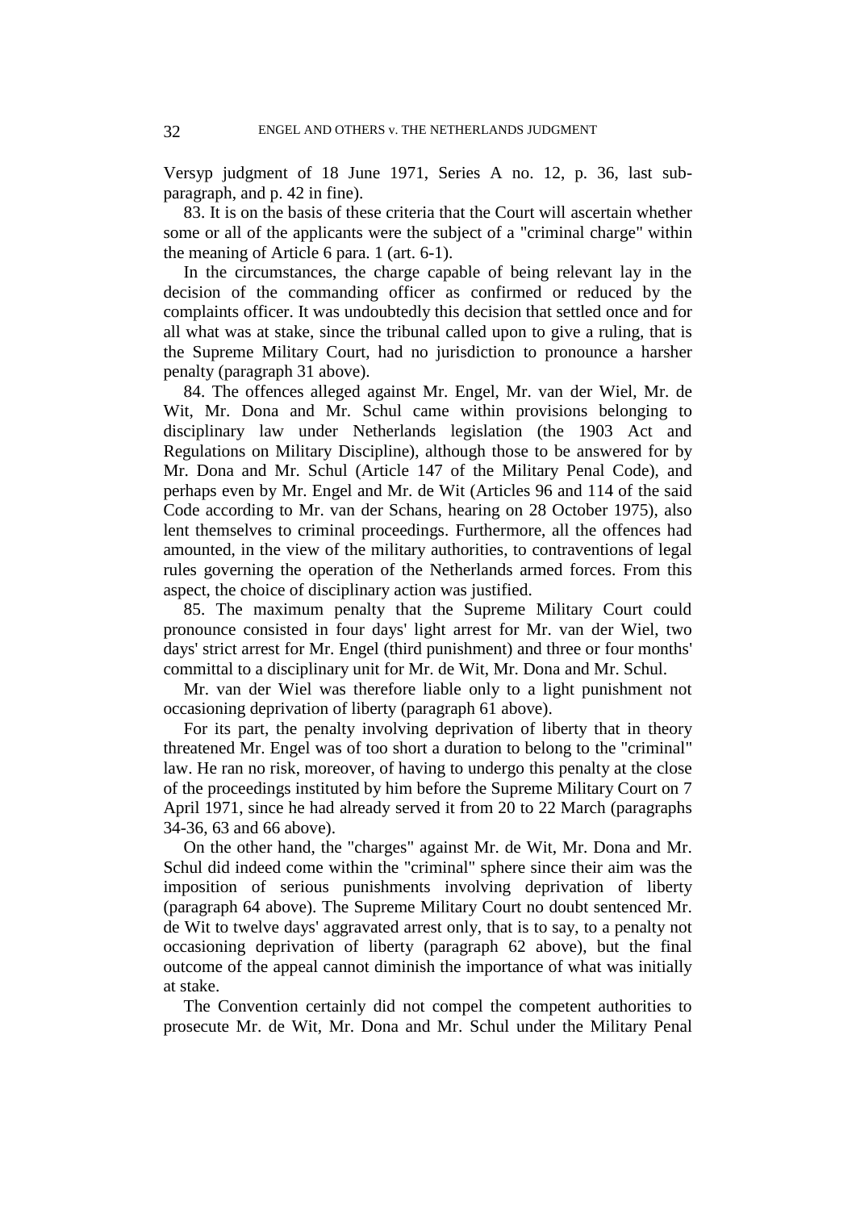Versyp judgment of 18 June 1971, Series A no. 12, p. 36, last sub-paragraph, and p. 42 in fine).

83. It is on the basis of these criteria that the Court will ascertain whether some or all of the applicants were the subject of a "criminal charge" within the meaning of Article 6 para. 1 (art. 6-1).

In the circumstances, the charge capable of being relevant lay in the decision of the commanding officer as confirmed or reduced by the complaints officer. It was undoubtedly this decision that settled once and for all what was at stake, since the tribunal called upon to give a ruling, that is the Supreme Military Court, had no jurisdiction to pronounce a harsher penalty (paragraph 31 above).

84. The offences alleged against Mr. Engel, Mr. van der Wiel, Mr. de Wit, Mr. Dona and Mr. Schul came within provisions belonging to disciplinary law under Netherlands legislation (the 1903 Act and Regulations on Military Discipline), although those to be answered for by Mr. Dona and Mr. Schul (Article 147 of the Military Penal Code), and perhaps even by Mr. Engel and Mr. de Wit (Articles 96 and 114 of the said Code according to Mr. van der Schans, hearing on 28 October 1975), also lent themselves to criminal proceedings. Furthermore, all the offences had amounted, in the view of the military authorities, to contraventions of legal rules governing the operation of the Netherlands armed forces. From this aspect, the choice of disciplinary action was justified.

85. The maximum penalty that the Supreme Military Court could pronounce consisted in four days' light arrest for Mr. van der Wiel, two days' strict arrest for Mr. Engel (third punishment) and three or four months' committal to a disciplinary unit for Mr. de Wit, Mr. Dona and Mr. Schul.

Mr. van der Wiel was therefore liable only to a light punishment not occasioning deprivation of liberty (paragraph 61 above).

For its part, the penalty involving deprivation of liberty that in theory threatened Mr. Engel was of too short a duration to belong to the "criminal" law. He ran no risk, moreover, of having to undergo this penalty at the close of the proceedings instituted by him before the Supreme Military Court on 7 April 1971, since he had already served it from 20 to 22 March (paragraphs 34-36, 63 and 66 above).

On the other hand, the "charges" against Mr. de Wit, Mr. Dona and Mr. Schul did indeed come within the "criminal" sphere since their aim was the imposition of serious punishments involving deprivation of liberty (paragraph 64 above). The Supreme Military Court no doubt sentenced Mr. de Wit to twelve days' aggravated arrest only, that is to say, to a penalty not occasioning deprivation of liberty (paragraph 62 above), but the final outcome of the appeal cannot diminish the importance of what was initially at stake.

The Convention certainly did not compel the competent authorities to prosecute Mr. de Wit, Mr. Dona and Mr. Schul under the Military Penal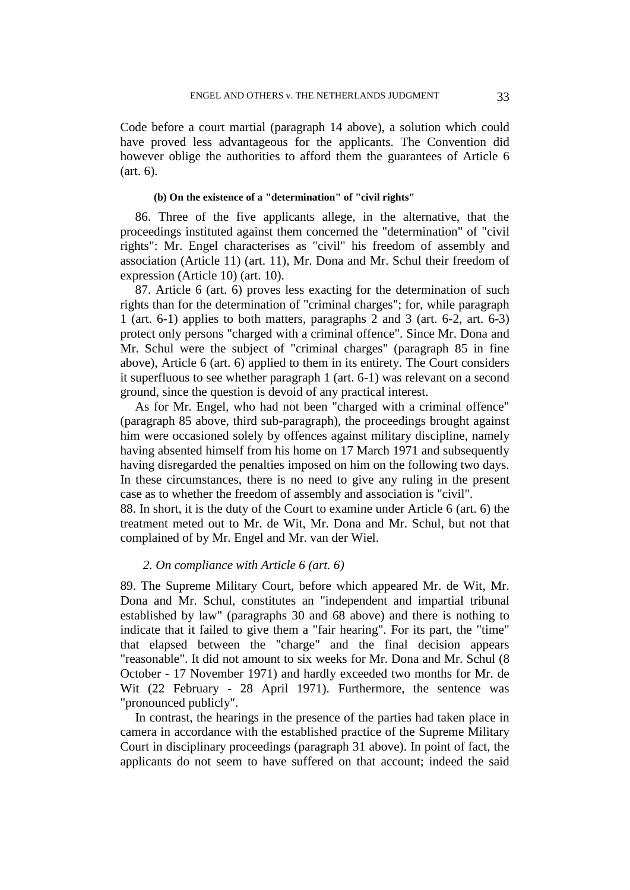Code before a court martial (paragraph 14 above), a solution which could have proved less advantageous for the applicants. The Convention did however oblige the authorities to afford them the guarantees of Article 6 (art. 6).

#### (b) On the existence of a "determination" of "civil rights"

86. Three of the five applicants allege, in the alternative, that the proceedings instituted against them concerned the "determination" of "civil rights": Mr. Engel characterises as "civil" his freedom of assembly and association (Article 11) (art. 11), Mr. Dona and Mr. Schul their freedom of expression (Article 10) (art. 10).

87. Article 6 (art. 6) proves less exacting for the determination of such rights than for the determination of "criminal charges"; for, while paragraph 1 (art. 6-1) applies to both matters, paragraphs 2 and 3 (art. 6-2, art. 6-3) protect only persons "charged with a criminal offence". Since Mr. Dona and Mr. Schul were the subject of "criminal charges" (paragraph 85 in fine above), Article 6 (art. 6) applied to them in its entirety. The Court considers it superfluous to see whether paragraph 1 (art. 6-1) was relevant on a second ground, since the question is devoid of any practical interest.

As for Mr. Engel, who had not been "charged with a criminal offence" (paragraph 85 above, third sub-paragraph), the proceedings brought against him were occasioned solely by offences against military discipline, namely having absented himself from his home on 17 March 1971 and subsequently having disregarded the penalties imposed on him on the following two days. In these circumstances, there is no need to give any ruling in the present case as to whether the freedom of assembly and association is "civil".

88. In short, it is the duty of the Court to examine under Article 6 (art. 6) the treatment meted out to Mr. de Wit, Mr. Dona and Mr. Schul, but not that complained of by Mr. Engel and Mr. van der Wiel.

### *2. On compliance with Article 6 (art. 6)*

89. The Supreme Military Court, before which appeared Mr. de Wit, Mr. Dona and Mr. Schul, constitutes an "independent and impartial tribunal established by law" (paragraphs 30 and 68 above) and there is nothing to indicate that it failed to give them a "fair hearing". For its part, the "time" that elapsed between the "charge" and the final decision appears "reasonable". It did not amount to six weeks for Mr. Dona and Mr. Schul (8 October - 17 November 1971) and hardly exceeded two months for Mr. de Wit (22 February - 28 April 1971). Furthermore, the sentence was "pronounced publicly".

In contrast, the hearings in the presence of the parties had taken place in camera in accordance with the established practice of the Supreme Military Court in disciplinary proceedings (paragraph 31 above). In point of fact, the applicants do not seem to have suffered on that account; indeed the said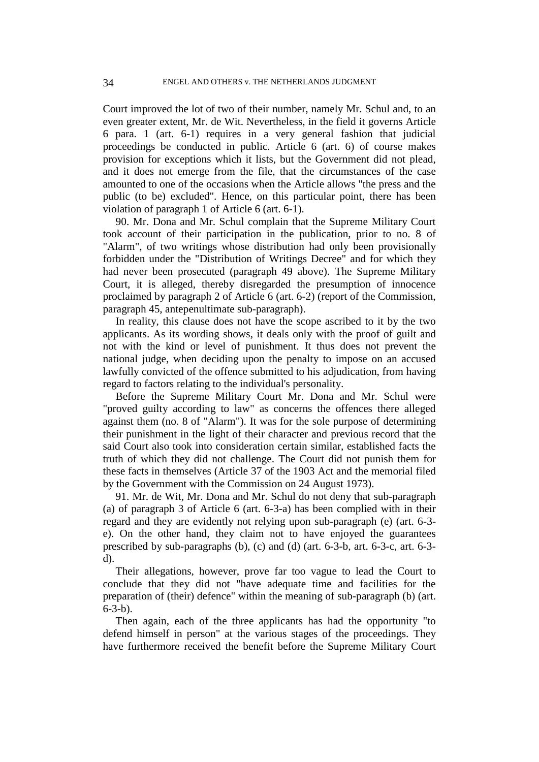Court improved the lot of two of their number, namely Mr. Schul and, to an even greater extent, Mr. de Wit. Nevertheless, in the field it governs Article 6 para. 1 (art. 6-1) requires in a very general fashion that judicial proceedings be conducted in public. Article 6 (art. 6) of course makes provision for exceptions which it lists, but the Government did not plead, and it does not emerge from the file, that the circumstances of the case amounted to one of the occasions when the Article allows "the press and the public (to be) excluded". Hence, on this particular point, there has been violation of paragraph 1 of Article 6 (art. 6-1).

90. Mr. Dona and Mr. Schul complain that the Supreme Military Court took account of their participation in the publication, prior to no. 8 of "Alarm", of two writings whose distribution had only been provisionally forbidden under the "Distribution of Writings Decree" and for which they had never been prosecuted (paragraph 49 above). The Supreme Military Court, it is alleged, thereby disregarded the presumption of innocence proclaimed by paragraph 2 of Article 6 (art. 6-2) (report of the Commission, paragraph 45, antepenultimate sub-paragraph).

In reality, this clause does not have the scope ascribed to it by the two applicants. As its wording shows, it deals only with the proof of guilt and not with the kind or level of punishment. It thus does not prevent the national judge, when deciding upon the penalty to impose on an accused lawfully convicted of the offence submitted to his adjudication, from having regard to factors relating to the individual's personality.

Before the Supreme Military Court Mr. Dona and Mr. Schul were "proved guilty according to law" as concerns the offences there alleged against them (no. 8 of "Alarm"). It was for the sole purpose of determining their punishment in the light of their character and previous record that the said Court also took into consideration certain similar, established facts the truth of which they did not challenge. The Court did not punish them for these facts in themselves (Article 37 of the 1903 Act and the memorial filed by the Government with the Commission on 24 August 1973).

91. Mr. de Wit, Mr. Dona and Mr. Schul do not deny that sub-paragraph (a) of paragraph 3 of Article 6 (art. 6-3-a) has been complied with in their regard and they are evidently not relying upon sub-paragraph (e) (art. 6-3-e). On the other hand, they claim not to have enjoyed the guarantees prescribed by sub-paragraphs (b), (c) and (d) (art. 6-3-b, art. 6-3-c, art. 6-3-d).

Their allegations, however, prove far too vague to lead the Court to conclude that they did not "have adequate time and facilities for the preparation of (their) defence" within the meaning of sub-paragraph (b) (art. 6-3-b).

Then again, each of the three applicants has had the opportunity "to defend himself in person" at the various stages of the proceedings. They have furthermore received the benefit before the Supreme Military Court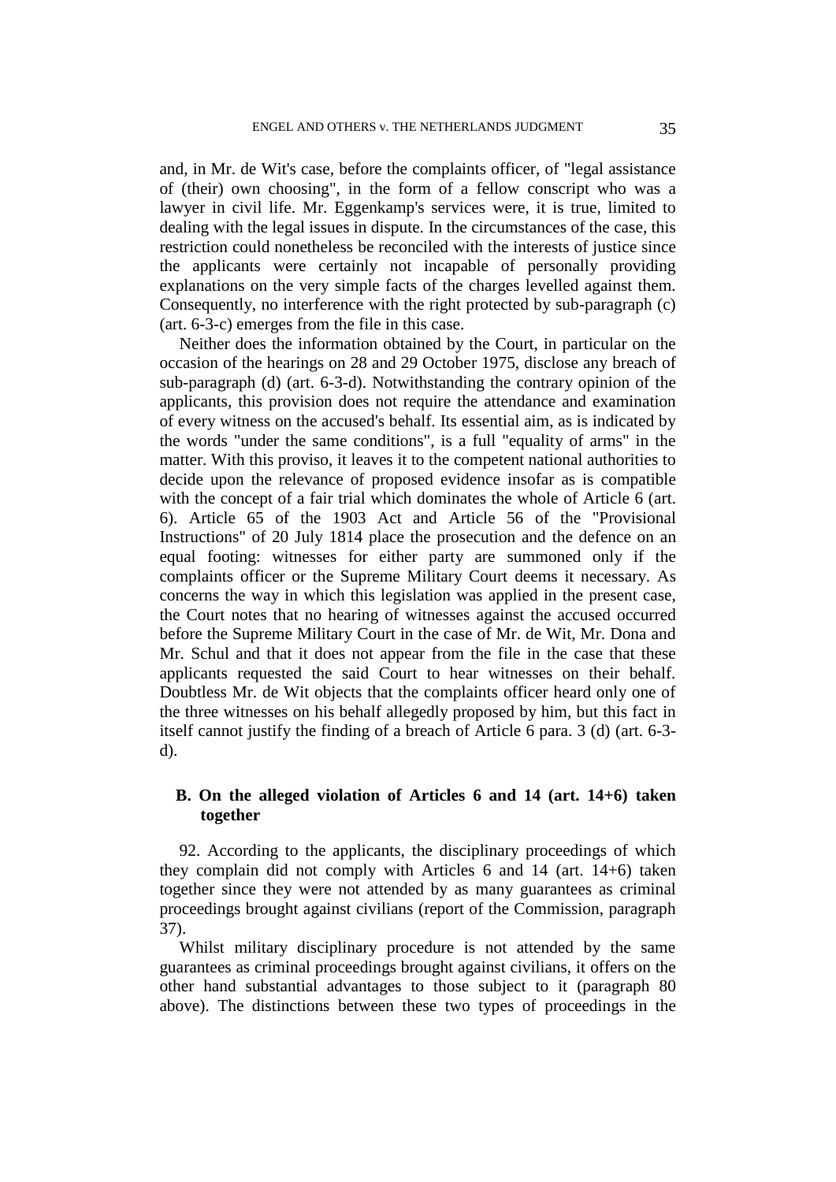and, in Mr. de Wit's case, before the complaints officer, of "legal assistance of (their) own choosing", in the form of a fellow conscript who was a lawyer in civil life. Mr. Eggenkamp's services were, it is true, limited to dealing with the legal issues in dispute. In the circumstances of the case, this restriction could nonetheless be reconciled with the interests of justice since the applicants were certainly not incapable of personally providing explanations on the very simple facts of the charges levelled against them. Consequently, no interference with the right protected by sub-paragraph (c) (art. 6-3-c) emerges from the file in this case.

Neither does the information obtained by the Court, in particular on the occasion of the hearings on 28 and 29 October 1975, disclose any breach of sub-paragraph (d) (art. 6-3-d). Notwithstanding the contrary opinion of the applicants, this provision does not require the attendance and examination of every witness on the accused's behalf. Its essential aim, as is indicated by the words "under the same conditions", is a full "equality of arms" in the matter. With this proviso, it leaves it to the competent national authorities to decide upon the relevance of proposed evidence insofar as is compatible with the concept of a fair trial which dominates the whole of Article 6 (art. 6). Article 65 of the 1903 Act and Article 56 of the "Provisional Instructions" of 20 July 1814 place the prosecution and the defence on an equal footing: witnesses for either party are summoned only if the complaints officer or the Supreme Military Court deems it necessary. As concerns the way in which this legislation was applied in the present case, the Court notes that no hearing of witnesses against the accused occurred before the Supreme Military Court in the case of Mr. de Wit, Mr. Dona and Mr. Schul and that it does not appear from the file in the case that these applicants requested the said Court to hear witnesses on their behalf. Doubtless Mr. de Wit objects that the complaints officer heard only one of the three witnesses on his behalf allegedly proposed by him, but this fact in itself cannot justify the finding of a breach of Article 6 para. 3 (d) (art. 6-3-d).

### B. On the alleged violation of Articles 6 and 14 (art. 14+6) taken together

92. According to the applicants, the disciplinary proceedings of which they complain did not comply with Articles 6 and 14 (art. 14+6) taken together since they were not attended by as many guarantees as criminal proceedings brought against civilians (report of the Commission, paragraph 37).

Whilst military disciplinary procedure is not attended by the same guarantees as criminal proceedings brought against civilians, it offers on the other hand substantial advantages to those subject to it (paragraph 80 above). The distinctions between these two types of proceedings in the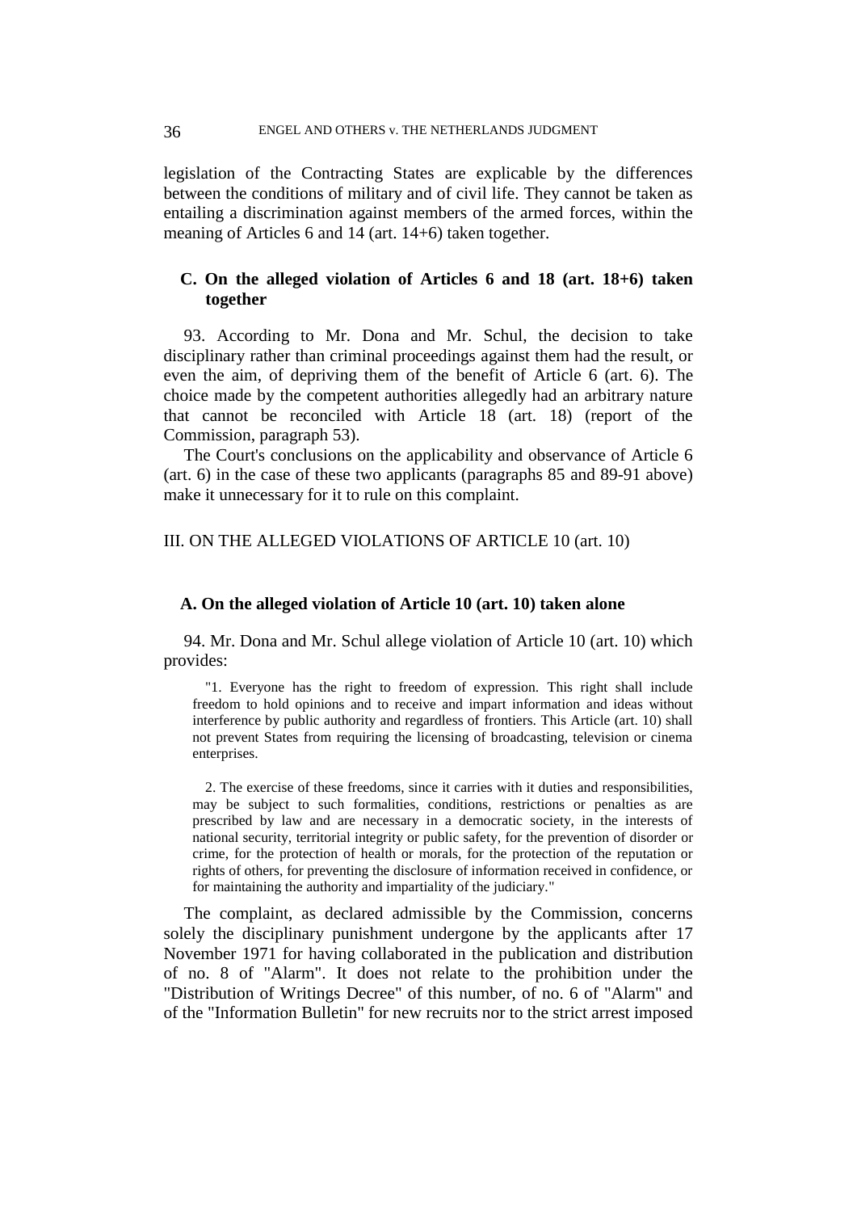legislation of the Contracting States are explicable by the differences between the conditions of military and of civil life. They cannot be taken as entailing a discrimination against members of the armed forces, within the meaning of Articles 6 and 14 (art. 14+6) taken together.

### C. On the alleged violation of Articles 6 and 18 (art. 18+6) taken together

93. According to Mr. Dona and Mr. Schul, the decision to take disciplinary rather than criminal proceedings against them had the result, or even the aim, of depriving them of the benefit of Article 6 (art. 6). The choice made by the competent authorities allegedly had an arbitrary nature that cannot be reconciled with Article 18 (art. 18) (report of the Commission, paragraph 53).

The Court's conclusions on the applicability and observance of Article 6 (art. 6) in the case of these two applicants (paragraphs 85 and 89-91 above) make it unnecessary for it to rule on this complaint.

## III. ON THE ALLEGED VIOLATIONS OF ARTICLE 10 (art. 10)

### A. On the alleged violation of Article 10 (art. 10) taken alone

94. Mr. Dona and Mr. Schul allege violation of Article 10 (art. 10) which provides:

> "1. Everyone has the right to freedom of expression. This right shall include freedom to hold opinions and to receive and impart information and ideas without interference by public authority and regardless of frontiers. This Article (art. 10) shall not prevent States from requiring the licensing of broadcasting, television or cinema enterprises.
>
> 2. The exercise of these freedoms, since it carries with it duties and responsibilities, may be subject to such formalities, conditions, restrictions or penalties as are prescribed by law and are necessary in a democratic society, in the interests of national security, territorial integrity or public safety, for the prevention of disorder or crime, for the protection of health or morals, for the protection of the reputation or rights of others, for preventing the disclosure of information received in confidence, or for maintaining the authority and impartiality of the judiciary."

The complaint, as declared admissible by the Commission, concerns solely the disciplinary punishment undergone by the applicants after 17 November 1971 for having collaborated in the publication and distribution of no. 8 of "Alarm". It does not relate to the prohibition under the "Distribution of Writings Decree" of this number, of no. 6 of "Alarm" and of the "Information Bulletin" for new recruits nor to the strict arrest imposed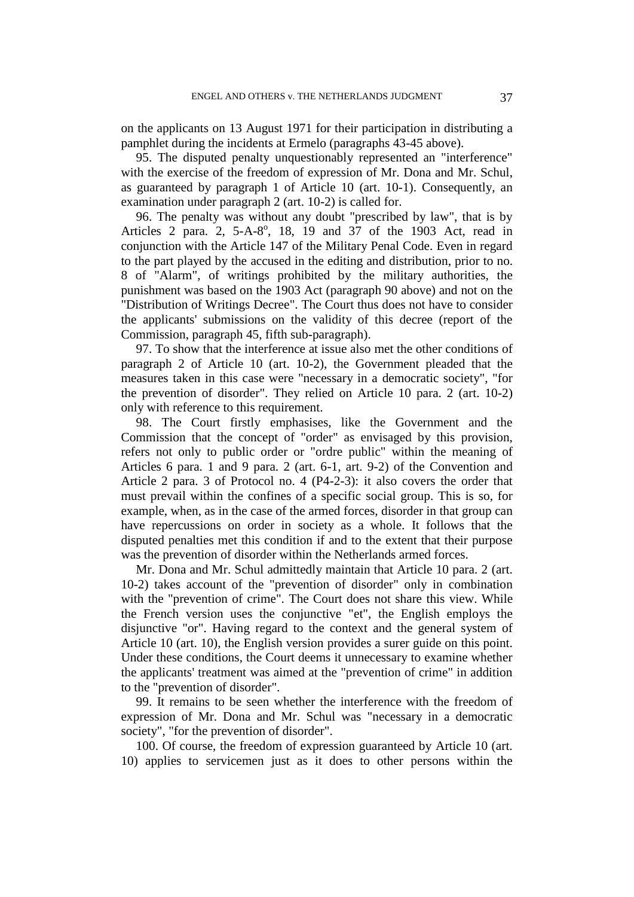on the applicants on 13 August 1971 for their participation in distributing a pamphlet during the incidents at Ermelo (paragraphs 43-45 above).

95. The disputed penalty unquestionably represented an "interference" with the exercise of the freedom of expression of Mr. Dona and Mr. Schul, as guaranteed by paragraph 1 of Article 10 (art. 10-1). Consequently, an examination under paragraph 2 (art. 10-2) is called for.

96. The penalty was without any doubt "prescribed by law", that is by Articles 2 para. 2, 5-A-8°, 18, 19 and 37 of the 1903 Act, read in conjunction with the Article 147 of the Military Penal Code. Even in regard to the part played by the accused in the editing and distribution, prior to no. 8 of "Alarm", of writings prohibited by the military authorities, the punishment was based on the 1903 Act (paragraph 90 above) and not on the "Distribution of Writings Decree". The Court thus does not have to consider the applicants' submissions on the validity of this decree (report of the Commission, paragraph 45, fifth sub-paragraph).

97. To show that the interference at issue also met the other conditions of paragraph 2 of Article 10 (art. 10-2), the Government pleaded that the measures taken in this case were "necessary in a democratic society", "for the prevention of disorder". They relied on Article 10 para. 2 (art. 10-2) only with reference to this requirement.

98. The Court firstly emphasises, like the Government and the Commission that the concept of "order" as envisaged by this provision, refers not only to public order or "ordre public" within the meaning of Articles 6 para. 1 and 9 para. 2 (art. 6-1, art. 9-2) of the Convention and Article 2 para. 3 of Protocol no. 4 (P4-2-3): it also covers the order that must prevail within the confines of a specific social group. This is so, for example, when, as in the case of the armed forces, disorder in that group can have repercussions on order in society as a whole. It follows that the disputed penalties met this condition if and to the extent that their purpose was the prevention of disorder within the Netherlands armed forces.

Mr. Dona and Mr. Schul admittedly maintain that Article 10 para. 2 (art. 10-2) takes account of the "prevention of disorder" only in combination with the "prevention of crime". The Court does not share this view. While the French version uses the conjunctive "et", the English employs the disjunctive "or". Having regard to the context and the general system of Article 10 (art. 10), the English version provides a surer guide on this point. Under these conditions, the Court deems it unnecessary to examine whether the applicants' treatment was aimed at the "prevention of crime" in addition to the "prevention of disorder".

99. It remains to be seen whether the interference with the freedom of expression of Mr. Dona and Mr. Schul was "necessary in a democratic society", "for the prevention of disorder".

100. Of course, the freedom of expression guaranteed by Article 10 (art. 10) applies to servicemen just as it does to other persons within the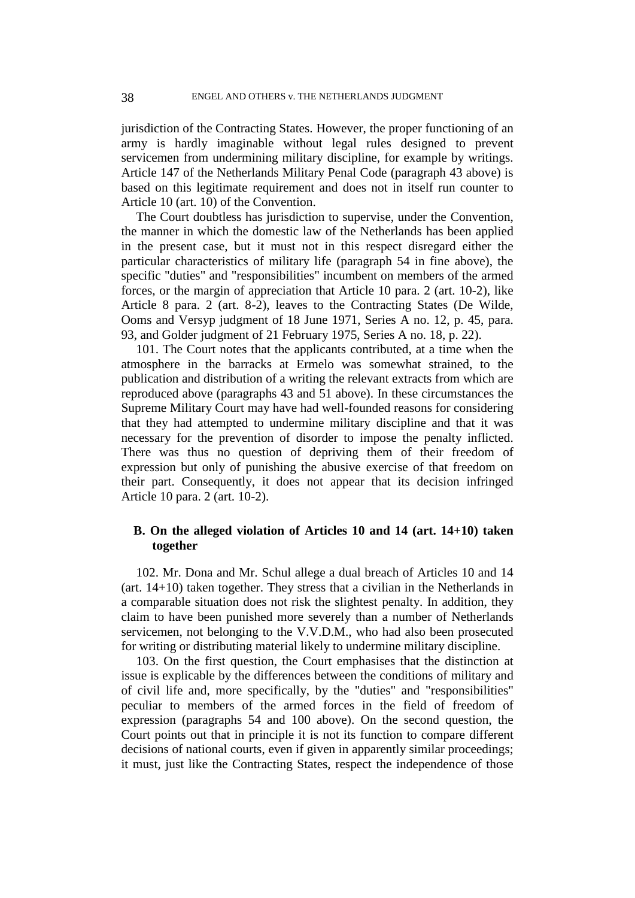jurisdiction of the Contracting States. However, the proper functioning of an army is hardly imaginable without legal rules designed to prevent servicemen from undermining military discipline, for example by writings. Article 147 of the Netherlands Military Penal Code (paragraph 43 above) is based on this legitimate requirement and does not in itself run counter to Article 10 (art. 10) of the Convention.

The Court doubtless has jurisdiction to supervise, under the Convention, the manner in which the domestic law of the Netherlands has been applied in the present case, but it must not in this respect disregard either the particular characteristics of military life (paragraph 54 in fine above), the specific "duties" and "responsibilities" incumbent on members of the armed forces, or the margin of appreciation that Article 10 para. 2 (art. 10-2), like Article 8 para. 2 (art. 8-2), leaves to the Contracting States (De Wilde, Ooms and Versyp judgment of 18 June 1971, Series A no. 12, p. 45, para. 93, and Golder judgment of 21 February 1975, Series A no. 18, p. 22).

101. The Court notes that the applicants contributed, at a time when the atmosphere in the barracks at Ermelo was somewhat strained, to the publication and distribution of a writing the relevant extracts from which are reproduced above (paragraphs 43 and 51 above). In these circumstances the Supreme Military Court may have had well-founded reasons for considering that they had attempted to undermine military discipline and that it was necessary for the prevention of disorder to impose the penalty inflicted. There was thus no question of depriving them of their freedom of expression but only of punishing the abusive exercise of that freedom on their part. Consequently, it does not appear that its decision infringed Article 10 para. 2 (art. 10-2).

### B. On the alleged violation of Articles 10 and 14 (art. 14+10) taken together

102. Mr. Dona and Mr. Schul allege a dual breach of Articles 10 and 14 (art. 14+10) taken together. They stress that a civilian in the Netherlands in a comparable situation does not risk the slightest penalty. In addition, they claim to have been punished more severely than a number of Netherlands servicemen, not belonging to the V.V.D.M., who had also been prosecuted for writing or distributing material likely to undermine military discipline.

103. On the first question, the Court emphasises that the distinction at issue is explicable by the differences between the conditions of military and of civil life and, more specifically, by the "duties" and "responsibilities" peculiar to members of the armed forces in the field of freedom of expression (paragraphs 54 and 100 above). On the second question, the Court points out that in principle it is not its function to compare different decisions of national courts, even if given in apparently similar proceedings; it must, just like the Contracting States, respect the independence of those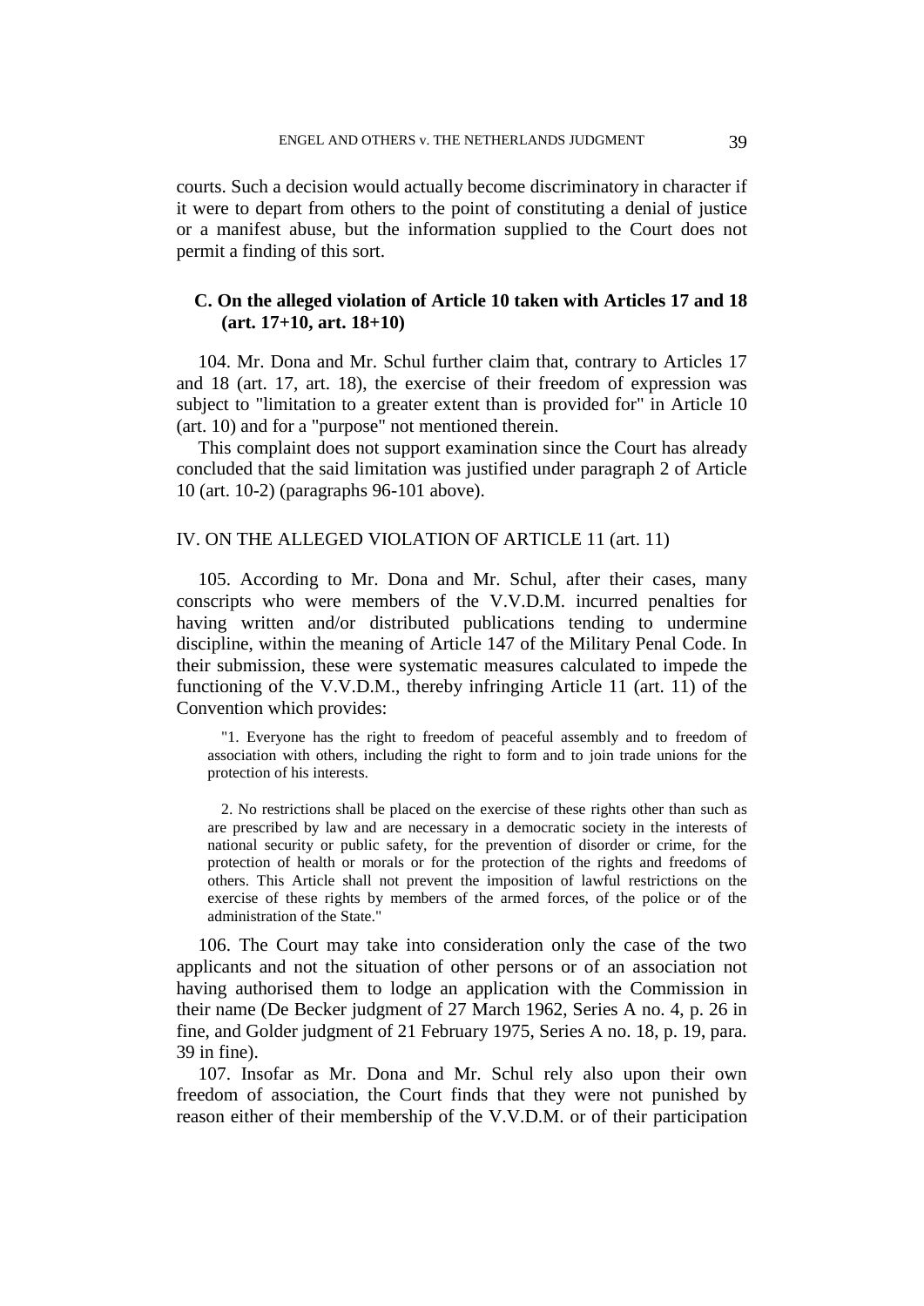courts. Such a decision would actually become discriminatory in character if it were to depart from others to the point of constituting a denial of justice or a manifest abuse, but the information supplied to the Court does not permit a finding of this sort.

### C. On the alleged violation of Article 10 taken with Articles 17 and 18 (art. 17+10, art. 18+10)

104. Mr. Dona and Mr. Schul further claim that, contrary to Articles 17 and 18 (art. 17, art. 18), the exercise of their freedom of expression was subject to "limitation to a greater extent than is provided for" in Article 10 (art. 10) and for a "purpose" not mentioned therein.

This complaint does not support examination since the Court has already concluded that the said limitation was justified under paragraph 2 of Article 10 (art. 10-2) (paragraphs 96-101 above).

## IV. ON THE ALLEGED VIOLATION OF ARTICLE 11 (art. 11)

105. According to Mr. Dona and Mr. Schul, after their cases, many conscripts who were members of the V.V.D.M. incurred penalties for having written and/or distributed publications tending to undermine discipline, within the meaning of Article 147 of the Military Penal Code. In their submission, these were systematic measures calculated to impede the functioning of the V.V.D.M., thereby infringing Article 11 (art. 11) of the Convention which provides:

> "1. Everyone has the right to freedom of peaceful assembly and to freedom of association with others, including the right to form and to join trade unions for the protection of his interests.
>
> 2. No restrictions shall be placed on the exercise of these rights other than such as are prescribed by law and are necessary in a democratic society in the interests of national security or public safety, for the prevention of disorder or crime, for the protection of health or morals or for the protection of the rights and freedoms of others. This Article shall not prevent the imposition of lawful restrictions on the exercise of these rights by members of the armed forces, of the police or of the administration of the State."

106. The Court may take into consideration only the case of the two applicants and not the situation of other persons or of an association not having authorised them to lodge an application with the Commission in their name (De Becker judgment of 27 March 1962, Series A no. 4, p. 26 in fine, and Golder judgment of 21 February 1975, Series A no. 18, p. 19, para. 39 in fine).

107. Insofar as Mr. Dona and Mr. Schul rely also upon their own freedom of association, the Court finds that they were not punished by reason either of their membership of the V.V.D.M. or of their participation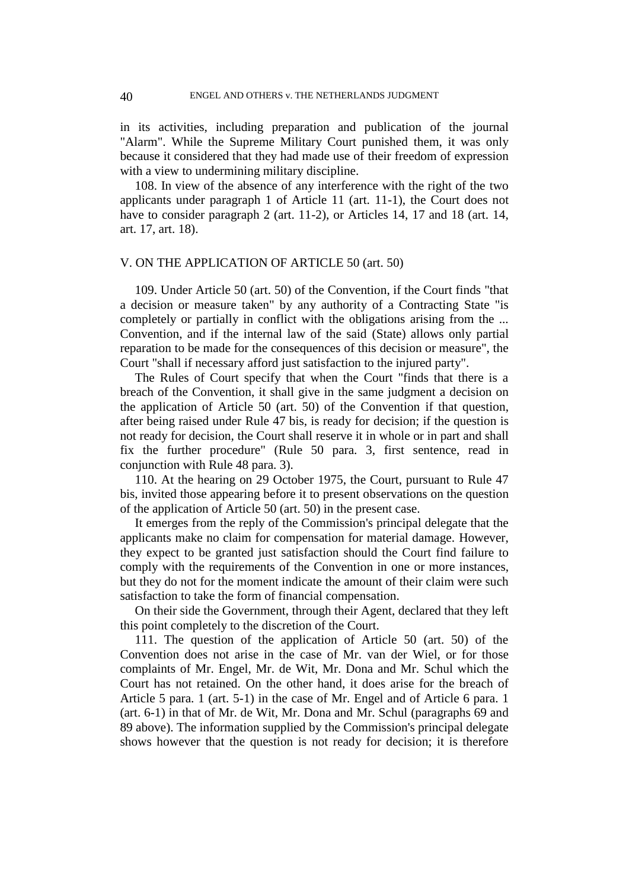in its activities, including preparation and publication of the journal "Alarm". While the Supreme Military Court punished them, it was only because it considered that they had made use of their freedom of expression with a view to undermining military discipline.

108. In view of the absence of any interference with the right of the two applicants under paragraph 1 of Article 11 (art. 11-1), the Court does not have to consider paragraph 2 (art. 11-2), or Articles 14, 17 and 18 (art. 14, art. 17, art. 18).

## V. ON THE APPLICATION OF ARTICLE 50 (art. 50)

109. Under Article 50 (art. 50) of the Convention, if the Court finds "that a decision or measure taken" by any authority of a Contracting State "is completely or partially in conflict with the obligations arising from the ... Convention, and if the internal law of the said (State) allows only partial reparation to be made for the consequences of this decision or measure", the Court "shall if necessary afford just satisfaction to the injured party".

The Rules of Court specify that when the Court "finds that there is a breach of the Convention, it shall give in the same judgment a decision on the application of Article 50 (art. 50) of the Convention if that question, after being raised under Rule 47 bis, is ready for decision; if the question is not ready for decision, the Court shall reserve it in whole or in part and shall fix the further procedure" (Rule 50 para. 3, first sentence, read in conjunction with Rule 48 para. 3).

110. At the hearing on 29 October 1975, the Court, pursuant to Rule 47 bis, invited those appearing before it to present observations on the question of the application of Article 50 (art. 50) in the present case.

It emerges from the reply of the Commission's principal delegate that the applicants make no claim for compensation for material damage. However, they expect to be granted just satisfaction should the Court find failure to comply with the requirements of the Convention in one or more instances, but they do not for the moment indicate the amount of their claim were such satisfaction to take the form of financial compensation.

On their side the Government, through their Agent, declared that they left this point completely to the discretion of the Court.

111. The question of the application of Article 50 (art. 50) of the Convention does not arise in the case of Mr. van der Wiel, or for those complaints of Mr. Engel, Mr. de Wit, Mr. Dona and Mr. Schul which the Court has not retained. On the other hand, it does arise for the breach of Article 5 para. 1 (art. 5-1) in the case of Mr. Engel and of Article 6 para. 1 (art. 6-1) in that of Mr. de Wit, Mr. Dona and Mr. Schul (paragraphs 69 and 89 above). The information supplied by the Commission's principal delegate shows however that the question is not ready for decision; it is therefore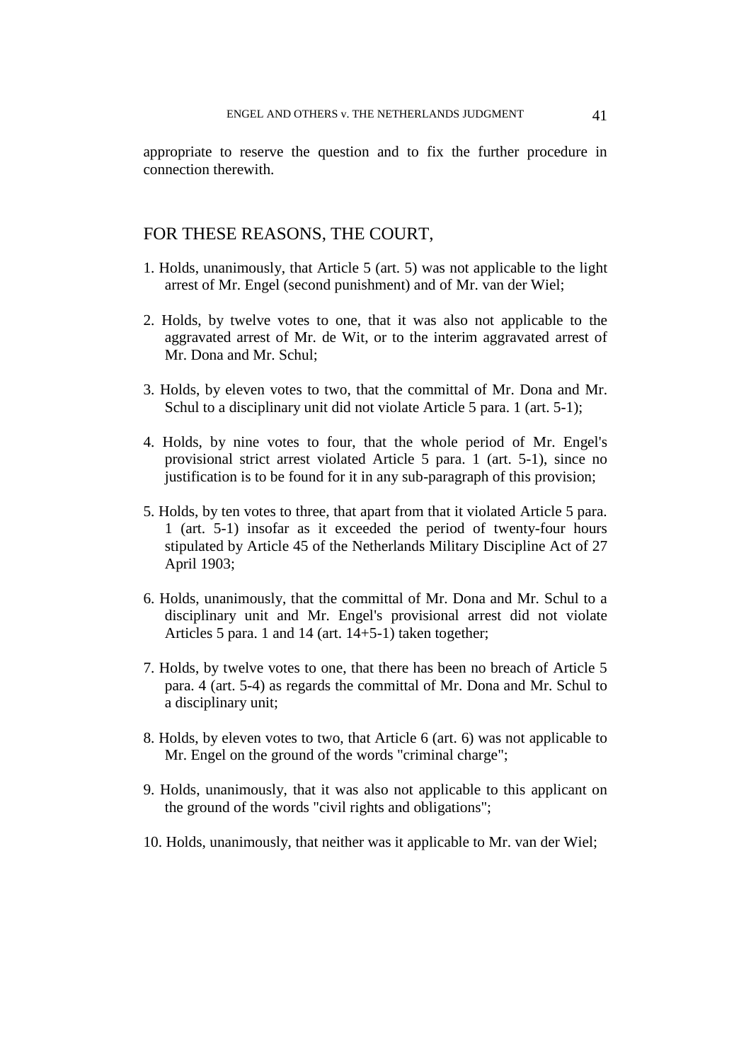appropriate to reserve the question and to fix the further procedure in connection therewith.

## FOR THESE REASONS, THE COURT,

1. Holds, unanimously, that Article 5 (art. 5) was not applicable to the light arrest of Mr. Engel (second punishment) and of Mr. van der Wiel;

2. Holds, by twelve votes to one, that it was also not applicable to the aggravated arrest of Mr. de Wit, or to the interim aggravated arrest of Mr. Dona and Mr. Schul;

3. Holds, by eleven votes to two, that the committal of Mr. Dona and Mr. Schul to a disciplinary unit did not violate Article 5 para. 1 (art. 5-1);

4. Holds, by nine votes to four, that the whole period of Mr. Engel's provisional strict arrest violated Article 5 para. 1 (art. 5-1), since no justification is to be found for it in any sub-paragraph of this provision;

5. Holds, by ten votes to three, that apart from that it violated Article 5 para. 1 (art. 5-1) insofar as it exceeded the period of twenty-four hours stipulated by Article 45 of the Netherlands Military Discipline Act of 27 April 1903;

6. Holds, unanimously, that the committal of Mr. Dona and Mr. Schul to a disciplinary unit and Mr. Engel's provisional arrest did not violate Articles 5 para. 1 and 14 (art. 14+5-1) taken together;

7. Holds, by twelve votes to one, that there has been no breach of Article 5 para. 4 (art. 5-4) as regards the committal of Mr. Dona and Mr. Schul to a disciplinary unit;

8. Holds, by eleven votes to two, that Article 6 (art. 6) was not applicable to Mr. Engel on the ground of the words "criminal charge";

9. Holds, unanimously, that it was also not applicable to this applicant on the ground of the words "civil rights and obligations";

10. Holds, unanimously, that neither was it applicable to Mr. van der Wiel;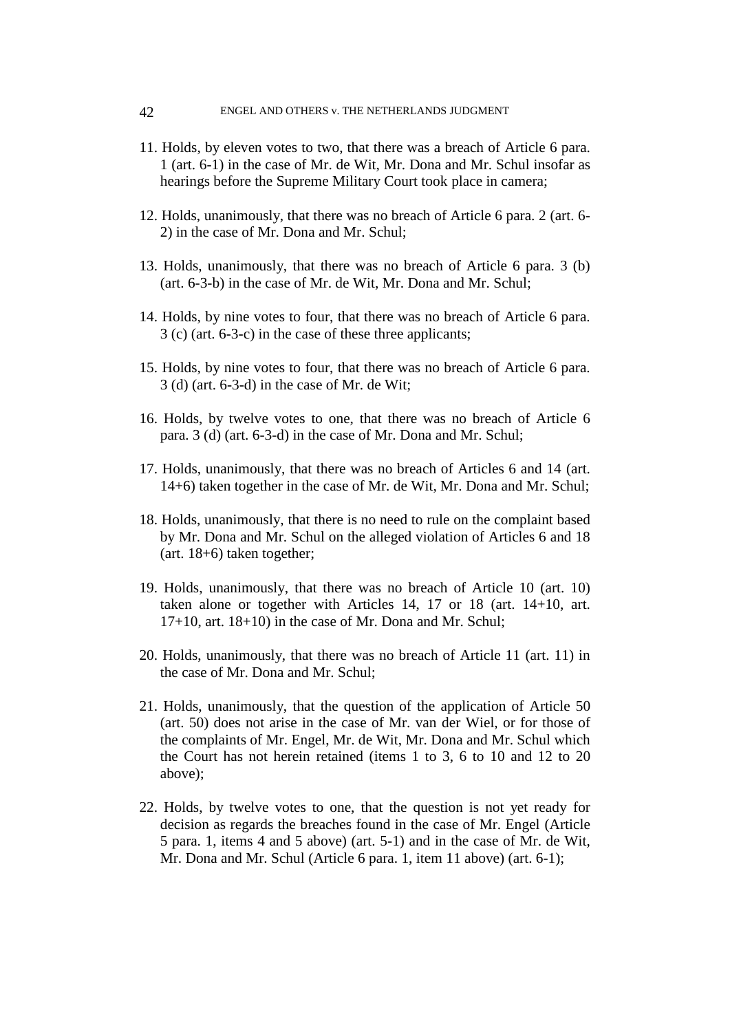11. Holds, by eleven votes to two, that there was a breach of Article 6 para. 1 (art. 6-1) in the case of Mr. de Wit, Mr. Dona and Mr. Schul insofar as hearings before the Supreme Military Court took place in camera;

12. Holds, unanimously, that there was no breach of Article 6 para. 2 (art. 6-2) in the case of Mr. Dona and Mr. Schul;

13. Holds, unanimously, that there was no breach of Article 6 para. 3 (b) (art. 6-3-b) in the case of Mr. de Wit, Mr. Dona and Mr. Schul;

14. Holds, by nine votes to four, that there was no breach of Article 6 para. 3 (c) (art. 6-3-c) in the case of these three applicants;

15. Holds, by nine votes to four, that there was no breach of Article 6 para. 3 (d) (art. 6-3-d) in the case of Mr. de Wit;

16. Holds, by twelve votes to one, that there was no breach of Article 6 para. 3 (d) (art. 6-3-d) in the case of Mr. Dona and Mr. Schul;

17. Holds, unanimously, that there was no breach of Articles 6 and 14 (art. 14+6) taken together in the case of Mr. de Wit, Mr. Dona and Mr. Schul;

18. Holds, unanimously, that there is no need to rule on the complaint based by Mr. Dona and Mr. Schul on the alleged violation of Articles 6 and 18 (art. 18+6) taken together;

19. Holds, unanimously, that there was no breach of Article 10 (art. 10) taken alone or together with Articles 14, 17 or 18 (art. 14+10, art. 17+10, art. 18+10) in the case of Mr. Dona and Mr. Schul;

20. Holds, unanimously, that there was no breach of Article 11 (art. 11) in the case of Mr. Dona and Mr. Schul;

21. Holds, unanimously, that the question of the application of Article 50 (art. 50) does not arise in the case of Mr. van der Wiel, or for those of the complaints of Mr. Engel, Mr. de Wit, Mr. Dona and Mr. Schul which the Court has not herein retained (items 1 to 3, 6 to 10 and 12 to 20 above);

22. Holds, by twelve votes to one, that the question is not yet ready for decision as regards the breaches found in the case of Mr. Engel (Article 5 para. 1, items 4 and 5 above) (art. 5-1) and in the case of Mr. de Wit, Mr. Dona and Mr. Schul (Article 6 para. 1, item 11 above) (art. 6-1);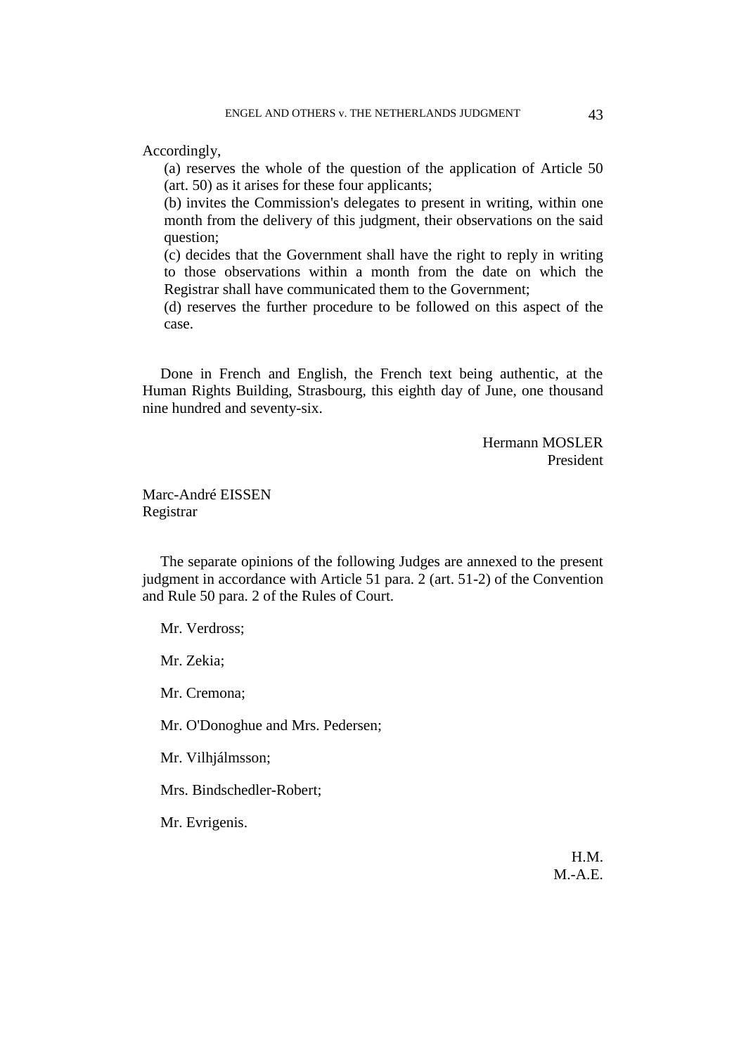Accordingly,

(a) reserves the whole of the question of the application of Article 50 (art. 50) as it arises for these four applicants;

(b) invites the Commission's delegates to present in writing, within one month from the delivery of this judgment, their observations on the said question;

(c) decides that the Government shall have the right to reply in writing to those observations within a month from the date on which the Registrar shall have communicated them to the Government;

(d) reserves the further procedure to be followed on this aspect of the case.

Done in French and English, the French text being authentic, at the Human Rights Building, Strasbourg, this eighth day of June, one thousand nine hundred and seventy-six.

Hermann MOSLER
President

Marc-André EISSEN
Registrar

The separate opinions of the following Judges are annexed to the present judgment in accordance with Article 51 para. 2 (art. 51-2) of the Convention and Rule 50 para. 2 of the Rules of Court.

Mr. Verdross;

Mr. Zekia;

Mr. Cremona;

Mr. O'Donoghue and Mrs. Pedersen;

Mr. Vilhjálmsson;

Mrs. Bindschedler-Robert;

Mr. Evrigenis.

H.M.
M.-A.E.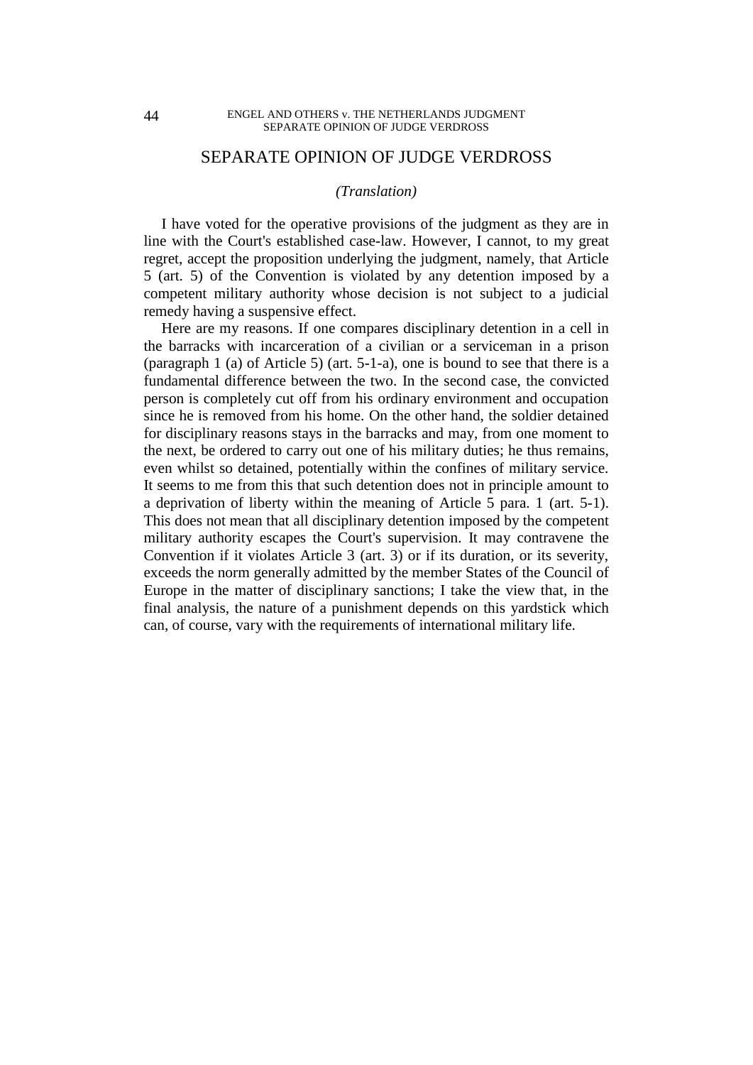## SEPARATE OPINION OF JUDGE VERDROSS

*(Translation)*

I have voted for the operative provisions of the judgment as they are in line with the Court's established case-law. However, I cannot, to my great regret, accept the proposition underlying the judgment, namely, that Article 5 (art. 5) of the Convention is violated by any detention imposed by a competent military authority whose decision is not subject to a judicial remedy having a suspensive effect.

Here are my reasons. If one compares disciplinary detention in a cell in the barracks with incarceration of a civilian or a serviceman in a prison (paragraph 1 (a) of Article 5) (art. 5-1-a), one is bound to see that there is a fundamental difference between the two. In the second case, the convicted person is completely cut off from his ordinary environment and occupation since he is removed from his home. On the other hand, the soldier detained for disciplinary reasons stays in the barracks and may, from one moment to the next, be ordered to carry out one of his military duties; he thus remains, even whilst so detained, potentially within the confines of military service. It seems to me from this that such detention does not in principle amount to a deprivation of liberty within the meaning of Article 5 para. 1 (art. 5-1). This does not mean that all disciplinary detention imposed by the competent military authority escapes the Court's supervision. It may contravene the Convention if it violates Article 3 (art. 3) or if its duration, or its severity, exceeds the norm generally admitted by the member States of the Council of Europe in the matter of disciplinary sanctions; I take the view that, in the final analysis, the nature of a punishment depends on this yardstick which can, of course, vary with the requirements of international military life.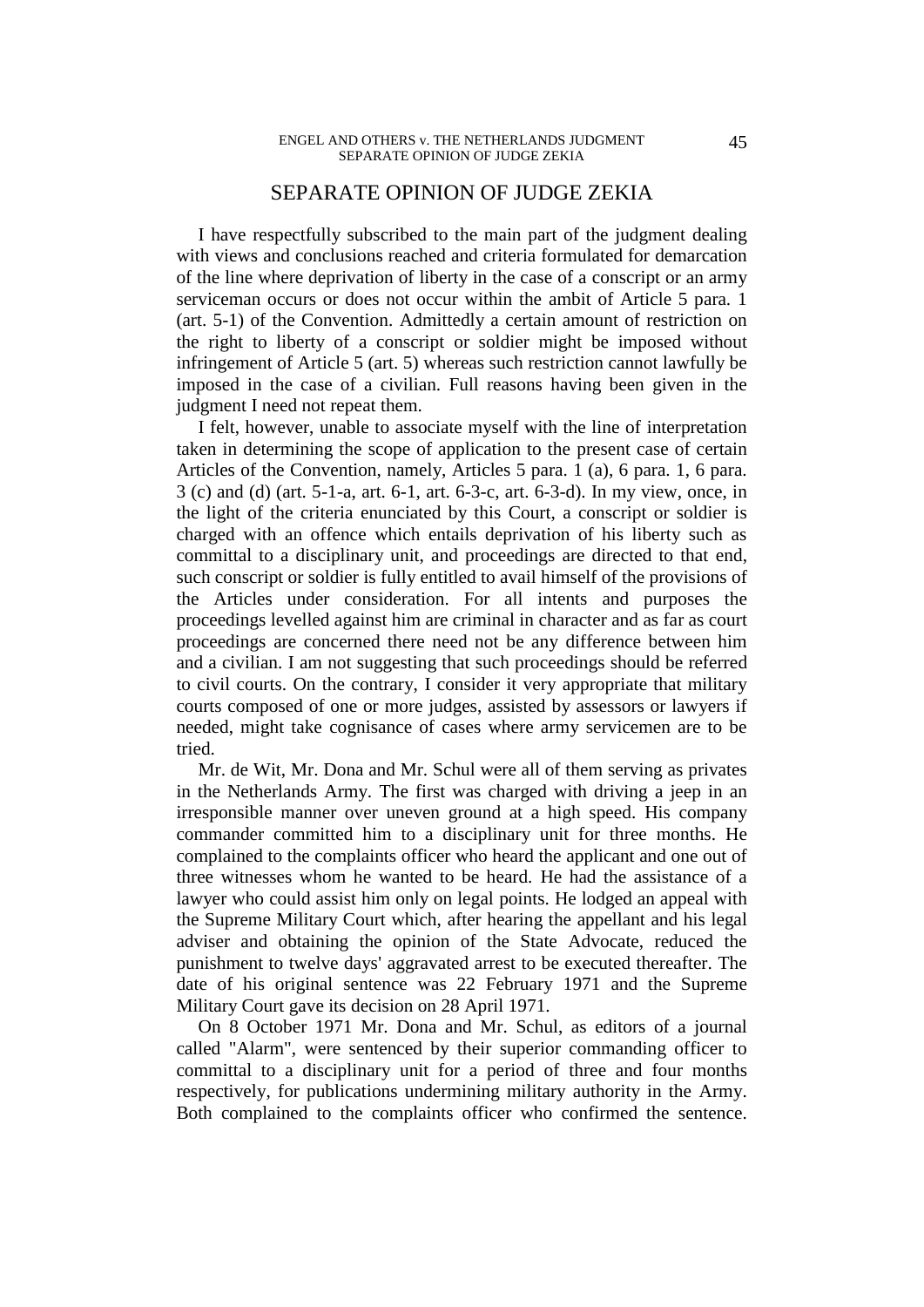# SEPARATE OPINION OF JUDGE ZEKIA

I have respectfully subscribed to the main part of the judgment dealing with views and conclusions reached and criteria formulated for demarcation of the line where deprivation of liberty in the case of a conscript or an army serviceman occurs or does not occur within the ambit of Article 5 para. 1 (art. 5-1) of the Convention. Admittedly a certain amount of restriction on the right to liberty of a conscript or soldier might be imposed without infringement of Article 5 (art. 5) whereas such restriction cannot lawfully be imposed in the case of a civilian. Full reasons having been given in the judgment I need not repeat them.

I felt, however, unable to associate myself with the line of interpretation taken in determining the scope of application to the present case of certain Articles of the Convention, namely, Articles 5 para. 1 (a), 6 para. 1, 6 para. 3 (c) and (d) (art. 5-1-a, art. 6-1, art. 6-3-c, art. 6-3-d). In my view, once, in the light of the criteria enunciated by this Court, a conscript or soldier is charged with an offence which entails deprivation of his liberty such as committal to a disciplinary unit, and proceedings are directed to that end, such conscript or soldier is fully entitled to avail himself of the provisions of the Articles under consideration. For all intents and purposes the proceedings levelled against him are criminal in character and as far as court proceedings are concerned there need not be any difference between him and a civilian. I am not suggesting that such proceedings should be referred to civil courts. On the contrary, I consider it very appropriate that military courts composed of one or more judges, assisted by assessors or lawyers if needed, might take cognisance of cases where army servicemen are to be tried.

Mr. de Wit, Mr. Dona and Mr. Schul were all of them serving as privates in the Netherlands Army. The first was charged with driving a jeep in an irresponsible manner over uneven ground at a high speed. His company commander committed him to a disciplinary unit for three months. He complained to the complaints officer who heard the applicant and one out of three witnesses whom he wanted to be heard. He had the assistance of a lawyer who could assist him only on legal points. He lodged an appeal with the Supreme Military Court which, after hearing the appellant and his legal adviser and obtaining the opinion of the State Advocate, reduced the punishment to twelve days' aggravated arrest to be executed thereafter. The date of his original sentence was 22 February 1971 and the Supreme Military Court gave its decision on 28 April 1971.

On 8 October 1971 Mr. Dona and Mr. Schul, as editors of a journal called "Alarm", were sentenced by their superior commanding officer to committal to a disciplinary unit for a period of three and four months respectively, for publications undermining military authority in the Army. Both complained to the complaints officer who confirmed the sentence.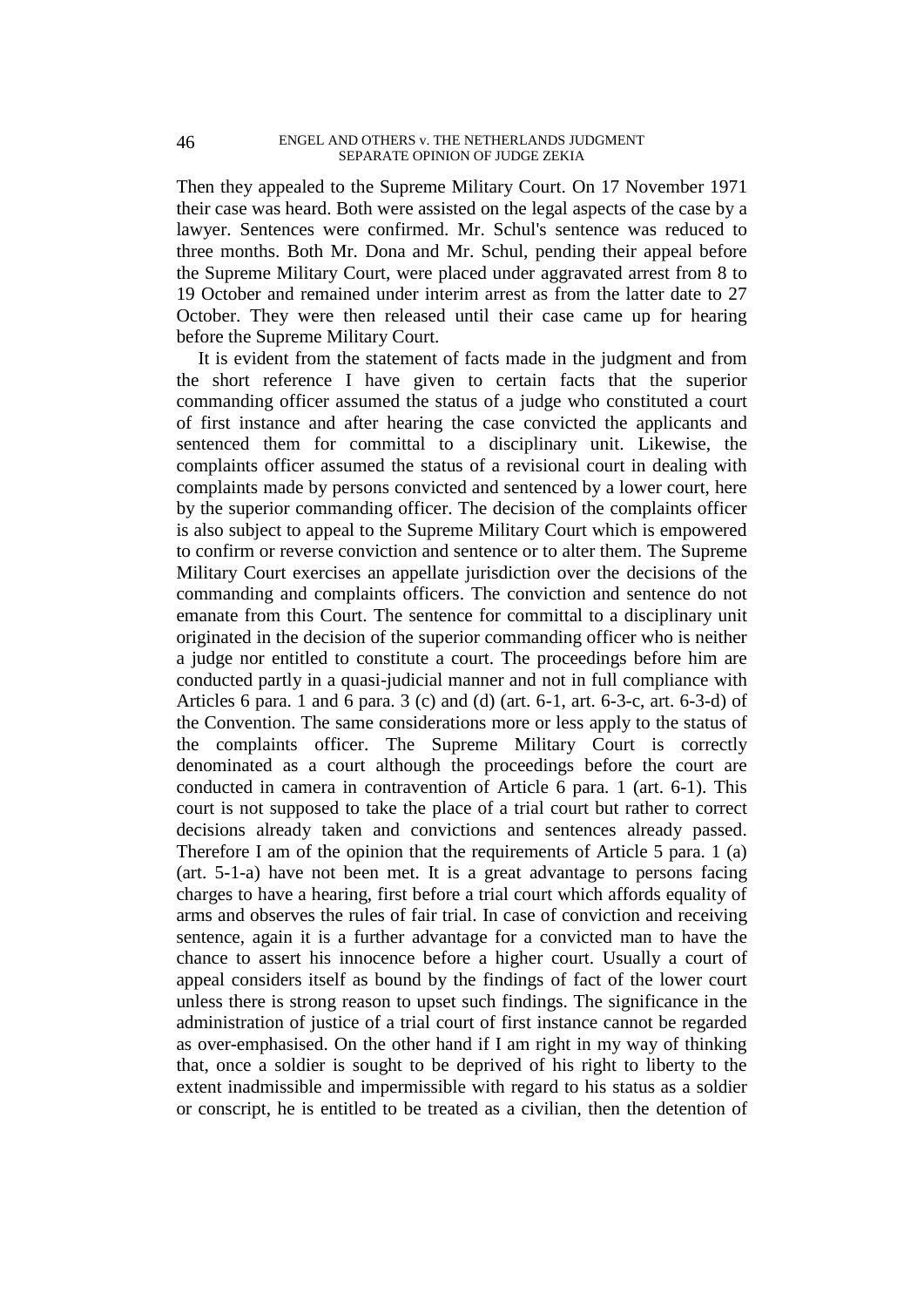Then they appealed to the Supreme Military Court. On 17 November 1971 their case was heard. Both were assisted on the legal aspects of the case by a lawyer. Sentences were confirmed. Mr. Schul's sentence was reduced to three months. Both Mr. Dona and Mr. Schul, pending their appeal before the Supreme Military Court, were placed under aggravated arrest from 8 to 19 October and remained under interim arrest as from the latter date to 27 October. They were then released until their case came up for hearing before the Supreme Military Court.

It is evident from the statement of facts made in the judgment and from the short reference I have given to certain facts that the superior commanding officer assumed the status of a judge who constituted a court of first instance and after hearing the case convicted the applicants and sentenced them for committal to a disciplinary unit. Likewise, the complaints officer assumed the status of a revisional court in dealing with complaints made by persons convicted and sentenced by a lower court, here by the superior commanding officer. The decision of the complaints officer is also subject to appeal to the Supreme Military Court which is empowered to confirm or reverse conviction and sentence or to alter them. The Supreme Military Court exercises an appellate jurisdiction over the decisions of the commanding and complaints officers. The conviction and sentence do not emanate from this Court. The sentence for committal to a disciplinary unit originated in the decision of the superior commanding officer who is neither a judge nor entitled to constitute a court. The proceedings before him are conducted partly in a quasi-judicial manner and not in full compliance with Articles 6 para. 1 and 6 para. 3 (c) and (d) (art. 6-1, art. 6-3-c, art. 6-3-d) of the Convention. The same considerations more or less apply to the status of the complaints officer. The Supreme Military Court is correctly denominated as a court although the proceedings before the court are conducted in camera in contravention of Article 6 para. 1 (art. 6-1). This court is not supposed to take the place of a trial court but rather to correct decisions already taken and convictions and sentences already passed. Therefore I am of the opinion that the requirements of Article 5 para. 1 (a) (art. 5-1-a) have not been met. It is a great advantage to persons facing charges to have a hearing, first before a trial court which affords equality of arms and observes the rules of fair trial. In case of conviction and receiving sentence, again it is a further advantage for a convicted man to have the chance to assert his innocence before a higher court. Usually a court of appeal considers itself as bound by the findings of fact of the lower court unless there is strong reason to upset such findings. The significance in the administration of justice of a trial court of first instance cannot be regarded as over-emphasised. On the other hand if I am right in my way of thinking that, once a soldier is sought to be deprived of his right to liberty to the extent inadmissible and impermissible with regard to his status as a soldier or conscript, he is entitled to be treated as a civilian, then the detention of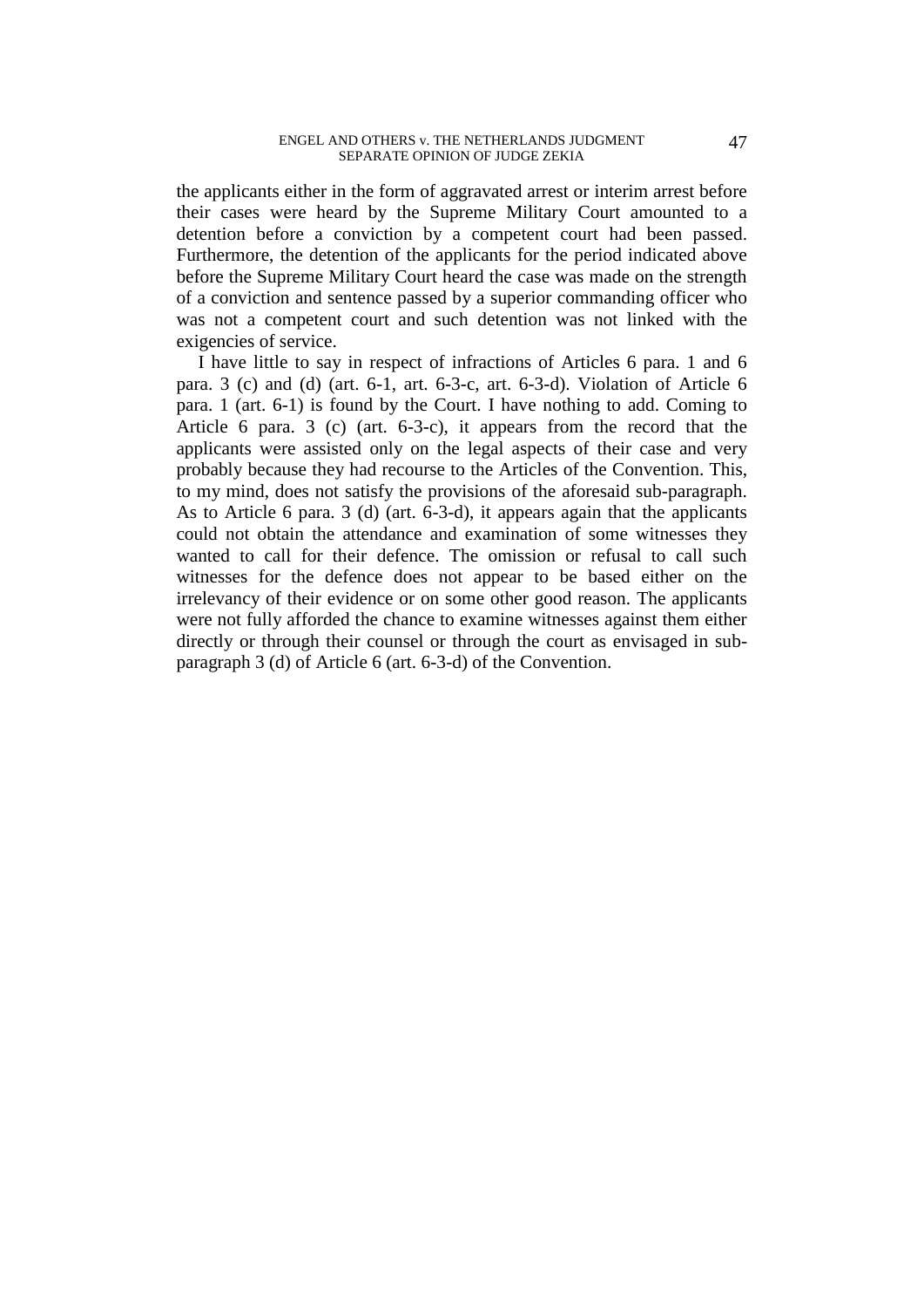the applicants either in the form of aggravated arrest or interim arrest before their cases were heard by the Supreme Military Court amounted to a detention before a conviction by a competent court had been passed. Furthermore, the detention of the applicants for the period indicated above before the Supreme Military Court heard the case was made on the strength of a conviction and sentence passed by a superior commanding officer who was not a competent court and such detention was not linked with the exigencies of service.

I have little to say in respect of infractions of Articles 6 para. 1 and 6 para. 3 (c) and (d) (art. 6-1, art. 6-3-c, art. 6-3-d). Violation of Article 6 para. 1 (art. 6-1) is found by the Court. I have nothing to add. Coming to Article 6 para. 3 (c) (art. 6-3-c), it appears from the record that the applicants were assisted only on the legal aspects of their case and very probably because they had recourse to the Articles of the Convention. This, to my mind, does not satisfy the provisions of the aforesaid sub-paragraph. As to Article 6 para. 3 (d) (art. 6-3-d), it appears again that the applicants could not obtain the attendance and examination of some witnesses they wanted to call for their defence. The omission or refusal to call such witnesses for the defence does not appear to be based either on the irrelevancy of their evidence or on some other good reason. The applicants were not fully afforded the chance to examine witnesses against them either directly or through their counsel or through the court as envisaged in sub-paragraph 3 (d) of Article 6 (art. 6-3-d) of the Convention.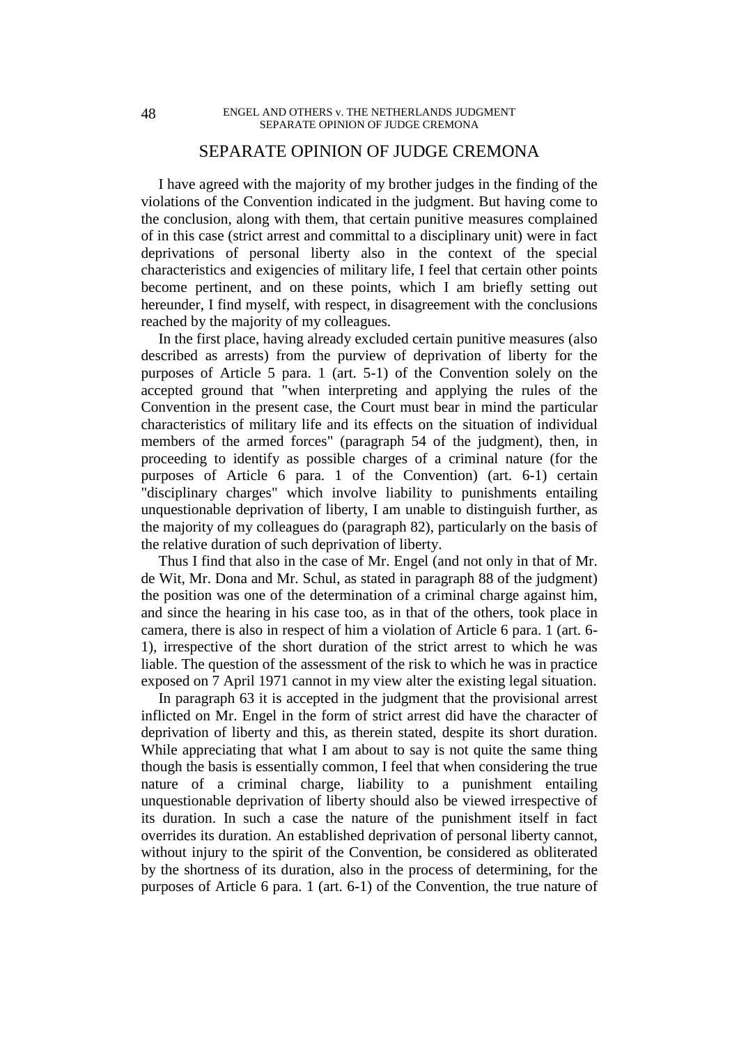# SEPARATE OPINION OF JUDGE CREMONA

I have agreed with the majority of my brother judges in the finding of the violations of the Convention indicated in the judgment. But having come to the conclusion, along with them, that certain punitive measures complained of in this case (strict arrest and committal to a disciplinary unit) were in fact deprivations of personal liberty also in the context of the special characteristics and exigencies of military life, I feel that certain other points become pertinent, and on these points, which I am briefly setting out hereunder, I find myself, with respect, in disagreement with the conclusions reached by the majority of my colleagues.

In the first place, having already excluded certain punitive measures (also described as arrests) from the purview of deprivation of liberty for the purposes of Article 5 para. 1 (art. 5-1) of the Convention solely on the accepted ground that "when interpreting and applying the rules of the Convention in the present case, the Court must bear in mind the particular characteristics of military life and its effects on the situation of individual members of the armed forces" (paragraph 54 of the judgment), then, in proceeding to identify as possible charges of a criminal nature (for the purposes of Article 6 para. 1 of the Convention) (art. 6-1) certain "disciplinary charges" which involve liability to punishments entailing unquestionable deprivation of liberty, I am unable to distinguish further, as the majority of my colleagues do (paragraph 82), particularly on the basis of the relative duration of such deprivation of liberty.

Thus I find that also in the case of Mr. Engel (and not only in that of Mr. de Wit, Mr. Dona and Mr. Schul, as stated in paragraph 88 of the judgment) the position was one of the determination of a criminal charge against him, and since the hearing in his case too, as in that of the others, took place in camera, there is also in respect of him a violation of Article 6 para. 1 (art. 6-1), irrespective of the short duration of the strict arrest to which he was liable. The question of the assessment of the risk to which he was in practice exposed on 7 April 1971 cannot in my view alter the existing legal situation.

In paragraph 63 it is accepted in the judgment that the provisional arrest inflicted on Mr. Engel in the form of strict arrest did have the character of deprivation of liberty and this, as therein stated, despite its short duration. While appreciating that what I am about to say is not quite the same thing though the basis is essentially common, I feel that when considering the true nature of a criminal charge, liability to a punishment entailing unquestionable deprivation of liberty should also be viewed irrespective of its duration. In such a case the nature of the punishment itself in fact overrides its duration. An established deprivation of personal liberty cannot, without injury to the spirit of the Convention, be considered as obliterated by the shortness of its duration, also in the process of determining, for the purposes of Article 6 para. 1 (art. 6-1) of the Convention, the true nature of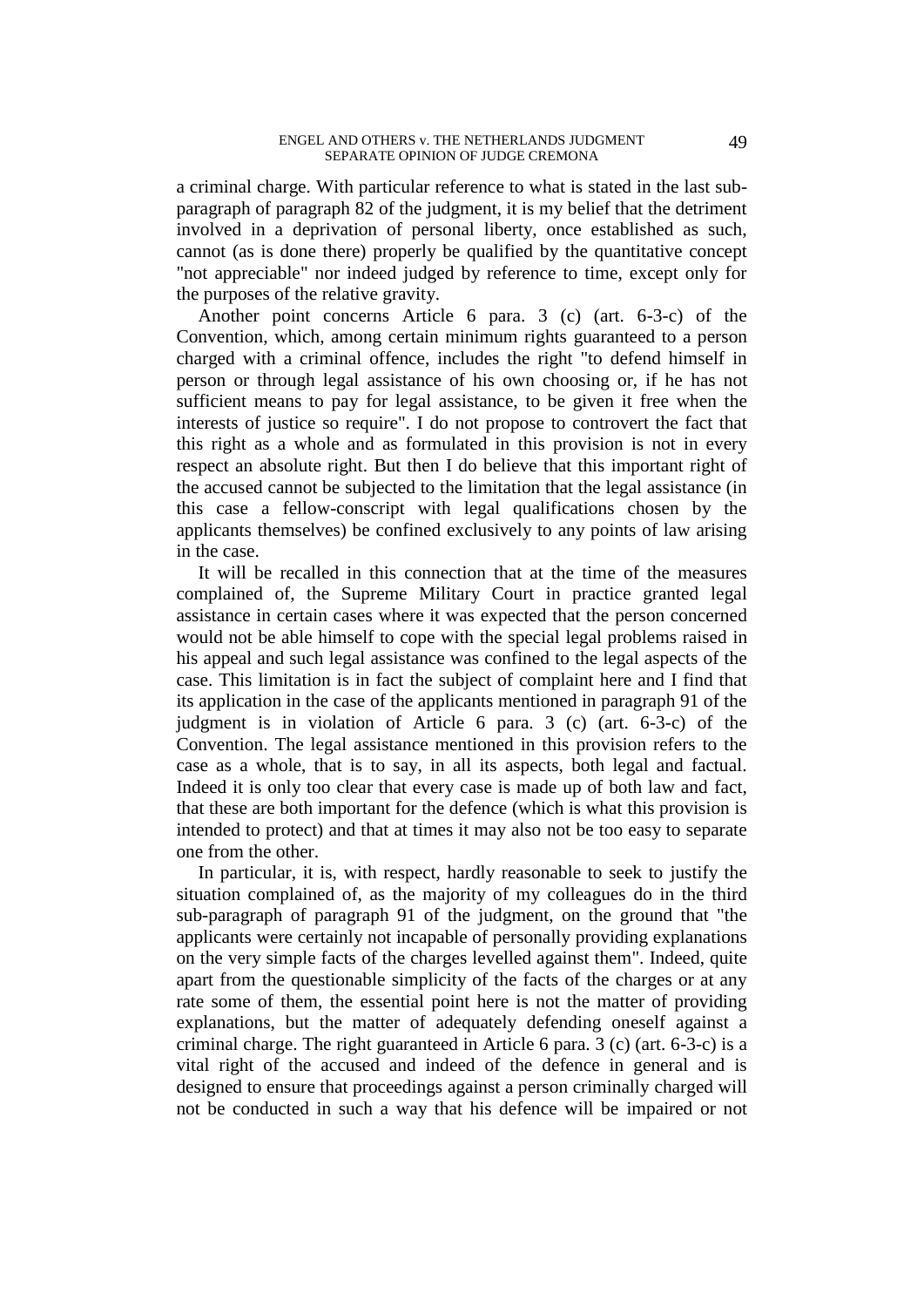a criminal charge. With particular reference to what is stated in the last sub-paragraph of paragraph 82 of the judgment, it is my belief that the detriment involved in a deprivation of personal liberty, once established as such, cannot (as is done there) properly be qualified by the quantitative concept "not appreciable" nor indeed judged by reference to time, except only for the purposes of the relative gravity.

Another point concerns Article 6 para. 3 (c) (art. 6-3-c) of the Convention, which, among certain minimum rights guaranteed to a person charged with a criminal offence, includes the right "to defend himself in person or through legal assistance of his own choosing or, if he has not sufficient means to pay for legal assistance, to be given it free when the interests of justice so require". I do not propose to controvert the fact that this right as a whole and as formulated in this provision is not in every respect an absolute right. But then I do believe that this important right of the accused cannot be subjected to the limitation that the legal assistance (in this case a fellow-conscript with legal qualifications chosen by the applicants themselves) be confined exclusively to any points of law arising in the case.

It will be recalled in this connection that at the time of the measures complained of, the Supreme Military Court in practice granted legal assistance in certain cases where it was expected that the person concerned would not be able himself to cope with the special legal problems raised in his appeal and such legal assistance was confined to the legal aspects of the case. This limitation is in fact the subject of complaint here and I find that its application in the case of the applicants mentioned in paragraph 91 of the judgment is in violation of Article 6 para. 3 (c) (art. 6-3-c) of the Convention. The legal assistance mentioned in this provision refers to the case as a whole, that is to say, in all its aspects, both legal and factual. Indeed it is only too clear that every case is made up of both law and fact, that these are both important for the defence (which is what this provision is intended to protect) and that at times it may also not be too easy to separate one from the other.

In particular, it is, with respect, hardly reasonable to seek to justify the situation complained of, as the majority of my colleagues do in the third sub-paragraph of paragraph 91 of the judgment, on the ground that "the applicants were certainly not incapable of personally providing explanations on the very simple facts of the charges levelled against them". Indeed, quite apart from the questionable simplicity of the facts of the charges or at any rate some of them, the essential point here is not the matter of providing explanations, but the matter of adequately defending oneself against a criminal charge. The right guaranteed in Article 6 para. 3 (c) (art. 6-3-c) is a vital right of the accused and indeed of the defence in general and is designed to ensure that proceedings against a person criminally charged will not be conducted in such a way that his defence will be impaired or not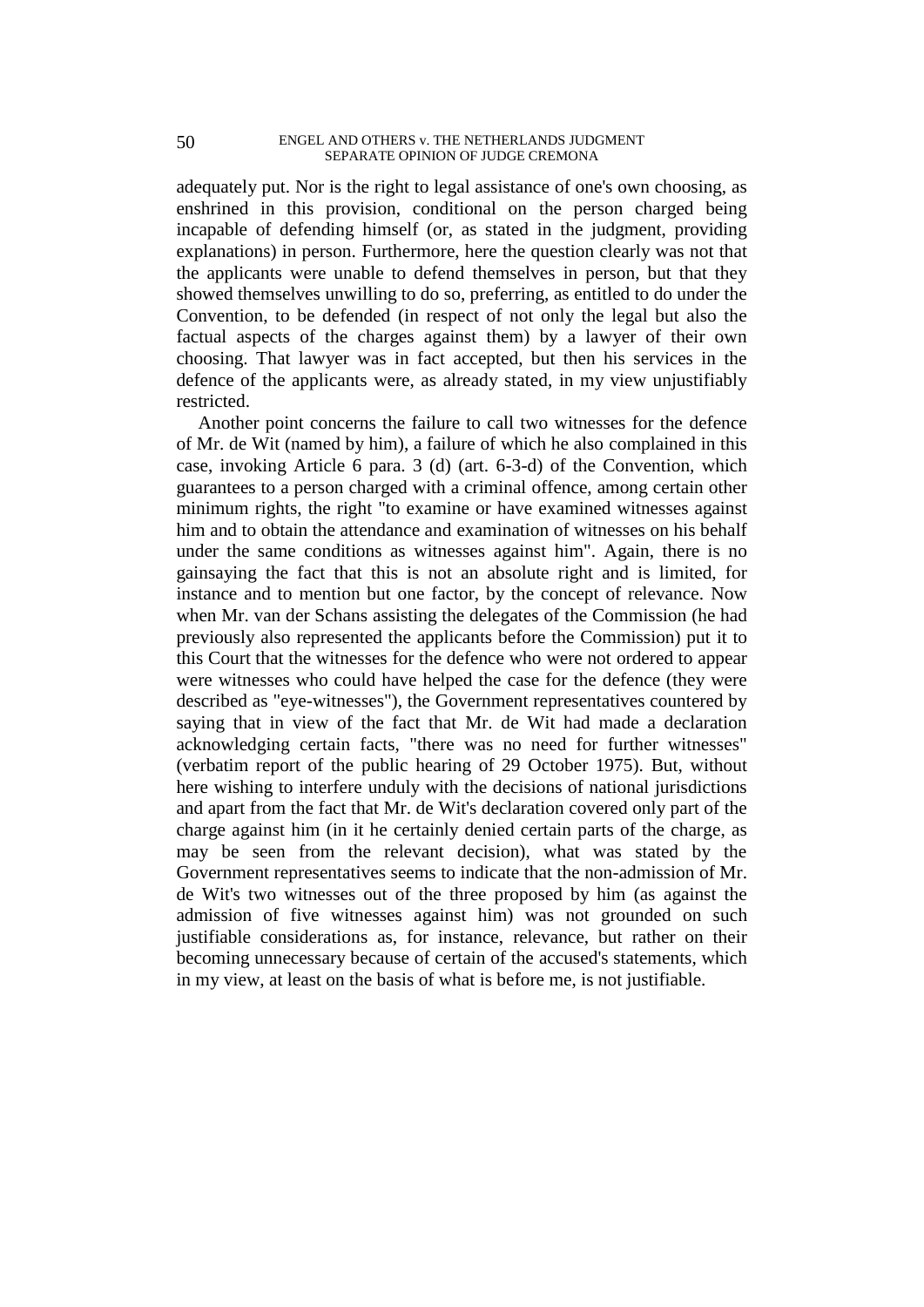adequately put. Nor is the right to legal assistance of one's own choosing, as enshrined in this provision, conditional on the person charged being incapable of defending himself (or, as stated in the judgment, providing explanations) in person. Furthermore, here the question clearly was not that the applicants were unable to defend themselves in person, but that they showed themselves unwilling to do so, preferring, as entitled to do under the Convention, to be defended (in respect of not only the legal but also the factual aspects of the charges against them) by a lawyer of their own choosing. That lawyer was in fact accepted, but then his services in the defence of the applicants were, as already stated, in my view unjustifiably restricted.

Another point concerns the failure to call two witnesses for the defence of Mr. de Wit (named by him), a failure of which he also complained in this case, invoking Article 6 para. 3 (d) (art. 6-3-d) of the Convention, which guarantees to a person charged with a criminal offence, among certain other minimum rights, the right "to examine or have examined witnesses against him and to obtain the attendance and examination of witnesses on his behalf under the same conditions as witnesses against him". Again, there is no gainsaying the fact that this is not an absolute right and is limited, for instance and to mention but one factor, by the concept of relevance. Now when Mr. van der Schans assisting the delegates of the Commission (he had previously also represented the applicants before the Commission) put it to this Court that the witnesses for the defence who were not ordered to appear were witnesses who could have helped the case for the defence (they were described as "eye-witnesses"), the Government representatives countered by saying that in view of the fact that Mr. de Wit had made a declaration acknowledging certain facts, "there was no need for further witnesses" (verbatim report of the public hearing of 29 October 1975). But, without here wishing to interfere unduly with the decisions of national jurisdictions and apart from the fact that Mr. de Wit's declaration covered only part of the charge against him (in it he certainly denied certain parts of the charge, as may be seen from the relevant decision), what was stated by the Government representatives seems to indicate that the non-admission of Mr. de Wit's two witnesses out of the three proposed by him (as against the admission of five witnesses against him) was not grounded on such justifiable considerations as, for instance, relevance, but rather on their becoming unnecessary because of certain of the accused's statements, which in my view, at least on the basis of what is before me, is not justifiable.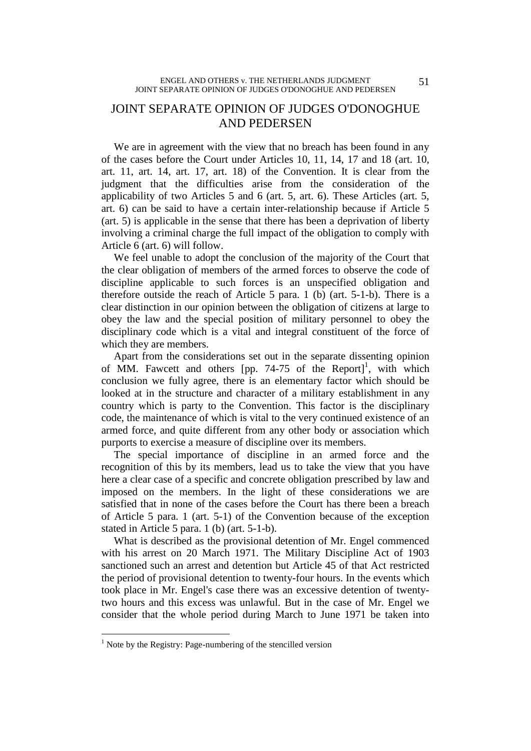# JOINT SEPARATE OPINION OF JUDGES O'DONOGHUE AND PEDERSEN

We are in agreement with the view that no breach has been found in any of the cases before the Court under Articles 10, 11, 14, 17 and 18 (art. 10, art. 11, art. 14, art. 17, art. 18) of the Convention. It is clear from the judgment that the difficulties arise from the consideration of the applicability of two Articles 5 and 6 (art. 5, art. 6). These Articles (art. 5, art. 6) can be said to have a certain inter-relationship because if Article 5 (art. 5) is applicable in the sense that there has been a deprivation of liberty involving a criminal charge the full impact of the obligation to comply with Article 6 (art. 6) will follow.

We feel unable to adopt the conclusion of the majority of the Court that the clear obligation of members of the armed forces to observe the code of discipline applicable to such forces is an unspecified obligation and therefore outside the reach of Article 5 para. 1 (b) (art. 5-1-b). There is a clear distinction in our opinion between the obligation of citizens at large to obey the law and the special position of military personnel to obey the disciplinary code which is a vital and integral constituent of the force of which they are members.

Apart from the considerations set out in the separate dissenting opinion of MM. Fawcett and others [pp. 74-75 of the Report][1], with which conclusion we fully agree, there is an elementary factor which should be looked at in the structure and character of a military establishment in any country which is party to the Convention. This factor is the disciplinary code, the maintenance of which is vital to the very continued existence of an armed force, and quite different from any other body or association which purports to exercise a measure of discipline over its members.

The special importance of discipline in an armed force and the recognition of this by its members, lead us to take the view that you have here a clear case of a specific and concrete obligation prescribed by law and imposed on the members. In the light of these considerations we are satisfied that in none of the cases before the Court has there been a breach of Article 5 para. 1 (art. 5-1) of the Convention because of the exception stated in Article 5 para. 1 (b) (art. 5-1-b).

What is described as the provisional detention of Mr. Engel commenced with his arrest on 20 March 1971. The Military Discipline Act of 1903 sanctioned such an arrest and detention but Article 45 of that Act restricted the period of provisional detention to twenty-four hours. In the events which took place in Mr. Engel's case there was an excessive detention of twenty-two hours and this excess was unlawful. But in the case of Mr. Engel we consider that the whole period during March to June 1971 be taken into

[1] Note by the Registry: Page-numbering of the stencilled version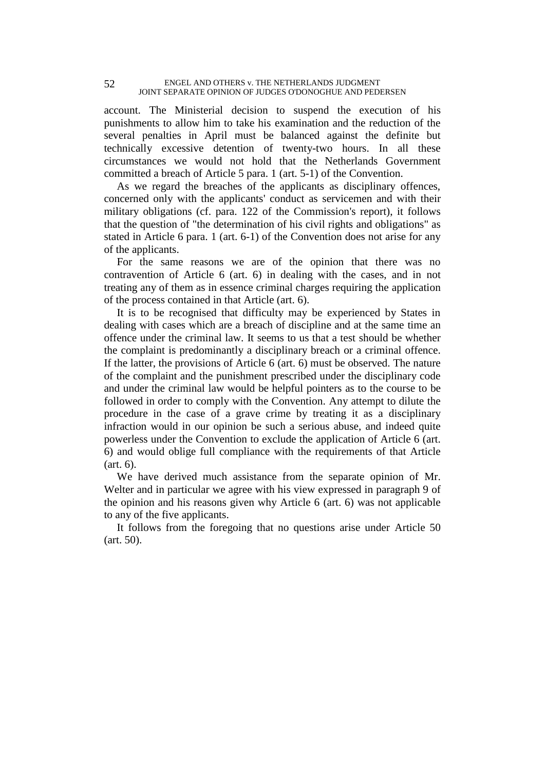account. The Ministerial decision to suspend the execution of his punishments to allow him to take his examination and the reduction of the several penalties in April must be balanced against the definite but technically excessive detention of twenty-two hours. In all these circumstances we would not hold that the Netherlands Government committed a breach of Article 5 para. 1 (art. 5-1) of the Convention.

As we regard the breaches of the applicants as disciplinary offences, concerned only with the applicants' conduct as servicemen and with their military obligations (cf. para. 122 of the Commission's report), it follows that the question of "the determination of his civil rights and obligations" as stated in Article 6 para. 1 (art. 6-1) of the Convention does not arise for any of the applicants.

For the same reasons we are of the opinion that there was no contravention of Article 6 (art. 6) in dealing with the cases, and in not treating any of them as in essence criminal charges requiring the application of the process contained in that Article (art. 6).

It is to be recognised that difficulty may be experienced by States in dealing with cases which are a breach of discipline and at the same time an offence under the criminal law. It seems to us that a test should be whether the complaint is predominantly a disciplinary breach or a criminal offence. If the latter, the provisions of Article 6 (art. 6) must be observed. The nature of the complaint and the punishment prescribed under the disciplinary code and under the criminal law would be helpful pointers as to the course to be followed in order to comply with the Convention. Any attempt to dilute the procedure in the case of a grave crime by treating it as a disciplinary infraction would in our opinion be such a serious abuse, and indeed quite powerless under the Convention to exclude the application of Article 6 (art. 6) and would oblige full compliance with the requirements of that Article (art. 6).

We have derived much assistance from the separate opinion of Mr. Welter and in particular we agree with his view expressed in paragraph 9 of the opinion and his reasons given why Article 6 (art. 6) was not applicable to any of the five applicants.

It follows from the foregoing that no questions arise under Article 50 (art. 50).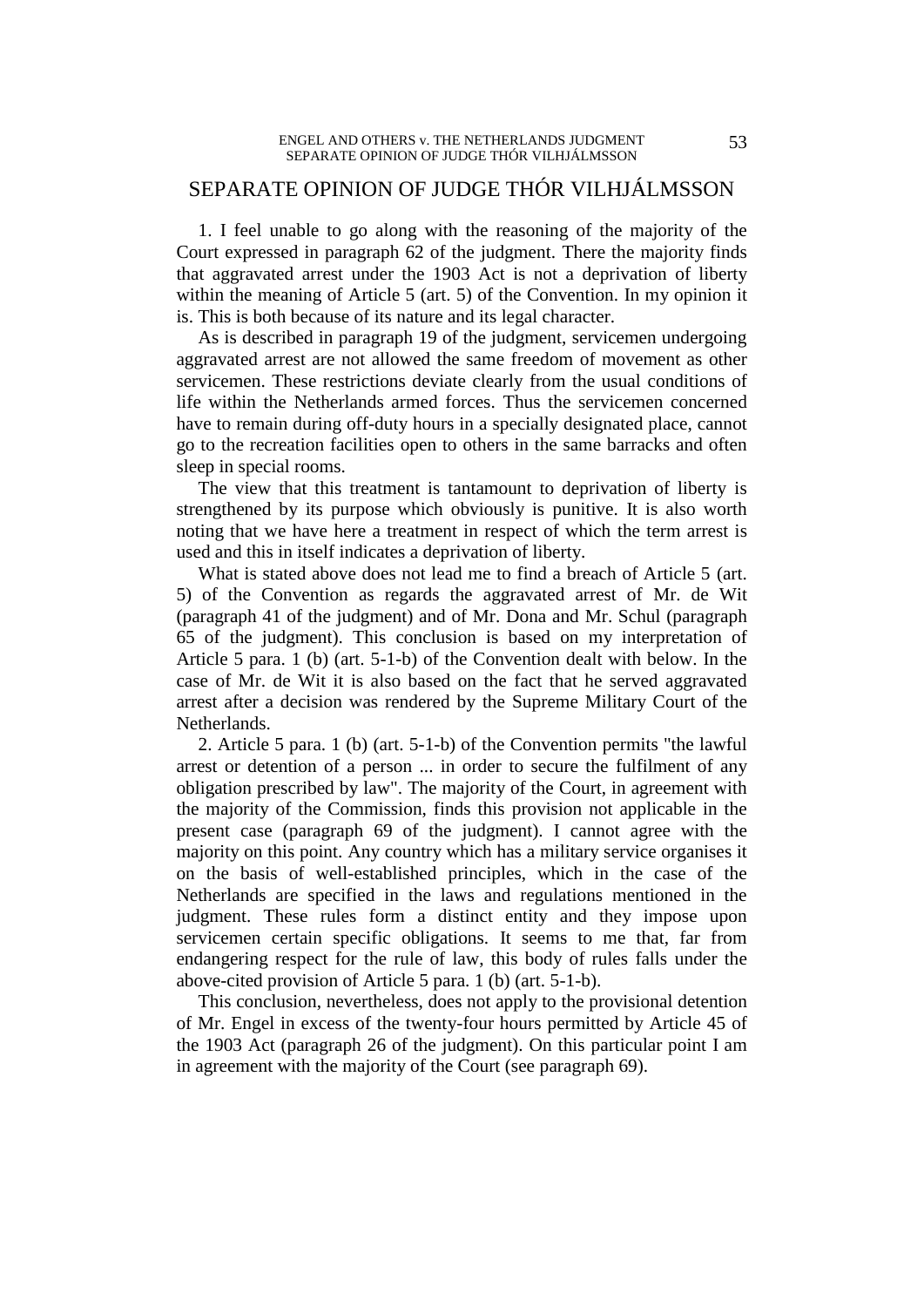# SEPARATE OPINION OF JUDGE THÓR VILHJÁLMSSON

1. I feel unable to go along with the reasoning of the majority of the Court expressed in paragraph 62 of the judgment. There the majority finds that aggravated arrest under the 1903 Act is not a deprivation of liberty within the meaning of Article 5 (art. 5) of the Convention. In my opinion it is. This is both because of its nature and its legal character.

As is described in paragraph 19 of the judgment, servicemen undergoing aggravated arrest are not allowed the same freedom of movement as other servicemen. These restrictions deviate clearly from the usual conditions of life within the Netherlands armed forces. Thus the servicemen concerned have to remain during off-duty hours in a specially designated place, cannot go to the recreation facilities open to others in the same barracks and often sleep in special rooms.

The view that this treatment is tantamount to deprivation of liberty is strengthened by its purpose which obviously is punitive. It is also worth noting that we have here a treatment in respect of which the term arrest is used and this in itself indicates a deprivation of liberty.

What is stated above does not lead me to find a breach of Article 5 (art. 5) of the Convention as regards the aggravated arrest of Mr. de Wit (paragraph 41 of the judgment) and of Mr. Dona and Mr. Schul (paragraph 65 of the judgment). This conclusion is based on my interpretation of Article 5 para. 1 (b) (art. 5-1-b) of the Convention dealt with below. In the case of Mr. de Wit it is also based on the fact that he served aggravated arrest after a decision was rendered by the Supreme Military Court of the Netherlands.

2. Article 5 para. 1 (b) (art. 5-1-b) of the Convention permits "the lawful arrest or detention of a person ... in order to secure the fulfilment of any obligation prescribed by law". The majority of the Court, in agreement with the majority of the Commission, finds this provision not applicable in the present case (paragraph 69 of the judgment). I cannot agree with the majority on this point. Any country which has a military service organises it on the basis of well-established principles, which in the case of the Netherlands are specified in the laws and regulations mentioned in the judgment. These rules form a distinct entity and they impose upon servicemen certain specific obligations. It seems to me that, far from endangering respect for the rule of law, this body of rules falls under the above-cited provision of Article 5 para. 1 (b) (art. 5-1-b).

This conclusion, nevertheless, does not apply to the provisional detention of Mr. Engel in excess of the twenty-four hours permitted by Article 45 of the 1903 Act (paragraph 26 of the judgment). On this particular point I am in agreement with the majority of the Court (see paragraph 69).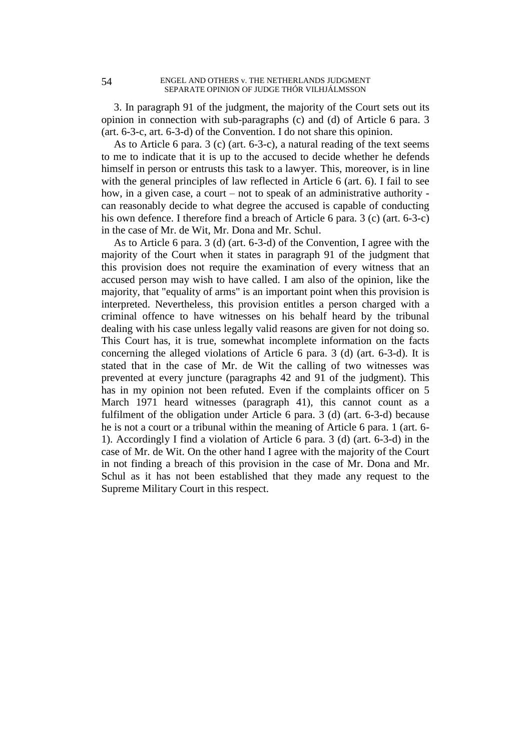3. In paragraph 91 of the judgment, the majority of the Court sets out its opinion in connection with sub-paragraphs (c) and (d) of Article 6 para. 3 (art. 6-3-c, art. 6-3-d) of the Convention. I do not share this opinion.

As to Article 6 para. 3 (c) (art. 6-3-c), a natural reading of the text seems to me to indicate that it is up to the accused to decide whether he defends himself in person or entrusts this task to a lawyer. This, moreover, is in line with the general principles of law reflected in Article 6 (art. 6). I fail to see how, in a given case, a court – not to speak of an administrative authority - can reasonably decide to what degree the accused is capable of conducting his own defence. I therefore find a breach of Article 6 para. 3 (c) (art. 6-3-c) in the case of Mr. de Wit, Mr. Dona and Mr. Schul.

As to Article 6 para. 3 (d) (art. 6-3-d) of the Convention, I agree with the majority of the Court when it states in paragraph 91 of the judgment that this provision does not require the examination of every witness that an accused person may wish to have called. I am also of the opinion, like the majority, that "equality of arms" is an important point when this provision is interpreted. Nevertheless, this provision entitles a person charged with a criminal offence to have witnesses on his behalf heard by the tribunal dealing with his case unless legally valid reasons are given for not doing so. This Court has, it is true, somewhat incomplete information on the facts concerning the alleged violations of Article 6 para. 3 (d) (art. 6-3-d). It is stated that in the case of Mr. de Wit the calling of two witnesses was prevented at every juncture (paragraphs 42 and 91 of the judgment). This has in my opinion not been refuted. Even if the complaints officer on 5 March 1971 heard witnesses (paragraph 41), this cannot count as a fulfilment of the obligation under Article 6 para. 3 (d) (art. 6-3-d) because he is not a court or a tribunal within the meaning of Article 6 para. 1 (art. 6-1). Accordingly I find a violation of Article 6 para. 3 (d) (art. 6-3-d) in the case of Mr. de Wit. On the other hand I agree with the majority of the Court in not finding a breach of this provision in the case of Mr. Dona and Mr. Schul as it has not been established that they made any request to the Supreme Military Court in this respect.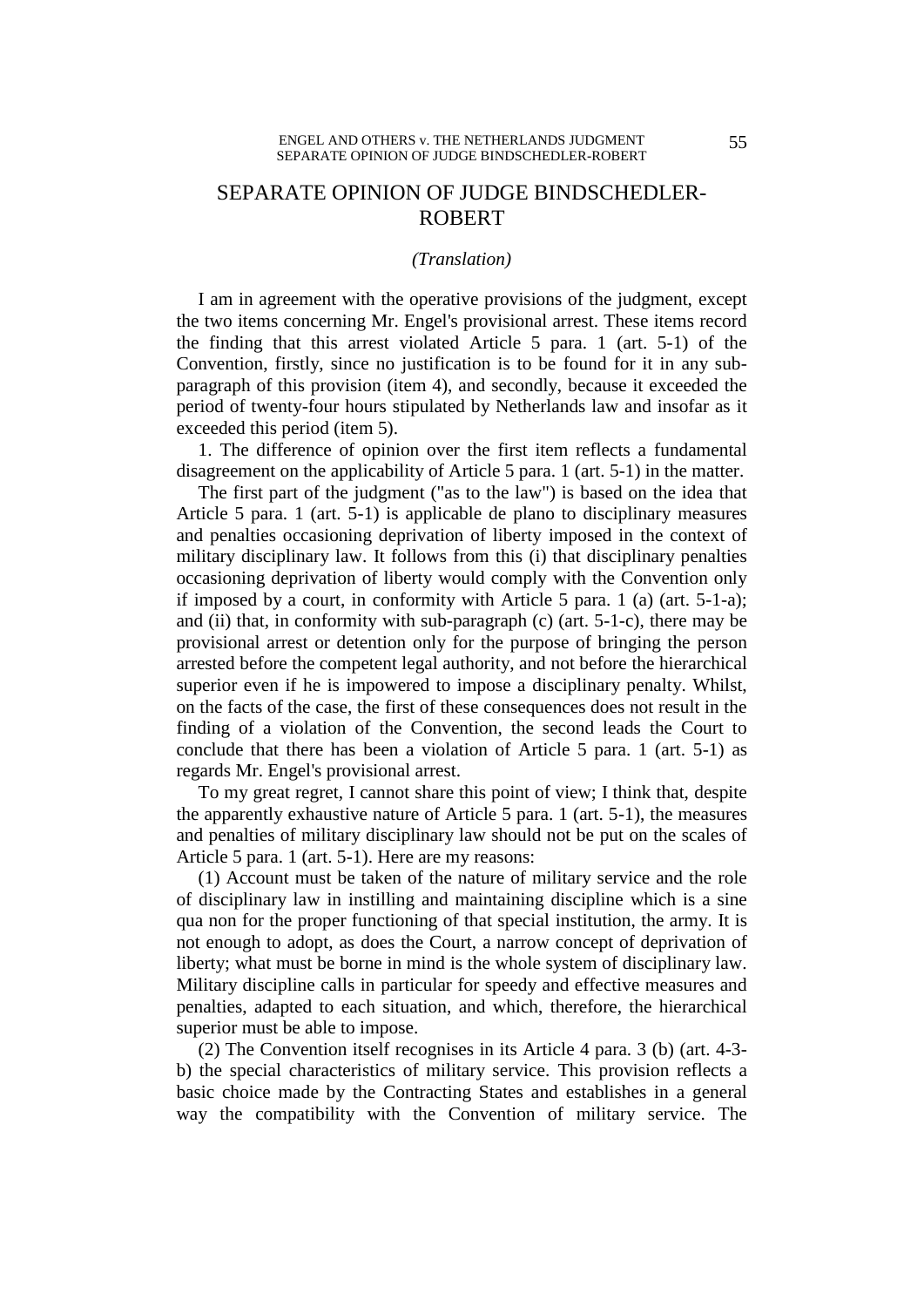# SEPARATE OPINION OF JUDGE BINDSCHEDLER-ROBERT

*(Translation)*

I am in agreement with the operative provisions of the judgment, except the two items concerning Mr. Engel's provisional arrest. These items record the finding that this arrest violated Article 5 para. 1 (art. 5-1) of the Convention, firstly, since no justification is to be found for it in any sub-paragraph of this provision (item 4), and secondly, because it exceeded the period of twenty-four hours stipulated by Netherlands law and insofar as it exceeded this period (item 5).

1. The difference of opinion over the first item reflects a fundamental disagreement on the applicability of Article 5 para. 1 (art. 5-1) in the matter.

The first part of the judgment ("as to the law") is based on the idea that Article 5 para. 1 (art. 5-1) is applicable de plano to disciplinary measures and penalties occasioning deprivation of liberty imposed in the context of military disciplinary law. It follows from this (i) that disciplinary penalties occasioning deprivation of liberty would comply with the Convention only if imposed by a court, in conformity with Article 5 para. 1 (a) (art. 5-1-a); and (ii) that, in conformity with sub-paragraph (c) (art. 5-1-c), there may be provisional arrest or detention only for the purpose of bringing the person arrested before the competent legal authority, and not before the hierarchical superior even if he is impowered to impose a disciplinary penalty. Whilst, on the facts of the case, the first of these consequences does not result in the finding of a violation of the Convention, the second leads the Court to conclude that there has been a violation of Article 5 para. 1 (art. 5-1) as regards Mr. Engel's provisional arrest.

To my great regret, I cannot share this point of view; I think that, despite the apparently exhaustive nature of Article 5 para. 1 (art. 5-1), the measures and penalties of military disciplinary law should not be put on the scales of Article 5 para. 1 (art. 5-1). Here are my reasons:

(1) Account must be taken of the nature of military service and the role of disciplinary law in instilling and maintaining discipline which is a sine qua non for the proper functioning of that special institution, the army. It is not enough to adopt, as does the Court, a narrow concept of deprivation of liberty; what must be borne in mind is the whole system of disciplinary law. Military discipline calls in particular for speedy and effective measures and penalties, adapted to each situation, and which, therefore, the hierarchical superior must be able to impose.

(2) The Convention itself recognises in its Article 4 para. 3 (b) (art. 4-3-b) the special characteristics of military service. This provision reflects a basic choice made by the Contracting States and establishes in a general way the compatibility with the Convention of military service. The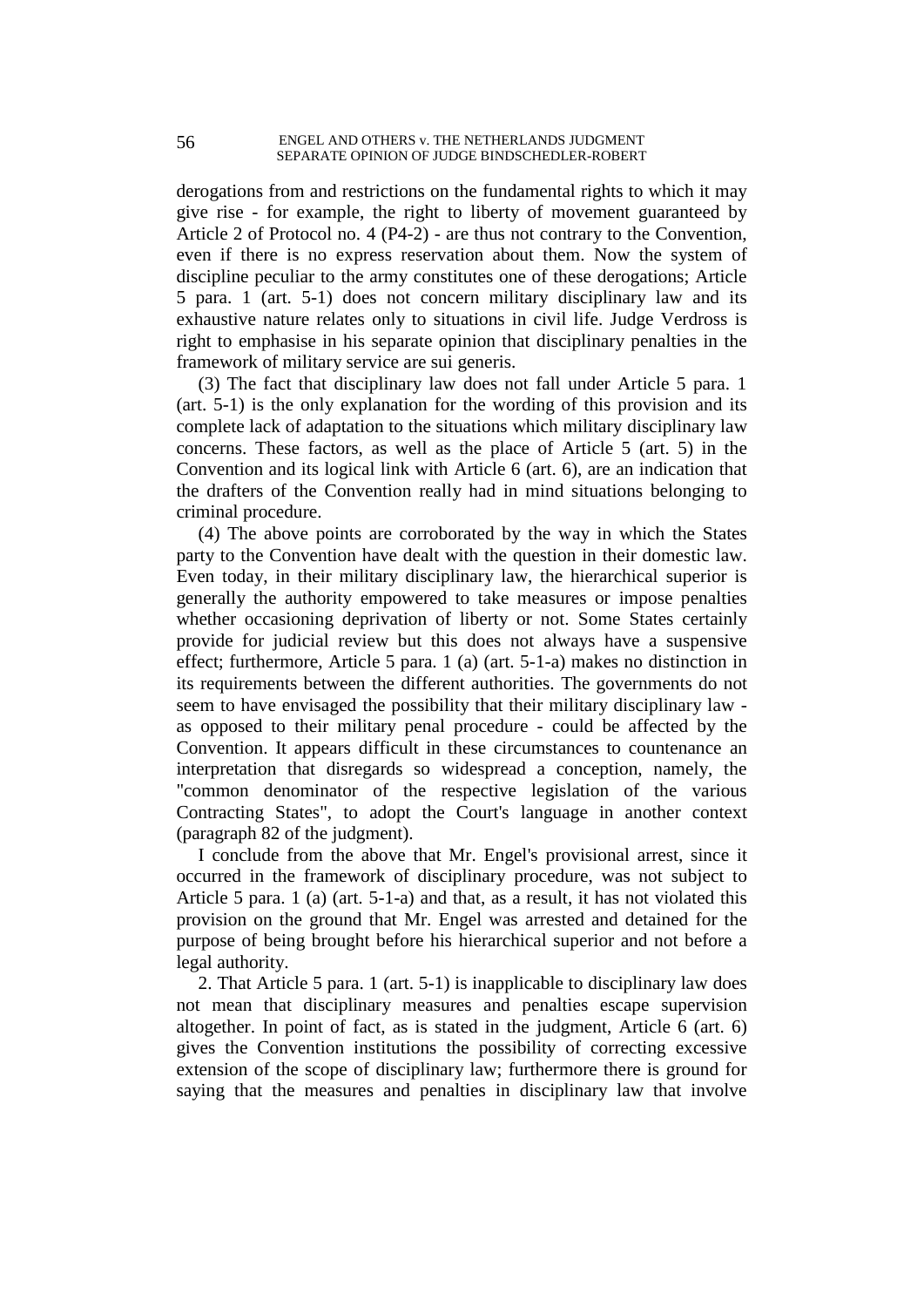derogations from and restrictions on the fundamental rights to which it may give rise - for example, the right to liberty of movement guaranteed by Article 2 of Protocol no. 4 (P4-2) - are thus not contrary to the Convention, even if there is no express reservation about them. Now the system of discipline peculiar to the army constitutes one of these derogations; Article 5 para. 1 (art. 5-1) does not concern military disciplinary law and its exhaustive nature relates only to situations in civil life. Judge Verdross is right to emphasise in his separate opinion that disciplinary penalties in the framework of military service are sui generis.

(3) The fact that disciplinary law does not fall under Article 5 para. 1 (art. 5-1) is the only explanation for the wording of this provision and its complete lack of adaptation to the situations which military disciplinary law concerns. These factors, as well as the place of Article 5 (art. 5) in the Convention and its logical link with Article 6 (art. 6), are an indication that the drafters of the Convention really had in mind situations belonging to criminal procedure.

(4) The above points are corroborated by the way in which the States party to the Convention have dealt with the question in their domestic law. Even today, in their military disciplinary law, the hierarchical superior is generally the authority empowered to take measures or impose penalties whether occasioning deprivation of liberty or not. Some States certainly provide for judicial review but this does not always have a suspensive effect; furthermore, Article 5 para. 1 (a) (art. 5-1-a) makes no distinction in its requirements between the different authorities. The governments do not seem to have envisaged the possibility that their military disciplinary law - as opposed to their military penal procedure - could be affected by the Convention. It appears difficult in these circumstances to countenance an interpretation that disregards so widespread a conception, namely, the "common denominator of the respective legislation of the various Contracting States", to adopt the Court's language in another context (paragraph 82 of the judgment).

I conclude from the above that Mr. Engel's provisional arrest, since it occurred in the framework of disciplinary procedure, was not subject to Article 5 para. 1 (a) (art. 5-1-a) and that, as a result, it has not violated this provision on the ground that Mr. Engel was arrested and detained for the purpose of being brought before his hierarchical superior and not before a legal authority.

2. That Article 5 para. 1 (art. 5-1) is inapplicable to disciplinary law does not mean that disciplinary measures and penalties escape supervision altogether. In point of fact, as is stated in the judgment, Article 6 (art. 6) gives the Convention institutions the possibility of correcting excessive extension of the scope of disciplinary law; furthermore there is ground for saying that the measures and penalties in disciplinary law that involve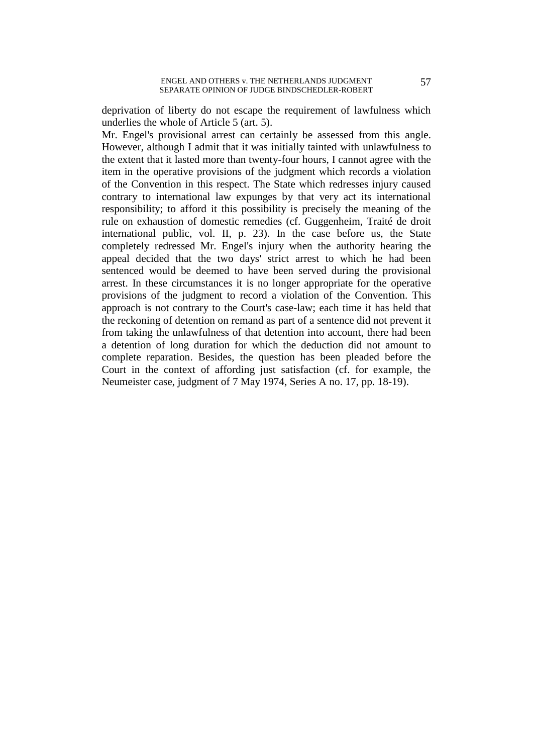deprivation of liberty do not escape the requirement of lawfulness which underlies the whole of Article 5 (art. 5).

Mr. Engel's provisional arrest can certainly be assessed from this angle. However, although I admit that it was initially tainted with unlawfulness to the extent that it lasted more than twenty-four hours, I cannot agree with the item in the operative provisions of the judgment which records a violation of the Convention in this respect. The State which redresses injury caused contrary to international law expunges by that very act its international responsibility; to afford it this possibility is precisely the meaning of the rule on exhaustion of domestic remedies (cf. Guggenheim, Traité de droit international public, vol. II, p. 23). In the case before us, the State completely redressed Mr. Engel's injury when the authority hearing the appeal decided that the two days' strict arrest to which he had been sentenced would be deemed to have been served during the provisional arrest. In these circumstances it is no longer appropriate for the operative provisions of the judgment to record a violation of the Convention. This approach is not contrary to the Court's case-law; each time it has held that the reckoning of detention on remand as part of a sentence did not prevent it from taking the unlawfulness of that detention into account, there had been a detention of long duration for which the deduction did not amount to complete reparation. Besides, the question has been pleaded before the Court in the context of affording just satisfaction (cf. for example, the Neumeister case, judgment of 7 May 1974, Series A no. 17, pp. 18-19).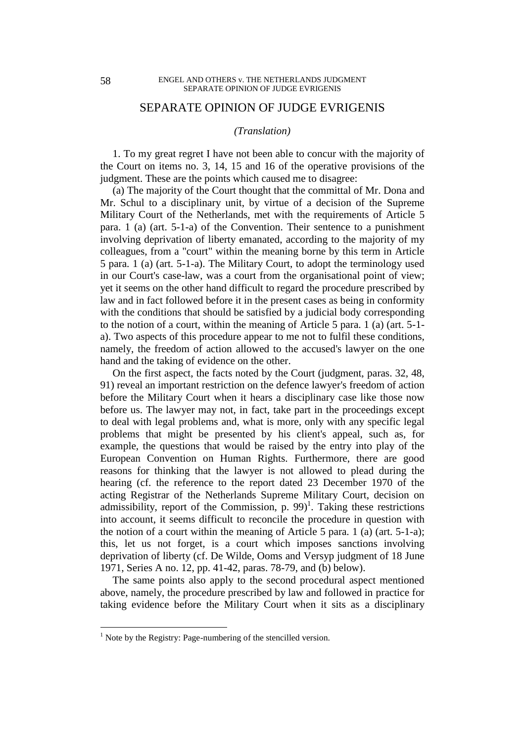# SEPARATE OPINION OF JUDGE EVRIGENIS

*(Translation)*

1. To my great regret I have not been able to concur with the majority of the Court on items no. 3, 14, 15 and 16 of the operative provisions of the judgment. These are the points which caused me to disagree:

(a) The majority of the Court thought that the committal of Mr. Dona and Mr. Schul to a disciplinary unit, by virtue of a decision of the Supreme Military Court of the Netherlands, met with the requirements of Article 5 para. 1 (a) (art. 5-1-a) of the Convention. Their sentence to a punishment involving deprivation of liberty emanated, according to the majority of my colleagues, from a "court" within the meaning borne by this term in Article 5 para. 1 (a) (art. 5-1-a). The Military Court, to adopt the terminology used in our Court's case-law, was a court from the organisational point of view; yet it seems on the other hand difficult to regard the procedure prescribed by law and in fact followed before it in the present cases as being in conformity with the conditions that should be satisfied by a judicial body corresponding to the notion of a court, within the meaning of Article 5 para. 1 (a) (art. 5-1-a). Two aspects of this procedure appear to me not to fulfil these conditions, namely, the freedom of action allowed to the accused's lawyer on the one hand and the taking of evidence on the other.

On the first aspect, the facts noted by the Court (judgment, paras. 32, 48, 91) reveal an important restriction on the defence lawyer's freedom of action before the Military Court when it hears a disciplinary case like those now before us. The lawyer may not, in fact, take part in the proceedings except to deal with legal problems and, what is more, only with any specific legal problems that might be presented by his client's appeal, such as, for example, the questions that would be raised by the entry into play of the European Convention on Human Rights. Furthermore, there are good reasons for thinking that the lawyer is not allowed to plead during the hearing (cf. the reference to the report dated 23 December 1970 of the acting Registrar of the Netherlands Supreme Military Court, decision on admissibility, report of the Commission, p. 99)[1]. Taking these restrictions into account, it seems difficult to reconcile the procedure in question with the notion of a court within the meaning of Article 5 para. 1 (a) (art. 5-1-a); this, let us not forget, is a court which imposes sanctions involving deprivation of liberty (cf. De Wilde, Ooms and Versyp judgment of 18 June 1971, Series A no. 12, pp. 41-42, paras. 78-79, and (b) below).

The same points also apply to the second procedural aspect mentioned above, namely, the procedure prescribed by law and followed in practice for taking evidence before the Military Court when it sits as a disciplinary

[1] Note by the Registry: Page-numbering of the stencilled version.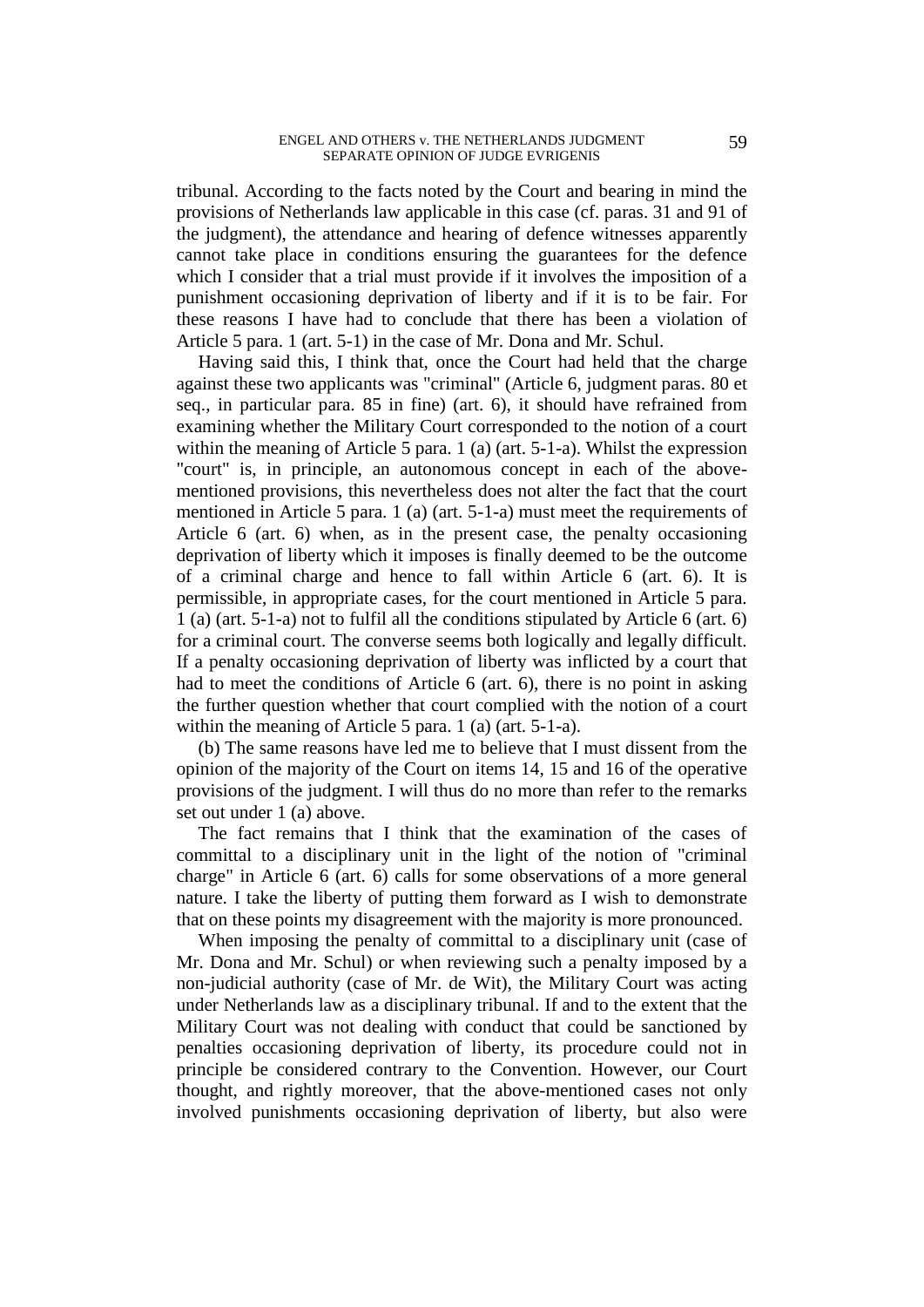tribunal. According to the facts noted by the Court and bearing in mind the provisions of Netherlands law applicable in this case (cf. paras. 31 and 91 of the judgment), the attendance and hearing of defence witnesses apparently cannot take place in conditions ensuring the guarantees for the defence which I consider that a trial must provide if it involves the imposition of a punishment occasioning deprivation of liberty and if it is to be fair. For these reasons I have had to conclude that there has been a violation of Article 5 para. 1 (art. 5-1) in the case of Mr. Dona and Mr. Schul.

Having said this, I think that, once the Court had held that the charge against these two applicants was "criminal" (Article 6, judgment paras. 80 et seq., in particular para. 85 in fine) (art. 6), it should have refrained from examining whether the Military Court corresponded to the notion of a court within the meaning of Article 5 para. 1 (a) (art. 5-1-a). Whilst the expression "court" is, in principle, an autonomous concept in each of the above-mentioned provisions, this nevertheless does not alter the fact that the court mentioned in Article 5 para. 1 (a) (art. 5-1-a) must meet the requirements of Article 6 (art. 6) when, as in the present case, the penalty occasioning deprivation of liberty which it imposes is finally deemed to be the outcome of a criminal charge and hence to fall within Article 6 (art. 6). It is permissible, in appropriate cases, for the court mentioned in Article 5 para. 1 (a) (art. 5-1-a) not to fulfil all the conditions stipulated by Article 6 (art. 6) for a criminal court. The converse seems both logically and legally difficult. If a penalty occasioning deprivation of liberty was inflicted by a court that had to meet the conditions of Article 6 (art. 6), there is no point in asking the further question whether that court complied with the notion of a court within the meaning of Article 5 para. 1 (a) (art. 5-1-a).

(b) The same reasons have led me to believe that I must dissent from the opinion of the majority of the Court on items 14, 15 and 16 of the operative provisions of the judgment. I will thus do no more than refer to the remarks set out under 1 (a) above.

The fact remains that I think that the examination of the cases of committal to a disciplinary unit in the light of the notion of "criminal charge" in Article 6 (art. 6) calls for some observations of a more general nature. I take the liberty of putting them forward as I wish to demonstrate that on these points my disagreement with the majority is more pronounced.

When imposing the penalty of committal to a disciplinary unit (case of Mr. Dona and Mr. Schul) or when reviewing such a penalty imposed by a non-judicial authority (case of Mr. de Wit), the Military Court was acting under Netherlands law as a disciplinary tribunal. If and to the extent that the Military Court was not dealing with conduct that could be sanctioned by penalties occasioning deprivation of liberty, its procedure could not in principle be considered contrary to the Convention. However, our Court thought, and rightly moreover, that the above-mentioned cases not only involved punishments occasioning deprivation of liberty, but also were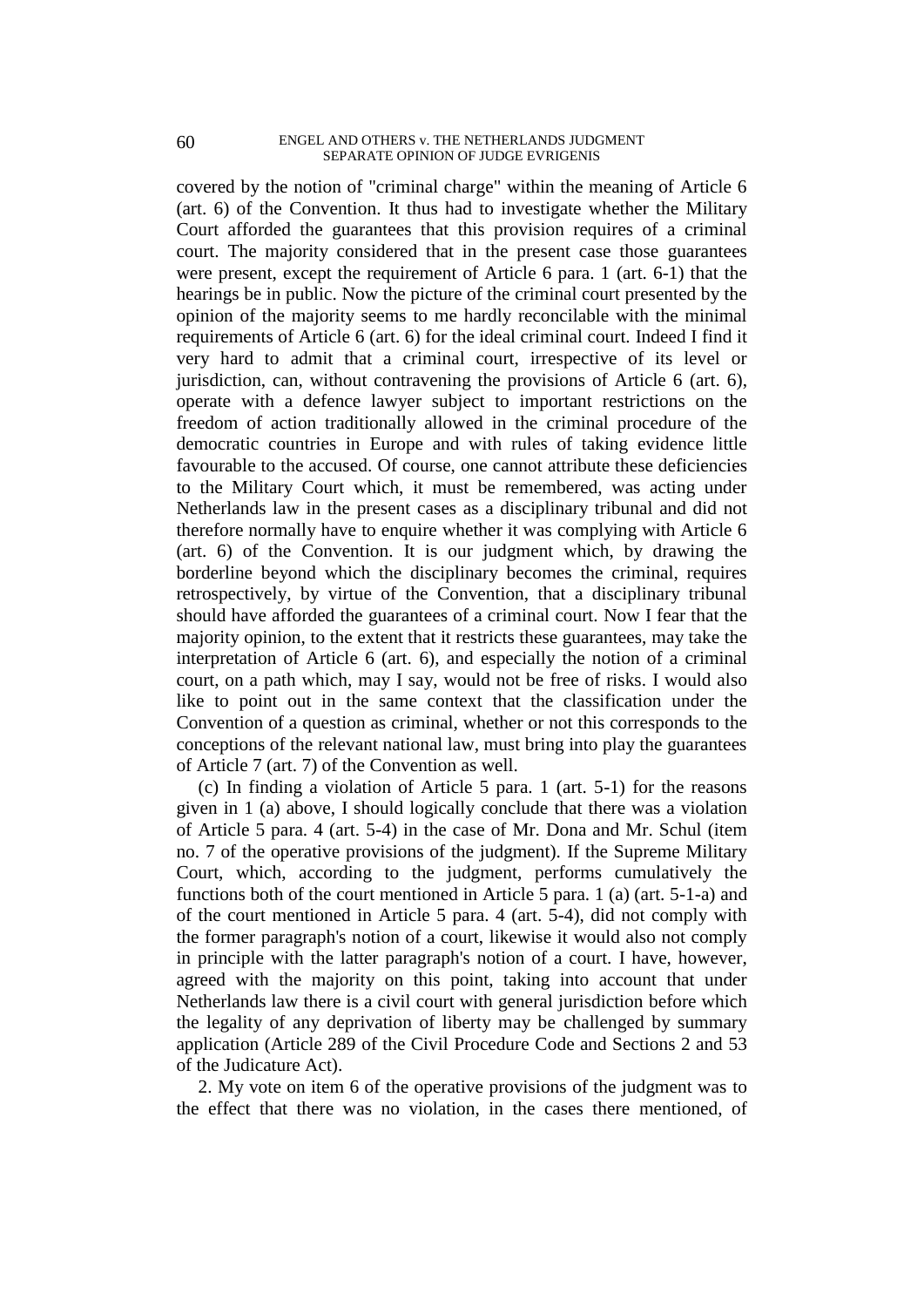covered by the notion of "criminal charge" within the meaning of Article 6 (art. 6) of the Convention. It thus had to investigate whether the Military Court afforded the guarantees that this provision requires of a criminal court. The majority considered that in the present case those guarantees were present, except the requirement of Article 6 para. 1 (art. 6-1) that the hearings be in public. Now the picture of the criminal court presented by the opinion of the majority seems to me hardly reconcilable with the minimal requirements of Article 6 (art. 6) for the ideal criminal court. Indeed I find it very hard to admit that a criminal court, irrespective of its level or jurisdiction, can, without contravening the provisions of Article 6 (art. 6), operate with a defence lawyer subject to important restrictions on the freedom of action traditionally allowed in the criminal procedure of the democratic countries in Europe and with rules of taking evidence little favourable to the accused. Of course, one cannot attribute these deficiencies to the Military Court which, it must be remembered, was acting under Netherlands law in the present cases as a disciplinary tribunal and did not therefore normally have to enquire whether it was complying with Article 6 (art. 6) of the Convention. It is our judgment which, by drawing the borderline beyond which the disciplinary becomes the criminal, requires retrospectively, by virtue of the Convention, that a disciplinary tribunal should have afforded the guarantees of a criminal court. Now I fear that the majority opinion, to the extent that it restricts these guarantees, may take the interpretation of Article 6 (art. 6), and especially the notion of a criminal court, on a path which, may I say, would not be free of risks. I would also like to point out in the same context that the classification under the Convention of a question as criminal, whether or not this corresponds to the conceptions of the relevant national law, must bring into play the guarantees of Article 7 (art. 7) of the Convention as well.

(c) In finding a violation of Article 5 para. 1 (art. 5-1) for the reasons given in 1 (a) above, I should logically conclude that there was a violation of Article 5 para. 4 (art. 5-4) in the case of Mr. Dona and Mr. Schul (item no. 7 of the operative provisions of the judgment). If the Supreme Military Court, which, according to the judgment, performs cumulatively the functions both of the court mentioned in Article 5 para. 1 (a) (art. 5-1-a) and of the court mentioned in Article 5 para. 4 (art. 5-4), did not comply with the former paragraph's notion of a court, likewise it would also not comply in principle with the latter paragraph's notion of a court. I have, however, agreed with the majority on this point, taking into account that under Netherlands law there is a civil court with general jurisdiction before which the legality of any deprivation of liberty may be challenged by summary application (Article 289 of the Civil Procedure Code and Sections 2 and 53 of the Judicature Act).

2. My vote on item 6 of the operative provisions of the judgment was to the effect that there was no violation, in the cases there mentioned, of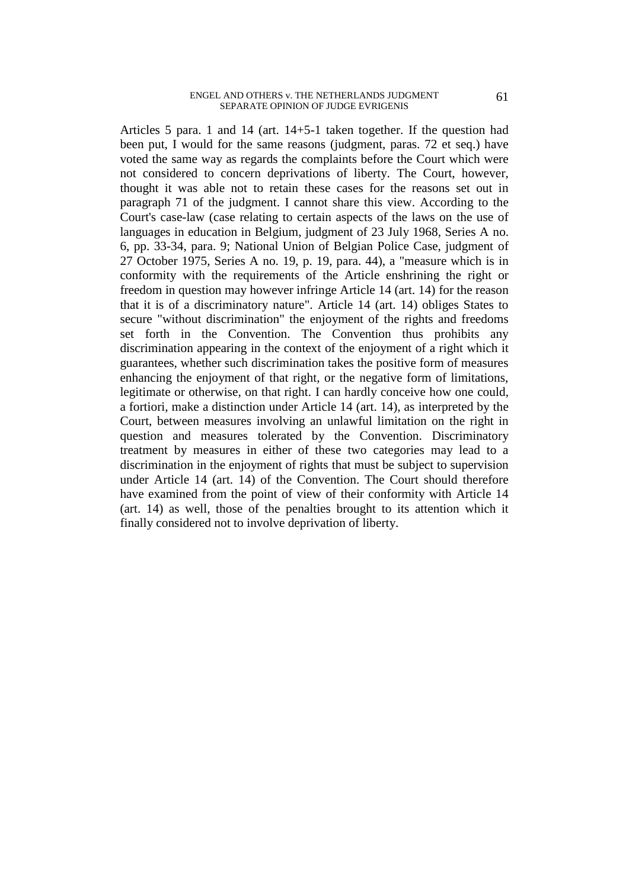Articles 5 para. 1 and 14 (art. 14+5-1 taken together. If the question had been put, I would for the same reasons (judgment, paras. 72 et seq.) have voted the same way as regards the complaints before the Court which were not considered to concern deprivations of liberty. The Court, however, thought it was able not to retain these cases for the reasons set out in paragraph 71 of the judgment. I cannot share this view. According to the Court's case-law (case relating to certain aspects of the laws on the use of languages in education in Belgium, judgment of 23 July 1968, Series A no. 6, pp. 33-34, para. 9; National Union of Belgian Police Case, judgment of 27 October 1975, Series A no. 19, p. 19, para. 44), a "measure which is in conformity with the requirements of the Article enshrining the right or freedom in question may however infringe Article 14 (art. 14) for the reason that it is of a discriminatory nature". Article 14 (art. 14) obliges States to secure "without discrimination" the enjoyment of the rights and freedoms set forth in the Convention. The Convention thus prohibits any discrimination appearing in the context of the enjoyment of a right which it guarantees, whether such discrimination takes the positive form of measures enhancing the enjoyment of that right, or the negative form of limitations, legitimate or otherwise, on that right. I can hardly conceive how one could, a fortiori, make a distinction under Article 14 (art. 14), as interpreted by the Court, between measures involving an unlawful limitation on the right in question and measures tolerated by the Convention. Discriminatory treatment by measures in either of these two categories may lead to a discrimination in the enjoyment of rights that must be subject to supervision under Article 14 (art. 14) of the Convention. The Court should therefore have examined from the point of view of their conformity with Article 14 (art. 14) as well, those of the penalties brought to its attention which it finally considered not to involve deprivation of liberty.